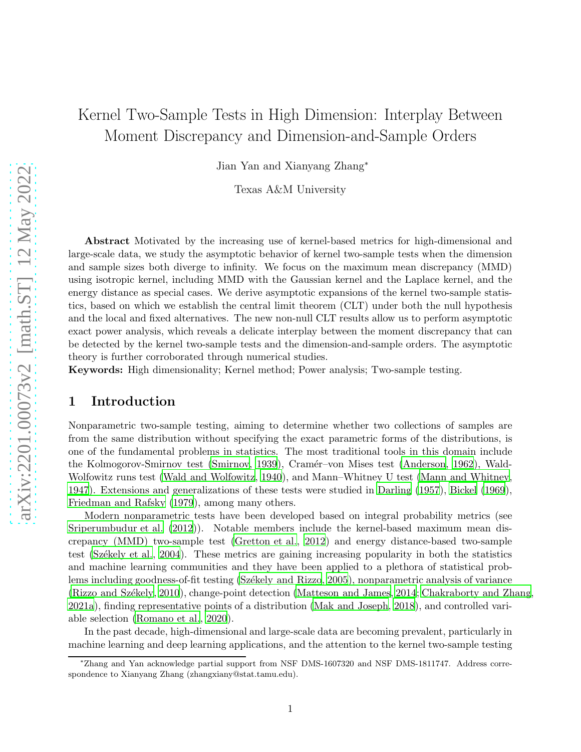# Kernel Two-Sample Tests in High Dimension: Interplay Between Moment Discrepancy and Dimension-and-Sample Orders

Jian Yan and Xianyang Zhang*

Texas A&M University

**Abstract** Motivated by the increasing use of kernel-based metrics for high-dimensional and large-scale data, we study the asymptotic behavior of kernel two-sample tests when the dimension and sample sizes both diverge to infinity. We focus on the maximum mean discrepancy (MMD) using isotropic kernel, including MMD with the Gaussian kernel and the Laplace kernel, and the energy distance as special cases. We derive asymptotic expansions of the kernel two-sample statistics, based on which we establish the central limit theorem (CLT) under both the null hypothesis and the local and fixed alternatives. The new non-null CLT results allow us to perform asymptotic exact power analysis, which reveals a delicate interplay between the moment discrepancy that can be detected by the kernel two-sample tests and the dimension-and-sample orders. The asymptotic theory is further corroborated through numerical studies.

**Keywords:** High dimensionality; Kernel method; Power analysis; Two-sample testing.

## 1 Introduction

Nonparametric two-sample testing, aiming to determine whether two collections of samples are from the same distribution without specifying the exact parametric forms of the distributions, is one of the fundamental problems in statistics. The most traditional tools in this domain include the Kolmogorov-Smirnov test (Smirnov, 1939), Cramér–von Mises test (Anderson, 1962), Wald-Wolfowitz runs test (Wald and Wolfowitz, 1940), and Mann–Whitney U test (Mann and Whitney, 1947). Extensions and generalizations of these tests were studied in Darling (1957), Bickel (1969), Friedman and Rafsky (1979), among many others.

Modern nonparametric tests have been developed based on integral probability metrics (see Sriperumbudur et al. (2012)). Notable members include the kernel-based maximum mean discrepancy (MMD) two-sample test (Gretton et al., 2012) and energy distance-based two-sample test (Székely et al., 2004). These metrics are gaining increasing popularity in both the statistics and machine learning communities and they have been applied to a plethora of statistical problems including goodness-of-fit testing (Székely and Rizzo, 2005), nonparametric analysis of variance (Rizzo and Székely, 2010), change-point detection (Matteson and James, 2014; Chakraborty and Zhang, 2021a), finding representative points of a distribution (Mak and Joseph, 2018), and controlled variable selection (Romano et al., 2020).

In the past decade, high-dimensional and large-scale data are becoming prevalent, particularly in machine learning and deep learning applications, and the attention to the kernel two-sample testing

*Zhang and Yan acknowledge partial support from NSF DMS-1607320 and NSF DMS-1811747. Address correspondence to Xianyang Zhang (zhangxiany@stat.tamu.edu).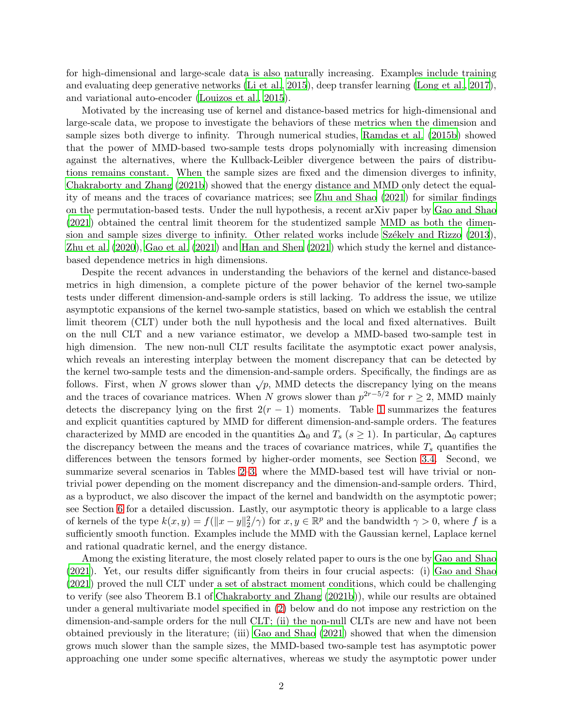for high-dimensional and large-scale data is also naturally increasing. Examples include training and evaluating deep generative networks (Li et al., 2015), deep transfer learning (Long et al., 2017), and variational auto-encoder (Louizos et al., 2015).

Motivated by the increasing use of kernel and distance-based metrics for high-dimensional and large-scale data, we propose to investigate the behaviors of these metrics when the dimension and sample sizes both diverge to infinity. Through numerical studies, Ramdas et al. (2015b) showed that the power of MMD-based two-sample tests drops polynomially with increasing dimension against the alternatives, where the Kullback-Leibler divergence between the pairs of distributions remains constant. When the sample sizes are fixed and the dimension diverges to infinity, Chakraborty and Zhang (2021b) showed that the energy distance and MMD only detect the equality of means and the traces of covariance matrices; see Zhu and Shao (2021) for similar findings on the permutation-based tests. Under the null hypothesis, a recent arXiv paper by Gao and Shao (2021) obtained the central limit theorem for the studentized sample MMD as both the dimension and sample sizes diverge to infinity. Other related works include Székely and Rizzo (2013), Zhu et al. (2020), Gao et al. (2021) and Han and Shen (2021) which study the kernel and distance-based dependence metrics in high dimensions.

Despite the recent advances in understanding the behaviors of the kernel and distance-based metrics in high dimension, a complete picture of the power behavior of the kernel two-sample tests under different dimension-and-sample orders is still lacking. To address the issue, we utilize asymptotic expansions of the kernel two-sample statistics, based on which we establish the central limit theorem (CLT) under both the null hypothesis and the local and fixed alternatives. Built on the null CLT and a new variance estimator, we develop a MMD-based two-sample test in high dimension. The new non-null CLT results facilitate the asymptotic exact power analysis, which reveals an interesting interplay between the moment discrepancy that can be detected by the kernel two-sample tests and the dimension-and-sample orders. Specifically, the findings are as follows. First, when $N$ grows slower than $\sqrt{p}$, MMD detects the discrepancy lying on the means and the traces of covariance matrices. When $N$ grows slower than $p^{2r-5/2}$ for $r \geq 2$, MMD mainly detects the discrepancy lying on the first $2(r-1)$ moments. Table 1 summarizes the features and explicit quantities captured by MMD for different dimension-and-sample orders. The features characterized by MMD are encoded in the quantities $\Delta_0$ and $T_s$ ($s \geq 1$). In particular, $\Delta_0$ captures the discrepancy between the means and the traces of covariance matrices, while $T_s$ quantifies the differences between the tensors formed by higher-order moments, see Section 3.4. Second, we summarize several scenarios in Tables 2–3, where the MMD-based test will have trivial or non-trivial power depending on the moment discrepancy and the dimension-and-sample orders. Third, as a byproduct, we also discover the impact of the kernel and bandwidth on the asymptotic power; see Section 6 for a detailed discussion. Lastly, our asymptotic theory is applicable to a large class of kernels of the type $k(x, y) = f(\|x - y\|_2^2/\gamma)$ for $x, y \in \mathbb{R}^p$ and the bandwidth $\gamma > 0$, where $f$ is a sufficiently smooth function. Examples include the MMD with the Gaussian kernel, Laplace kernel and rational quadratic kernel, and the energy distance.

Among the existing literature, the most closely related paper to ours is the one by Gao and Shao (2021). Yet, our results differ significantly from theirs in four crucial aspects: (i) Gao and Shao (2021) proved the null CLT under a set of abstract moment conditions, which could be challenging to verify (see also Theorem B.1 of Chakraborty and Zhang (2021b)), while our results are obtained under a general multivariate model specified in (2) below and do not impose any restriction on the dimension-and-sample orders for the null CLT; (ii) the non-null CLTs are new and have not been obtained previously in the literature; (iii) Gao and Shao (2021) showed that when the dimension grows much slower than the sample sizes, the MMD-based two-sample test has asymptotic power approaching one under some specific alternatives, whereas we study the asymptotic power under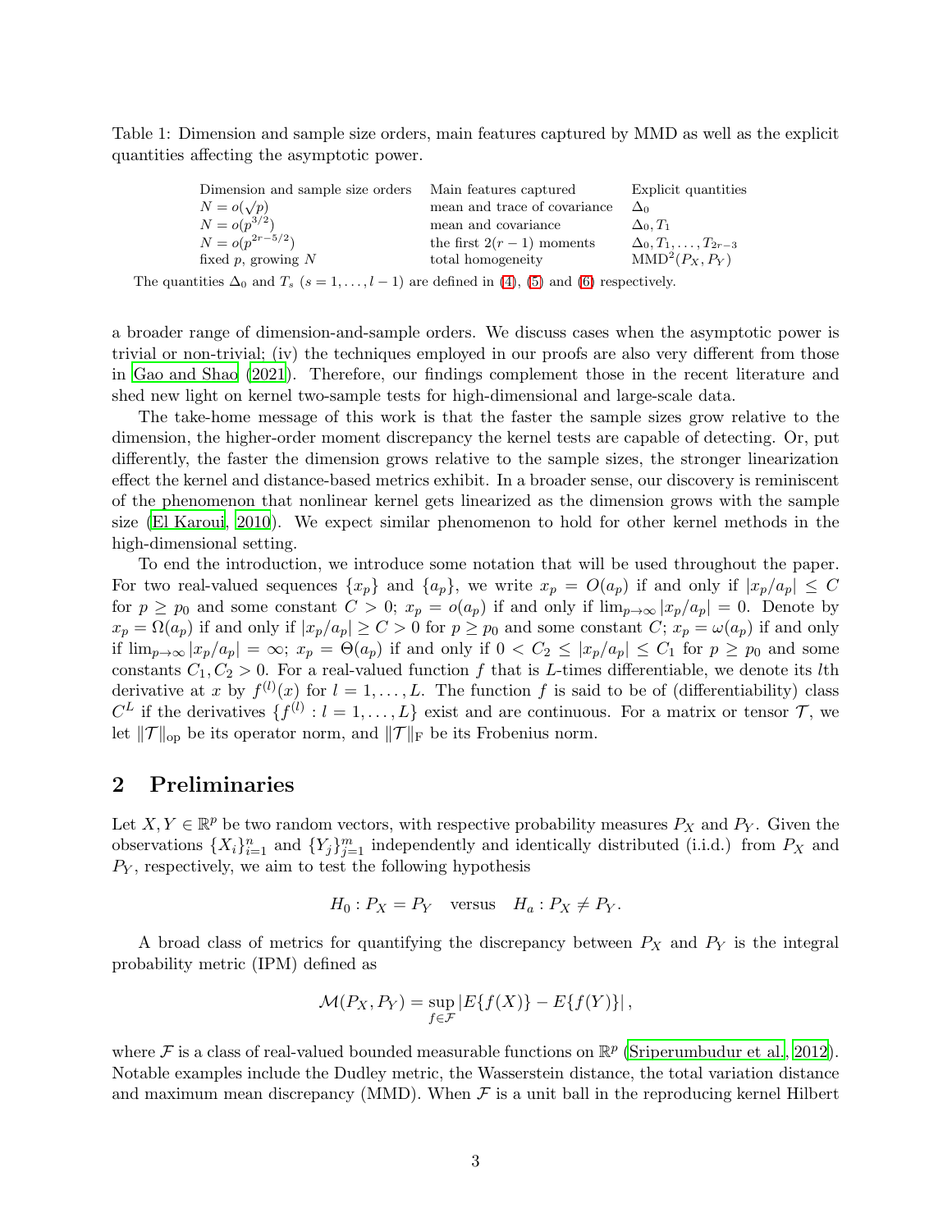Table 1: Dimension and sample size orders, main features captured by MMD as well as the explicit quantities affecting the asymptotic power.

| Dimension and sample size orders | Main features captured | Explicit quantities |
|---|---|---|
| $N = o(\sqrt{p})$ | mean and trace of covariance | $\Delta_0$ |
| $N = o(p^{3/2})$ | mean and covariance | $\Delta_0, T_1$ |
| $N = o(p^{2r-5/2})$ | the first $2(r-1)$ moments | $\Delta_0, T_1, \ldots, T_{2r-3}$ |
| fixed $p$, growing $N$ | total homogeneity | $\mathrm{MMD}^2(P_X, P_Y)$ |

The quantities $\Delta_0$ and $T_s$ $(s = 1, \ldots, l-1)$ are defined in (4), (5) and (6) respectively.

a broader range of dimension-and-sample orders. We discuss cases when the asymptotic power is trivial or non-trivial; (iv) the techniques employed in our proofs are also very different from those in Gao and Shao (2021). Therefore, our findings complement those in the recent literature and shed new light on kernel two-sample tests for high-dimensional and large-scale data.

The take-home message of this work is that the faster the sample sizes grow relative to the dimension, the higher-order moment discrepancy the kernel tests are capable of detecting. Or, put differently, the faster the dimension grows relative to the sample sizes, the stronger linearization effect the kernel and distance-based metrics exhibit. In a broader sense, our discovery is reminiscent of the phenomenon that nonlinear kernel gets linearized as the dimension grows with the sample size (El Karoui, 2010). We expect similar phenomenon to hold for other kernel methods in the high-dimensional setting.

To end the introduction, we introduce some notation that will be used throughout the paper. For two real-valued sequences $\{x_p\}$ and $\{a_p\}$, we write $x_p = O(a_p)$ if and only if $|x_p/a_p| \leq C$ for $p \geq p_0$ and some constant $C > 0$; $x_p = o(a_p)$ if and only if $\lim_{p\to\infty} |x_p/a_p| = 0$. Denote by $x_p = \Omega(a_p)$ if and only if $|x_p/a_p| \geq C > 0$ for $p \geq p_0$ and some constant $C$; $x_p = \omega(a_p)$ if and only if $\lim_{p\to\infty} |x_p/a_p| = \infty$; $x_p = \Theta(a_p)$ if and only if $0 < C_2 \leq |x_p/a_p| \leq C_1$ for $p \geq p_0$ and some constants $C_1, C_2 > 0$. For a real-valued function $f$ that is $L$-times differentiable, we denote its $l$th derivative at $x$ by $f^{(l)}(x)$ for $l = 1, \ldots, L$. The function $f$ is said to be of (differentiability) class $C^L$ if the derivatives $\{f^{(l)} : l = 1, \ldots, L\}$ exist and are continuous. For a matrix or tensor $\mathcal{T}$, we let $\|\mathcal{T}\|_{\mathrm{op}}$ be its operator norm, and $\|\mathcal{T}\|_{\mathrm{F}}$ be its Frobenius norm.

## 2 Preliminaries

Let $X, Y \in \mathbb{R}^p$ be two random vectors, with respective probability measures $P_X$ and $P_Y$. Given the observations $\{X_i\}_{i=1}^n$ and $\{Y_j\}_{j=1}^m$ independently and identically distributed (i.i.d.) from $P_X$ and $P_Y$, respectively, we aim to test the following hypothesis

$$H_0 : P_X = P_Y \quad \text{versus} \quad H_a : P_X \neq P_Y.$$

A broad class of metrics for quantifying the discrepancy between $P_X$ and $P_Y$ is the integral probability metric (IPM) defined as

$$\mathcal{M}(P_X, P_Y) = \sup_{f \in \mathcal{F}} |E\{f(X)\} - E\{f(Y)\}|,$$

where $\mathcal{F}$ is a class of real-valued bounded measurable functions on $\mathbb{R}^p$ (Sriperumbudur et al., 2012). Notable examples include the Dudley metric, the Wasserstein distance, the total variation distance and maximum mean discrepancy (MMD). When $\mathcal{F}$ is a unit ball in the reproducing kernel Hilbert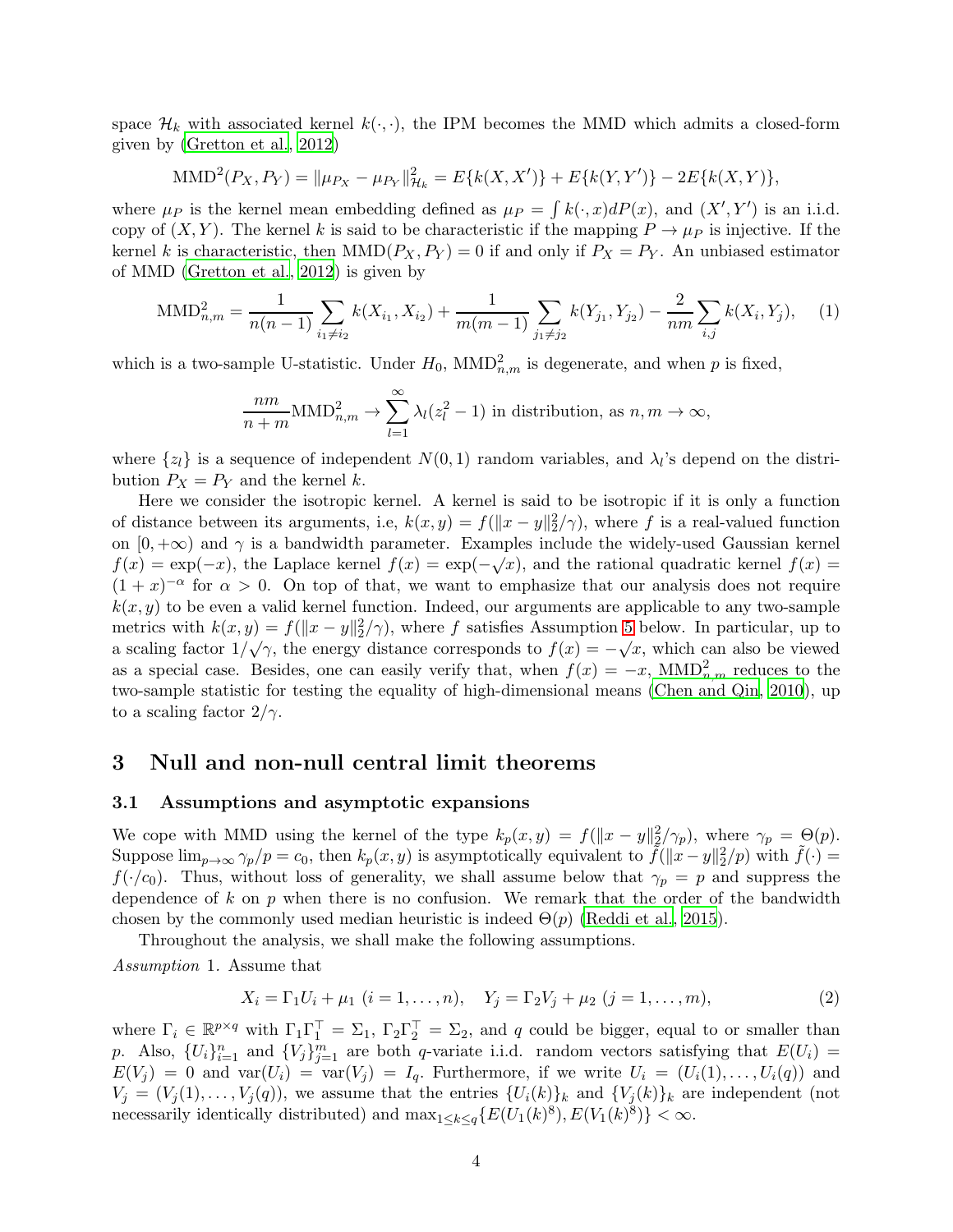space $\mathcal{H}_k$ with associated kernel $k(\cdot,\cdot)$, the IPM becomes the MMD which admits a closed-form given by (Gretton et al., 2012)

$$\text{MMD}^2(P_X, P_Y) = \|\mu_{P_X} - \mu_{P_Y}\|^2_{\mathcal{H}_k} = E\{k(X, X')\} + E\{k(Y, Y')\} - 2E\{k(X, Y)\},$$

where $\mu_P$ is the kernel mean embedding defined as $\mu_P = \int k(\cdot, x) dP(x)$, and $(X', Y')$ is an i.i.d. copy of $(X, Y)$. The kernel $k$ is said to be characteristic if the mapping $P \to \mu_P$ is injective. If the kernel $k$ is characteristic, then $\text{MMD}(P_X, P_Y) = 0$ if and only if $P_X = P_Y$. An unbiased estimator of MMD (Gretton et al., 2012) is given by

$$\text{MMD}^2_{n,m} = \frac{1}{n(n-1)} \sum_{i_1 \neq i_2} k(X_{i_1}, X_{i_2}) + \frac{1}{m(m-1)} \sum_{j_1 \neq j_2} k(Y_{j_1}, Y_{j_2}) - \frac{2}{nm} \sum_{i,j} k(X_i, Y_j), \quad (1)$$

which is a two-sample U-statistic. Under $H_0$, $\text{MMD}^2_{n,m}$ is degenerate, and when $p$ is fixed,

$$\frac{nm}{n+m} \text{MMD}^2_{n,m} \to \sum_{l=1}^{\infty} \lambda_l (z_l^2 - 1) \text{ in distribution, as } n, m \to \infty,$$

where $\{z_l\}$ is a sequence of independent $N(0, 1)$ random variables, and $\lambda_l$'s depend on the distribution $P_X = P_Y$ and the kernel $k$.

Here we consider the isotropic kernel. A kernel is said to be isotropic if it is only a function of distance between its arguments, i.e, $k(x, y) = f(\|x - y\|_2^2/\gamma)$, where $f$ is a real-valued function on $[0, +\infty)$ and $\gamma$ is a bandwidth parameter. Examples include the widely-used Gaussian kernel $f(x) = \exp(-x)$, the Laplace kernel $f(x) = \exp(-\sqrt{x})$, and the rational quadratic kernel $f(x) = (1 + x)^{-\alpha}$ for $\alpha > 0$. On top of that, we want to emphasize that our analysis does not require $k(x, y)$ to be even a valid kernel function. Indeed, our arguments are applicable to any two-sample metrics with $k(x, y) = f(\|x - y\|_2^2/\gamma)$, where $f$ satisfies Assumption 5 below. In particular, up to a scaling factor $1/\sqrt{\gamma}$, the energy distance corresponds to $f(x) = -\sqrt{x}$, which can also be viewed as a special case. Besides, one can easily verify that, when $f(x) = -x$, $\text{MMD}^2_{n,m}$ reduces to the two-sample statistic for testing the equality of high-dimensional means (Chen and Qin, 2010), up to a scaling factor $2/\gamma$.

# 3 Null and non-null central limit theorems

## 3.1 Assumptions and asymptotic expansions

We cope with MMD using the kernel of the type $k_p(x, y) = f(\|x - y\|_2^2/\gamma_p)$, where $\gamma_p = \Theta(p)$. Suppose $\lim_{p\to\infty} \gamma_p/p = c_0$, then $k_p(x, y)$ is asymptotically equivalent to $\tilde{f}(\|x - y\|_2^2/p)$ with $\tilde{f}(\cdot) = f(\cdot/c_0)$. Thus, without loss of generality, we shall assume below that $\gamma_p = p$ and suppress the dependence of $k$ on $p$ when there is no confusion. We remark that the order of the bandwidth chosen by the commonly used median heuristic is indeed $\Theta(p)$ (Reddi et al., 2015).

Throughout the analysis, we shall make the following assumptions.

*Assumption* 1. Assume that

$$X_i = \Gamma_1 U_i + \mu_1 \ (i = 1, \ldots, n), \quad Y_j = \Gamma_2 V_j + \mu_2 \ (j = 1, \ldots, m), \quad (2)$$

where $\Gamma_i \in \mathbb{R}^{p\times q}$ with $\Gamma_1\Gamma_1^\top = \Sigma_1$, $\Gamma_2\Gamma_2^\top = \Sigma_2$, and $q$ could be bigger, equal to or smaller than $p$. Also, $\{U_i\}_{i=1}^n$ and $\{V_j\}_{j=1}^m$ are both $q$-variate i.i.d. random vectors satisfying that $E(U_i) = E(V_j) = 0$ and $\text{var}(U_i) = \text{var}(V_j) = I_q$. Furthermore, if we write $U_i = (U_i(1), \ldots, U_i(q))$ and $V_j = (V_j(1), \ldots, V_j(q))$, we assume that the entries $\{U_i(k)\}_k$ and $\{V_j(k)\}_k$ are independent (not necessarily identically distributed) and $\max_{1\leq k\leq q}\{E(U_1(k)^8), E(V_1(k)^8)\} < \infty$.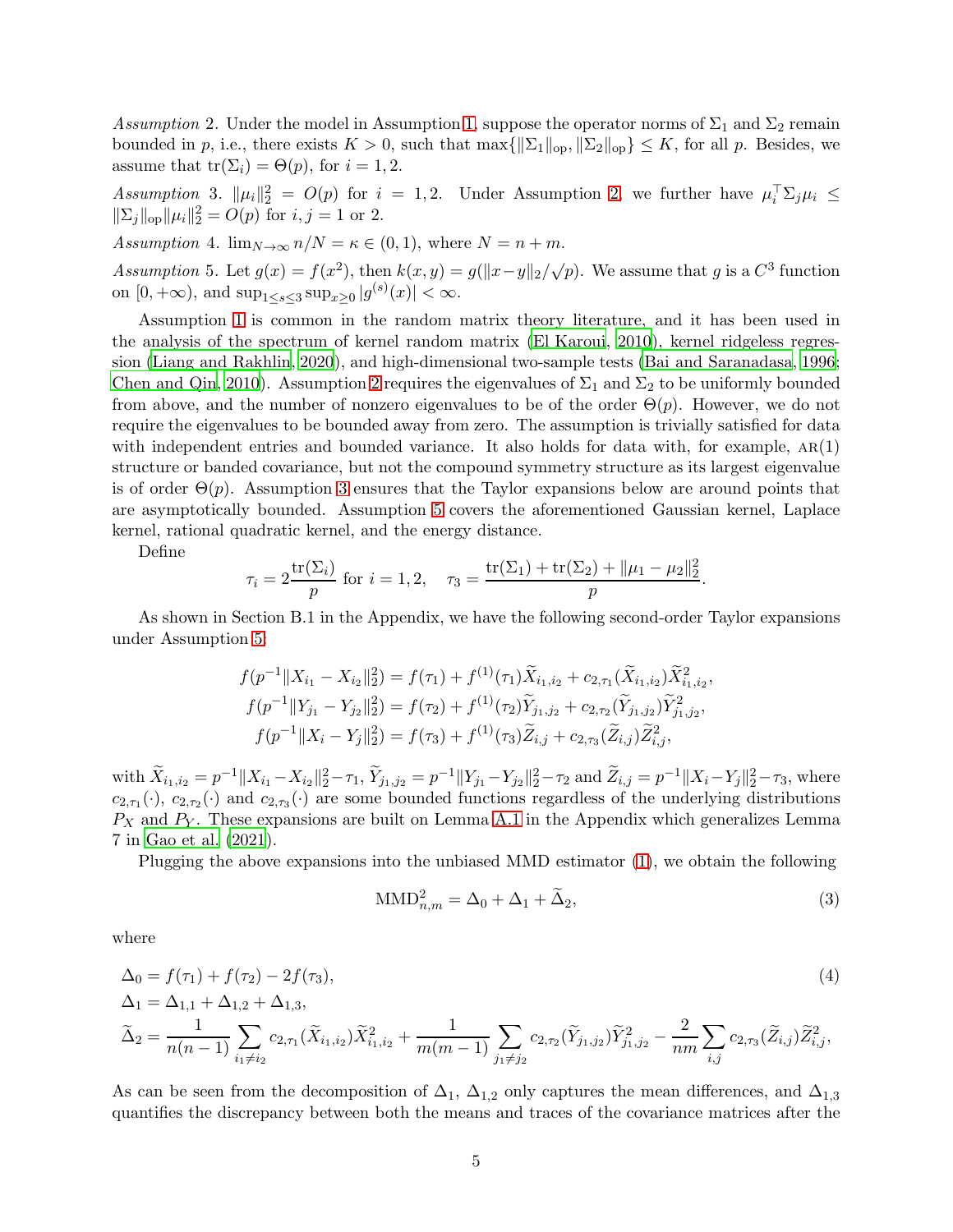*Assumption* 2. Under the model in Assumption 1, suppose the operator norms of $\Sigma_1$ and $\Sigma_2$ remain bounded in $p$, i.e., there exists $K > 0$, such that $\max\{\|\Sigma_1\|_{\text{op}}, \|\Sigma_2\|_{\text{op}}\} \leq K$, for all $p$. Besides, we assume that $\text{tr}(\Sigma_i) = \Theta(p)$, for $i = 1, 2$.

*Assumption* 3. $\|\mu_i\|_2^2 = O(p)$ for $i = 1, 2$. Under Assumption 2, we further have $\mu_i^\top \Sigma_j \mu_i \leq \|\Sigma_j\|_{\text{op}} \|\mu_i\|_2^2 = O(p)$ for $i, j = 1$ or $2$.

*Assumption* 4. $\lim_{N\to\infty} n/N = \kappa \in (0, 1)$, where $N = n + m$.

*Assumption* 5. Let $g(x) = f(x^2)$, then $k(x, y) = g(\|x - y\|_2/\sqrt{p})$. We assume that $g$ is a $C^3$ function on $[0, +\infty)$, and $\sup_{1\leq s\leq 3} \sup_{x\geq 0} |g^{(s)}(x)| < \infty$.

Assumption 1 is common in the random matrix theory literature, and it has been used in the analysis of the spectrum of kernel random matrix (El Karoui, 2010), kernel ridgeless regression (Liang and Rakhlin, 2020), and high-dimensional two-sample tests (Bai and Saranadasa, 1996; Chen and Qin, 2010). Assumption 2 requires the eigenvalues of $\Sigma_1$ and $\Sigma_2$ to be uniformly bounded from above, and the number of nonzero eigenvalues to be of the order $\Theta(p)$. However, we do not require the eigenvalues to be bounded away from zero. The assumption is trivially satisfied for data with independent entries and bounded variance. It also holds for data with, for example, AR(1) structure or banded covariance, but not the compound symmetry structure as its largest eigenvalue is of order $\Theta(p)$. Assumption 3 ensures that the Taylor expansions below are around points that are asymptotically bounded. Assumption 5 covers the aforementioned Gaussian kernel, Laplace kernel, rational quadratic kernel, and the energy distance.

Define

$$\tau_i = 2\frac{\text{tr}(\Sigma_i)}{p} \text{ for } i = 1, 2, \quad \tau_3 = \frac{\text{tr}(\Sigma_1) + \text{tr}(\Sigma_2) + \|\mu_1 - \mu_2\|_2^2}{p}.$$

As shown in Section B.1 in the Appendix, we have the following second-order Taylor expansions under Assumption 5:

$$\begin{aligned}
f(p^{-1}\|X_{i_1} - X_{i_2}\|_2^2) &= f(\tau_1) + f^{(1)}(\tau_1)\widetilde{X}_{i_1,i_2} + c_{2,\tau_1}(\widetilde{X}_{i_1,i_2})\widetilde{X}_{i_1,i_2}^2, \\
f(p^{-1}\|Y_{j_1} - Y_{j_2}\|_2^2) &= f(\tau_2) + f^{(1)}(\tau_2)\widetilde{Y}_{j_1,j_2} + c_{2,\tau_2}(\widetilde{Y}_{j_1,j_2})\widetilde{Y}_{j_1,j_2}^2, \\
f(p^{-1}\|X_i - Y_j\|_2^2) &= f(\tau_3) + f^{(1)}(\tau_3)\widetilde{Z}_{i,j} + c_{2,\tau_3}(\widetilde{Z}_{i,j})\widetilde{Z}_{i,j}^2,
\end{aligned}$$

with $\widetilde{X}_{i_1,i_2} = p^{-1}\|X_{i_1} - X_{i_2}\|_2^2 - \tau_1$, $\widetilde{Y}_{j_1,j_2} = p^{-1}\|Y_{j_1} - Y_{j_2}\|_2^2 - \tau_2$ and $\widetilde{Z}_{i,j} = p^{-1}\|X_i - Y_j\|_2^2 - \tau_3$, where $c_{2,\tau_1}(\cdot)$, $c_{2,\tau_2}(\cdot)$ and $c_{2,\tau_3}(\cdot)$ are some bounded functions regardless of the underlying distributions $P_X$ and $P_Y$. These expansions are built on Lemma A.1 in the Appendix which generalizes Lemma 7 in Gao et al. (2021).

Plugging the above expansions into the unbiased MMD estimator (1), we obtain the following

$$\text{MMD}_{n,m}^2 = \Delta_0 + \Delta_1 + \widetilde{\Delta}_2, \tag{3}$$

where

$$\begin{aligned}
\Delta_0 &= f(\tau_1) + f(\tau_2) - 2f(\tau_3), \\
\Delta_1 &= \Delta_{1,1} + \Delta_{1,2} + \Delta_{1,3}, \\
\widetilde{\Delta}_2 &= \frac{1}{n(n-1)}\sum_{i_1\neq i_2} c_{2,\tau_1}(\widetilde{X}_{i_1,i_2})\widetilde{X}_{i_1,i_2}^2 + \frac{1}{m(m-1)}\sum_{j_1\neq j_2} c_{2,\tau_2}(\widetilde{Y}_{j_1,j_2})\widetilde{Y}_{j_1,j_2}^2 - \frac{2}{nm}\sum_{i,j} c_{2,\tau_3}(\widetilde{Z}_{i,j})\widetilde{Z}_{i,j}^2,
\end{aligned} \tag{4}$$

As can be seen from the decomposition of $\Delta_1$, $\Delta_{1,2}$ only captures the mean differences, and $\Delta_{1,3}$ quantifies the discrepancy between both the means and traces of the covariance matrices after the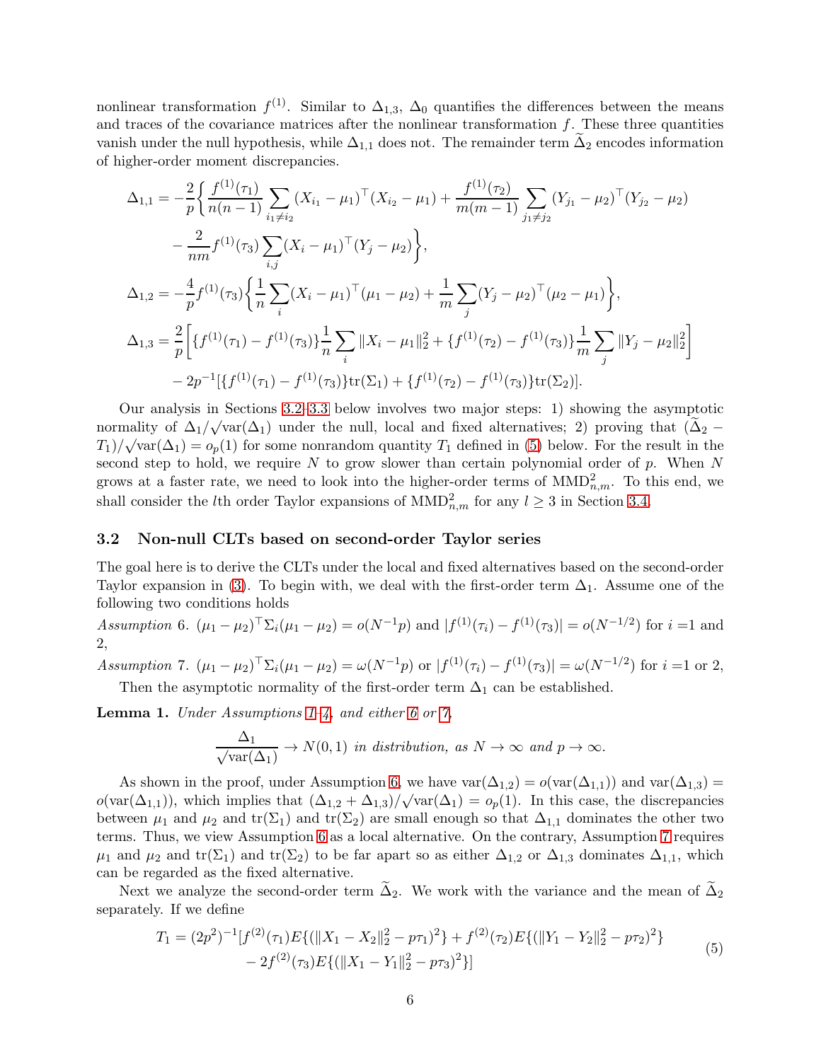nonlinear transformation $f^{(1)}$. Similar to $\Delta_{1,3}$, $\Delta_0$ quantifies the differences between the means and traces of the covariance matrices after the nonlinear transformation $f$. These three quantities vanish under the null hypothesis, while $\Delta_{1,1}$ does not. The remainder term $\widetilde{\Delta}_2$ encodes information of higher-order moment discrepancies.

$$
\begin{aligned}
\Delta_{1,1} = & -\frac{2}{p}\bigg\{ \frac{f^{(1)}(\tau_1)}{n(n-1)} \sum_{i_1 \neq i_2} (X_{i_1} - \mu_1)^\top (X_{i_2} - \mu_1) + \frac{f^{(1)}(\tau_2)}{m(m-1)} \sum_{j_1 \neq j_2} (Y_{j_1} - \mu_2)^\top (Y_{j_2} - \mu_2) \\
& - \frac{2}{nm} f^{(1)}(\tau_3) \sum_{i,j} (X_i - \mu_1)^\top (Y_j - \mu_2) \bigg\}, \\
\Delta_{1,2} = & -\frac{4}{p} f^{(1)}(\tau_3) \bigg\{ \frac{1}{n} \sum_i (X_i - \mu_1)^\top (\mu_1 - \mu_2) + \frac{1}{m} \sum_j (Y_j - \mu_2)^\top (\mu_2 - \mu_1) \bigg\}, \\
\Delta_{1,3} = & \frac{2}{p} \bigg[ \{f^{(1)}(\tau_1) - f^{(1)}(\tau_3)\} \frac{1}{n} \sum_i \|X_i - \mu_1\|_2^2 + \{f^{(1)}(\tau_2) - f^{(1)}(\tau_3)\} \frac{1}{m} \sum_j \|Y_j - \mu_2\|_2^2 \bigg] \\
& - 2p^{-1} [\{f^{(1)}(\tau_1) - f^{(1)}(\tau_3)\} \mathrm{tr}(\Sigma_1) + \{f^{(1)}(\tau_2) - f^{(1)}(\tau_3)\} \mathrm{tr}(\Sigma_2)].
\end{aligned}
$$

Our analysis in Sections 3.2–3.3 below involves two major steps: 1) showing the asymptotic normality of $\Delta_1/\sqrt{\mathrm{var}(\Delta_1)}$ under the null, local and fixed alternatives; 2) proving that $(\widetilde{\Delta}_2 - T_1)/\sqrt{\mathrm{var}(\Delta_1)} = o_p(1)$ for some nonrandom quantity $T_1$ defined in (5) below. For the result in the second step to hold, we require $N$ to grow slower than certain polynomial order of $p$. When $N$ grows at a faster rate, we need to look into the higher-order terms of $\mathrm{MMD}^2_{n,m}$. To this end, we shall consider the $l$th order Taylor expansions of $\mathrm{MMD}^2_{n,m}$ for any $l \geq 3$ in Section 3.4.

### 3.2 Non-null CLTs based on second-order Taylor series

The goal here is to derive the CLTs under the local and fixed alternatives based on the second-order Taylor expansion in (3). To begin with, we deal with the first-order term $\Delta_1$. Assume one of the following two conditions holds

*Assumption 6.* $(\mu_1 - \mu_2)^\top \Sigma_i (\mu_1 - \mu_2) = o(N^{-1}p)$ and $|f^{(1)}(\tau_i) - f^{(1)}(\tau_3)| = o(N^{-1/2})$ for $i = 1$ and 2,

*Assumption 7.* $(\mu_1 - \mu_2)^\top \Sigma_i (\mu_1 - \mu_2) = \omega(N^{-1}p)$ or $|f^{(1)}(\tau_i) - f^{(1)}(\tau_3)| = \omega(N^{-1/2})$ for $i = 1$ or 2,

Then the asymptotic normality of the first-order term $\Delta_1$ can be established.

**Lemma 1.** *Under Assumptions 1–4, and either 6 or 7,*

$$\frac{\Delta_1}{\sqrt{\mathrm{var}(\Delta_1)}} \to N(0,1) \text{ in distribution, as } N \to \infty \text{ and } p \to \infty.$$

As shown in the proof, under Assumption 6, we have $\mathrm{var}(\Delta_{1,2}) = o(\mathrm{var}(\Delta_{1,1}))$ and $\mathrm{var}(\Delta_{1,3}) = o(\mathrm{var}(\Delta_{1,1}))$, which implies that $(\Delta_{1,2} + \Delta_{1,3})/\sqrt{\mathrm{var}(\Delta_1)} = o_p(1)$. In this case, the discrepancies between $\mu_1$ and $\mu_2$ and $\mathrm{tr}(\Sigma_1)$ and $\mathrm{tr}(\Sigma_2)$ are small enough so that $\Delta_{1,1}$ dominates the other two terms. Thus, we view Assumption 6 as a local alternative. On the contrary, Assumption 7 requires $\mu_1$ and $\mu_2$ and $\mathrm{tr}(\Sigma_1)$ and $\mathrm{tr}(\Sigma_2)$ to be far apart so as either $\Delta_{1,2}$ or $\Delta_{1,3}$ dominates $\Delta_{1,1}$, which can be regarded as the fixed alternative.

Next we analyze the second-order term $\widetilde{\Delta}_2$. We work with the variance and the mean of $\widetilde{\Delta}_2$ separately. If we define

$$
\begin{aligned}
T_1 = & (2p^2)^{-1} [f^{(2)}(\tau_1) E\{(\|X_1 - X_2\|_2^2 - p\tau_1)^2\} + f^{(2)}(\tau_2) E\{(\|Y_1 - Y_2\|_2^2 - p\tau_2)^2\} \\
& - 2f^{(2)}(\tau_3) E\{(\|X_1 - Y_1\|_2^2 - p\tau_3)^2\}]
\end{aligned} \tag{5}
$$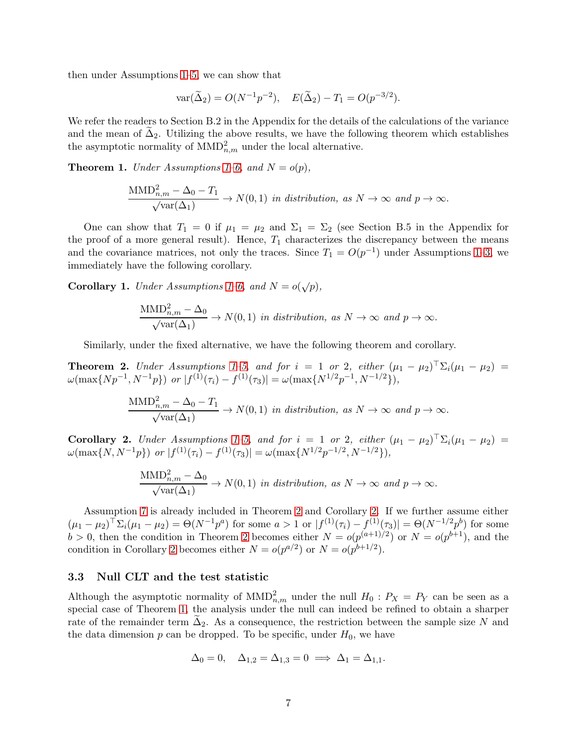then under Assumptions 1–5, we can show that

$$\mathrm{var}(\widetilde{\Delta}_2) = O(N^{-1}p^{-2}), \quad E(\widetilde{\Delta}_2) - T_1 = O(p^{-3/2}).$$

We refer the readers to Section B.2 in the Appendix for the details of the calculations of the variance and the mean of $\widetilde{\Delta}_2$. Utilizing the above results, we have the following theorem which establishes the asymptotic normality of $\mathrm{MMD}^2_{n,m}$ under the local alternative.

**Theorem 1.** *Under Assumptions 1–6, and $N = o(p)$,*

$$\frac{\mathrm{MMD}^2_{n,m} - \Delta_0 - T_1}{\sqrt{\mathrm{var}(\Delta_1)}} \to N(0,1) \text{ in distribution, as } N \to \infty \text{ and } p \to \infty.$$

One can show that $T_1 = 0$ if $\mu_1 = \mu_2$ and $\Sigma_1 = \Sigma_2$ (see Section B.5 in the Appendix for the proof of a more general result). Hence, $T_1$ characterizes the discrepancy between the means and the covariance matrices, not only the traces. Since $T_1 = O(p^{-1})$ under Assumptions 1–3, we immediately have the following corollary.

**Corollary 1.** *Under Assumptions 1–6, and $N = o(\sqrt{p})$,*

$$\frac{\mathrm{MMD}^2_{n,m} - \Delta_0}{\sqrt{\mathrm{var}(\Delta_1)}} \to N(0,1) \text{ in distribution, as } N \to \infty \text{ and } p \to \infty.$$

Similarly, under the fixed alternative, we have the following theorem and corollary.

**Theorem 2.** *Under Assumptions 1–5, and for $i = 1$ or $2$, either $(\mu_1 - \mu_2)^\top \Sigma_i (\mu_1 - \mu_2) = \omega(\max\{Np^{-1}, N^{-1}p\})$ or $|f^{(1)}(\tau_i) - f^{(1)}(\tau_3)| = \omega(\max\{N^{1/2}p^{-1}, N^{-1/2}\})$,*

$$\frac{\mathrm{MMD}^2_{n,m} - \Delta_0 - T_1}{\sqrt{\mathrm{var}(\Delta_1)}} \to N(0,1) \text{ in distribution, as } N \to \infty \text{ and } p \to \infty.$$

**Corollary 2.** *Under Assumptions 1–5, and for $i = 1$ or $2$, either $(\mu_1 - \mu_2)^\top \Sigma_i (\mu_1 - \mu_2) = \omega(\max\{N, N^{-1}p\})$ or $|f^{(1)}(\tau_i) - f^{(1)}(\tau_3)| = \omega(\max\{N^{1/2}p^{-1/2}, N^{-1/2}\})$,*

$$\frac{\mathrm{MMD}^2_{n,m} - \Delta_0}{\sqrt{\mathrm{var}(\Delta_1)}} \to N(0,1) \text{ in distribution, as } N \to \infty \text{ and } p \to \infty.$$

Assumption 7 is already included in Theorem 2 and Corollary 2. If we further assume either $(\mu_1 - \mu_2)^\top \Sigma_i (\mu_1 - \mu_2) = \Theta(N^{-1}p^a)$ for some $a > 1$ or $|f^{(1)}(\tau_i) - f^{(1)}(\tau_3)| = \Theta(N^{-1/2}p^b)$ for some $b > 0$, then the condition in Theorem 2 becomes either $N = o(p^{(a+1)/2})$ or $N = o(p^{b+1})$, and the condition in Corollary 2 becomes either $N = o(p^{a/2})$ or $N = o(p^{b+1/2})$.

### 3.3 Null CLT and the test statistic

Although the asymptotic normality of $\mathrm{MMD}^2_{n,m}$ under the null $H_0 : P_X = P_Y$ can be seen as a special case of Theorem 1, the analysis under the null can indeed be refined to obtain a sharper rate of the remainder term $\widetilde{\Delta}_2$. As a consequence, the restriction between the sample size $N$ and the data dimension $p$ can be dropped. To be specific, under $H_0$, we have

$$\Delta_0 = 0, \quad \Delta_{1,2} = \Delta_{1,3} = 0 \implies \Delta_1 = \Delta_{1,1}.$$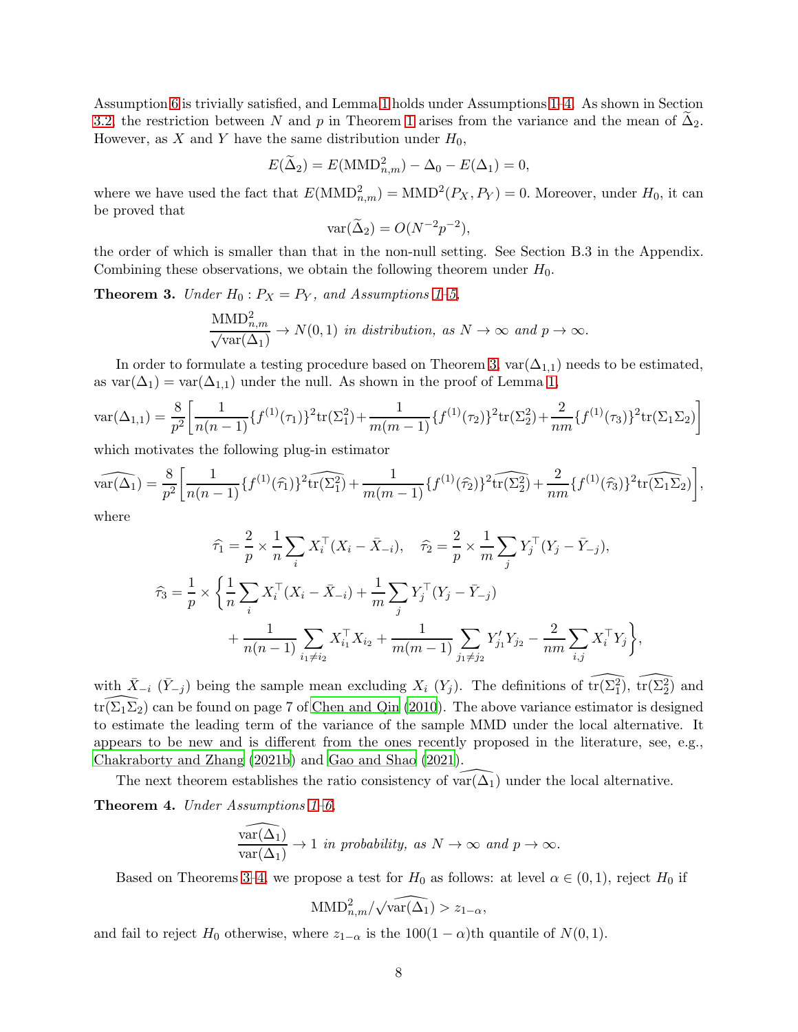Assumption 6 is trivially satisfied, and Lemma 1 holds under Assumptions 1–4. As shown in Section 3.2, the restriction between $N$ and $p$ in Theorem 1 arises from the variance and the mean of $\widetilde{\Delta}_2$. However, as $X$ and $Y$ have the same distribution under $H_0$,

$$E(\widetilde{\Delta}_2) = E(\mathrm{MMD}^2_{n,m}) - \Delta_0 - E(\Delta_1) = 0,$$

where we have used the fact that $E(\mathrm{MMD}^2_{n,m}) = \mathrm{MMD}^2(P_X, P_Y) = 0$. Moreover, under $H_0$, it can be proved that

$$\mathrm{var}(\widetilde{\Delta}_2) = O(N^{-2}p^{-2}),$$

the order of which is smaller than that in the non-null setting. See Section B.3 in the Appendix. Combining these observations, we obtain the following theorem under $H_0$.

**Theorem 3.** *Under $H_0 : P_X = P_Y$, and Assumptions 1–5,*

$$\frac{\mathrm{MMD}^2_{n,m}}{\sqrt{\mathrm{var}(\Delta_1)}} \to N(0,1) \text{ in distribution, as } N \to \infty \text{ and } p \to \infty.$$

In order to formulate a testing procedure based on Theorem 3, $\mathrm{var}(\Delta_{1,1})$ needs to be estimated, as $\mathrm{var}(\Delta_1) = \mathrm{var}(\Delta_{1,1})$ under the null. As shown in the proof of Lemma 1,

$$\mathrm{var}(\Delta_{1,1}) = \frac{8}{p^2}\bigg[\frac{1}{n(n-1)}\{f^{(1)}(\tau_1)\}^2\mathrm{tr}(\Sigma_1^2) + \frac{1}{m(m-1)}\{f^{(1)}(\tau_2)\}^2\mathrm{tr}(\Sigma_2^2) + \frac{2}{nm}\{f^{(1)}(\tau_3)\}^2\mathrm{tr}(\Sigma_1\Sigma_2)\bigg]$$

which motivates the following plug-in estimator

$$\widehat{\mathrm{var}(\Delta_1)} = \frac{8}{p^2}\bigg[\frac{1}{n(n-1)}\{f^{(1)}(\widehat{\tau}_1)\}^2\widehat{\mathrm{tr}(\Sigma_1^2)} + \frac{1}{m(m-1)}\{f^{(1)}(\widehat{\tau}_2)\}^2\widehat{\mathrm{tr}(\Sigma_2^2)} + \frac{2}{nm}\{f^{(1)}(\widehat{\tau}_3)\}^2\widehat{\mathrm{tr}(\Sigma_1\Sigma_2)}\bigg],$$

where

$$\widehat{\tau}_1 = \frac{2}{p} \times \frac{1}{n}\sum_i X_i^\top (X_i - \bar{X}_{-i}), \quad \widehat{\tau}_2 = \frac{2}{p} \times \frac{1}{m}\sum_j Y_j^\top (Y_j - \bar{Y}_{-j}),$$

$$\widehat{\tau}_3 = \frac{1}{p} \times \bigg\{\frac{1}{n}\sum_i X_i^\top (X_i - \bar{X}_{-i}) + \frac{1}{m}\sum_j Y_j^\top (Y_j - \bar{Y}_{-j}) + \frac{1}{n(n-1)}\sum_{i_1 \neq i_2} X_{i_1}^\top X_{i_2} + \frac{1}{m(m-1)}\sum_{j_1 \neq j_2} Y'_{j_1} Y_{j_2} - \frac{2}{nm}\sum_{i,j} X_i^\top Y_j\bigg\},$$

with $\bar{X}_{-i}$ ($\bar{Y}_{-j}$) being the sample mean excluding $X_i$ ($Y_j$). The definitions of $\widehat{\mathrm{tr}(\Sigma_1^2)}$, $\widehat{\mathrm{tr}(\Sigma_2^2)}$ and $\widehat{\mathrm{tr}(\Sigma_1\Sigma_2)}$ can be found on page 7 of Chen and Qin (2010). The above variance estimator is designed to estimate the leading term of the variance of the sample MMD under the local alternative. It appears to be new and is different from the ones recently proposed in the literature, see, e.g., Chakraborty and Zhang (2021b) and Gao and Shao (2021).

The next theorem establishes the ratio consistency of $\widehat{\mathrm{var}(\Delta_1)}$ under the local alternative.

**Theorem 4.** *Under Assumptions 1–6,*

$$\frac{\widehat{\mathrm{var}(\Delta_1)}}{\mathrm{var}(\Delta_1)} \to 1 \text{ in probability, as } N \to \infty \text{ and } p \to \infty.$$

Based on Theorems 3–4, we propose a test for $H_0$ as follows: at level $\alpha \in (0,1)$, reject $H_0$ if

$$\mathrm{MMD}^2_{n,m}/\sqrt{\widehat{\mathrm{var}(\Delta_1)}} > z_{1-\alpha},$$

and fail to reject $H_0$ otherwise, where $z_{1-\alpha}$ is the $100(1-\alpha)$th quantile of $N(0,1)$.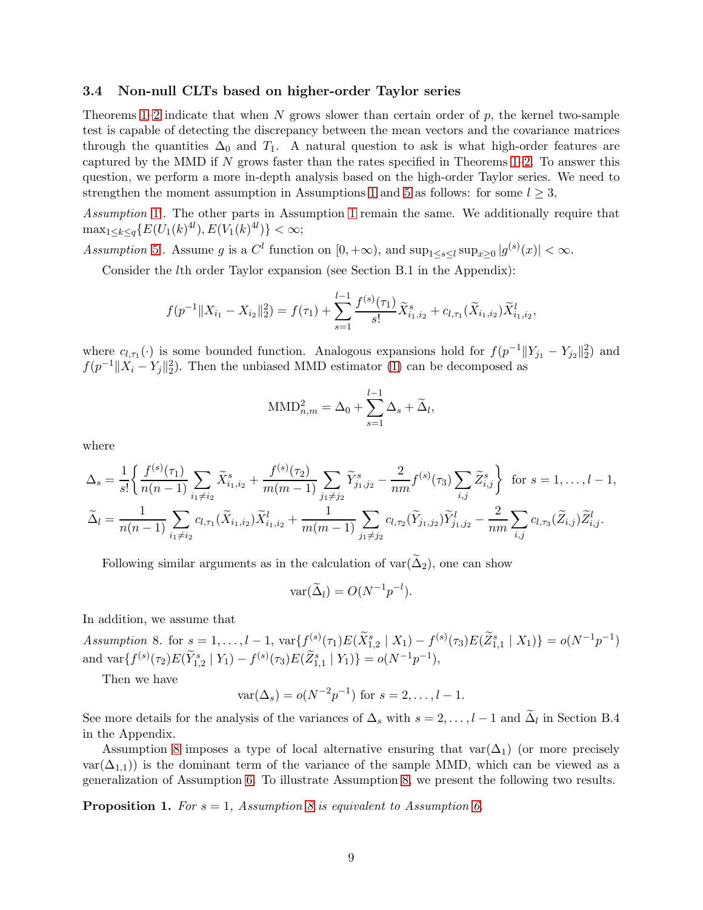### 3.4 Non-null CLTs based on higher-order Taylor series

Theorems 1–2 indicate that when $N$ grows slower than certain order of $p$, the kernel two-sample test is capable of detecting the discrepancy between the mean vectors and the covariance matrices through the quantities $\Delta_0$ and $T_1$. A natural question to ask is what high-order features are captured by the MMD if $N$ grows faster than the rates specified in Theorems 1–2. To answer this question, we perform a more in-depth analysis based on the high-order Taylor series. We need to strengthen the moment assumption in Assumptions 1 and 5 as follows: for some $l \geq 3$,

*Assumption* 1′. The other parts in Assumption 1 remain the same. We additionally require that $\max_{1\leq k\leq q}\{E(U_1(k)^{4l}), E(V_1(k)^{4l})\} < \infty$;

*Assumption* 5′. Assume $g$ is a $C^l$ function on $[0, +\infty)$, and $\sup_{1\leq s\leq l}\sup_{x\geq 0}|g^{(s)}(x)| < \infty$.

Consider the $l$th order Taylor expansion (see Section B.1 in the Appendix):

$$f(p^{-1}\|X_{i_1} - X_{i_2}\|_2^2) = f(\tau_1) + \sum_{s=1}^{l-1}\frac{f^{(s)}(\tau_1)}{s!}\widetilde{X}_{i_1,i_2}^s + c_{l,\tau_1}(\widetilde{X}_{i_1,i_2})\widetilde{X}_{i_1,i_2}^l,$$

where $c_{l,\tau_1}(\cdot)$ is some bounded function. Analogous expansions hold for $f(p^{-1}\|Y_{j_1} - Y_{j_2}\|_2^2)$ and $f(p^{-1}\|X_i - Y_j\|_2^2)$. Then the unbiased MMD estimator (1) can be decomposed as

$$\text{MMD}_{n,m}^2 = \Delta_0 + \sum_{s=1}^{l-1}\Delta_s + \widetilde{\Delta}_l,$$

where

$$\Delta_s = \frac{1}{s!}\bigg\{\frac{f^{(s)}(\tau_1)}{n(n-1)}\sum_{i_1\neq i_2}\widetilde{X}_{i_1,i_2}^s + \frac{f^{(s)}(\tau_2)}{m(m-1)}\sum_{j_1\neq j_2}\widetilde{Y}_{j_1,j_2}^s - \frac{2}{nm}f^{(s)}(\tau_3)\sum_{i,j}\widetilde{Z}_{i,j}^s\bigg\} \text{ for } s = 1,\ldots,l-1,$$

$$\widetilde{\Delta}_l = \frac{1}{n(n-1)}\sum_{i_1\neq i_2}c_{l,\tau_1}(\widetilde{X}_{i_1,i_2})\widetilde{X}_{i_1,i_2}^l + \frac{1}{m(m-1)}\sum_{j_1\neq j_2}c_{l,\tau_2}(\widetilde{Y}_{j_1,j_2})\widetilde{Y}_{j_1,j_2}^l - \frac{2}{nm}\sum_{i,j}c_{l,\tau_3}(\widetilde{Z}_{i,j})\widetilde{Z}_{i,j}^l.$$

Following similar arguments as in the calculation of $\text{var}(\widetilde{\Delta}_2)$, one can show

$$\text{var}(\widetilde{\Delta}_l) = O(N^{-1}p^{-l}).$$

In addition, we assume that

*Assumption* 8. for $s = 1,\ldots,l-1$, $\text{var}\{f^{(s)}(\tau_1)E(\widetilde{X}_{1,2}^s \mid X_1) - f^{(s)}(\tau_3)E(\widetilde{Z}_{1,1}^s \mid X_1)\} = o(N^{-1}p^{-1})$ and $\text{var}\{f^{(s)}(\tau_2)E(\widetilde{Y}_{1,2}^s \mid Y_1) - f^{(s)}(\tau_3)E(\widetilde{Z}_{1,1}^s \mid Y_1)\} = o(N^{-1}p^{-1})$,

Then we have

$$\text{var}(\Delta_s) = o(N^{-2}p^{-1}) \text{ for } s = 2,\ldots,l-1.$$

See more details for the analysis of the variances of $\Delta_s$ with $s = 2,\ldots,l-1$ and $\widetilde{\Delta}_l$ in Section B.4 in the Appendix.

Assumption 8 imposes a type of local alternative ensuring that $\text{var}(\Delta_1)$ (or more precisely $\text{var}(\Delta_{1,1})$) is the dominant term of the variance of the sample MMD, which can be viewed as a generalization of Assumption 6. To illustrate Assumption 8, we present the following two results.

**Proposition 1.** *For $s = 1$, Assumption 8 is equivalent to Assumption 6.*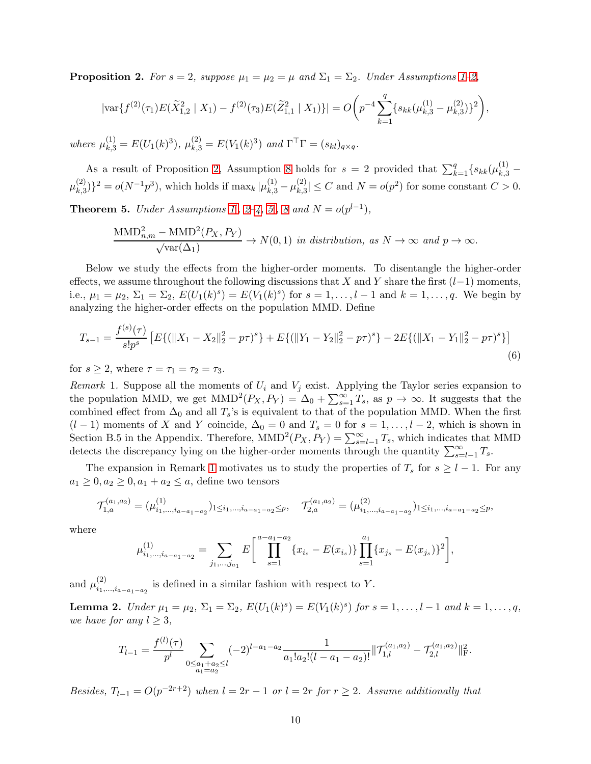**Proposition 2.** *For $s = 2$, suppose $\mu_1 = \mu_2 = \mu$ and $\Sigma_1 = \Sigma_2$. Under Assumptions 1–2,*

$$|\mathrm{var}\{f^{(2)}(\tau_1)E(\widetilde{X}_{1,2}^2 \mid X_1) - f^{(2)}(\tau_3)E(\widetilde{Z}_{1,1}^2 \mid X_1)\}| = O\bigg(p^{-4}\sum_{k=1}^{q}\{s_{kk}(\mu_{k,3}^{(1)} - \mu_{k,3}^{(2)})\}^2\bigg),$$

*where $\mu_{k,3}^{(1)} = E(U_1(k)^3)$, $\mu_{k,3}^{(2)} = E(V_1(k)^3)$ and $\Gamma^\top\Gamma = (s_{kl})_{q\times q}$.*

As a result of Proposition 2, Assumption 8 holds for $s = 2$ provided that $\sum_{k=1}^{q}\{s_{kk}(\mu_{k,3}^{(1)} - \mu_{k,3}^{(2)})\}^2 = o(N^{-1}p^3)$, which holds if $\max_k|\mu_{k,3}^{(1)} - \mu_{k,3}^{(2)}| \le C$ and $N = o(p^2)$ for some constant $C > 0$.

**Theorem 5.** *Under Assumptions 1, 2–4, 5, 8 and $N = o(p^{l-1})$,*

$$\frac{\mathrm{MMD}_{n,m}^2 - \mathrm{MMD}^2(P_X, P_Y)}{\sqrt{\mathrm{var}(\Delta_1)}} \to N(0,1) \text{ in distribution, as } N \to \infty \text{ and } p \to \infty.$$

Below we study the effects from the higher-order moments. To disentangle the higher-order effects, we assume throughout the following discussions that $X$ and $Y$ share the first $(l-1)$ moments, i.e., $\mu_1 = \mu_2$, $\Sigma_1 = \Sigma_2$, $E(U_1(k)^s) = E(V_1(k)^s)$ for $s = 1, \ldots, l-1$ and $k = 1, \ldots, q$. We begin by analyzing the higher-order effects on the population MMD. Define

$$T_{s-1} = \frac{f^{(s)}(\tau)}{s!p^s}\left[E\{(\|X_1 - X_2\|_2^2 - p\tau)^s\} + E\{(\|Y_1 - Y_2\|_2^2 - p\tau)^s\} - 2E\{(\|X_1 - Y_1\|_2^2 - p\tau)^s\}\right] \tag{6}$$

for $s \ge 2$, where $\tau = \tau_1 = \tau_2 = \tau_3$.

*Remark* 1. Suppose all the moments of $U_i$ and $V_j$ exist. Applying the Taylor series expansion to the population MMD, we get $\mathrm{MMD}^2(P_X, P_Y) = \Delta_0 + \sum_{s=1}^{\infty} T_s$, as $p \to \infty$. It suggests that the combined effect from $\Delta_0$ and all $T_s$'s is equivalent to that of the population MMD. When the first $(l-1)$ moments of $X$ and $Y$ coincide, $\Delta_0 = 0$ and $T_s = 0$ for $s = 1, \ldots, l-2$, which is shown in Section B.5 in the Appendix. Therefore, $\mathrm{MMD}^2(P_X, P_Y) = \sum_{s=l-1}^{\infty} T_s$, which indicates that MMD detects the discrepancy lying on the higher-order moments through the quantity $\sum_{s=l-1}^{\infty} T_s$.

The expansion in Remark 1 motivates us to study the properties of $T_s$ for $s \ge l-1$. For any $a_1 \ge 0, a_2 \ge 0, a_1 + a_2 \le a$, define two tensors

$$\mathcal{T}_{1,a}^{(a_1,a_2)} = (\mu_{i_1,\ldots,i_{a-a_1-a_2}}^{(1)})_{1\le i_1,\ldots,i_{a-a_1-a_2}\le p}, \quad \mathcal{T}_{2,a}^{(a_1,a_2)} = (\mu_{i_1,\ldots,i_{a-a_1-a_2}}^{(2)})_{1\le i_1,\ldots,i_{a-a_1-a_2}\le p},$$

where

$$\mu_{i_1,\ldots,i_{a-a_1-a_2}}^{(1)} = \sum_{j_1,\ldots,j_{a_1}} E\bigg[\prod_{s=1}^{a-a_1-a_2}\{x_{i_s} - E(x_{i_s})\}\prod_{s=1}^{a_1}\{x_{j_s} - E(x_{j_s})\}^2\bigg],$$

and $\mu_{i_1,\ldots,i_{a-a_1-a_2}}^{(2)}$ is defined in a similar fashion with respect to $Y$.

**Lemma 2.** *Under $\mu_1 = \mu_2$, $\Sigma_1 = \Sigma_2$, $E(U_1(k)^s) = E(V_1(k)^s)$ for $s = 1, \ldots, l-1$ and $k = 1, \ldots, q$, we have for any $l \ge 3$,*

$$T_{l-1} = \frac{f^{(l)}(\tau)}{p^l}\sum_{\substack{0\le a_1+a_2\le l\\ a_1=a_2}}(-2)^{l-a_1-a_2}\frac{1}{a_1!a_2!(l-a_1-a_2)!}\|\mathcal{T}_{1,l}^{(a_1,a_2)} - \mathcal{T}_{2,l}^{(a_1,a_2)}\|_{\mathrm{F}}^2.$$

*Besides, $T_{l-1} = O(p^{-2r+2})$ when $l = 2r-1$ or $l = 2r$ for $r \ge 2$. Assume additionally that*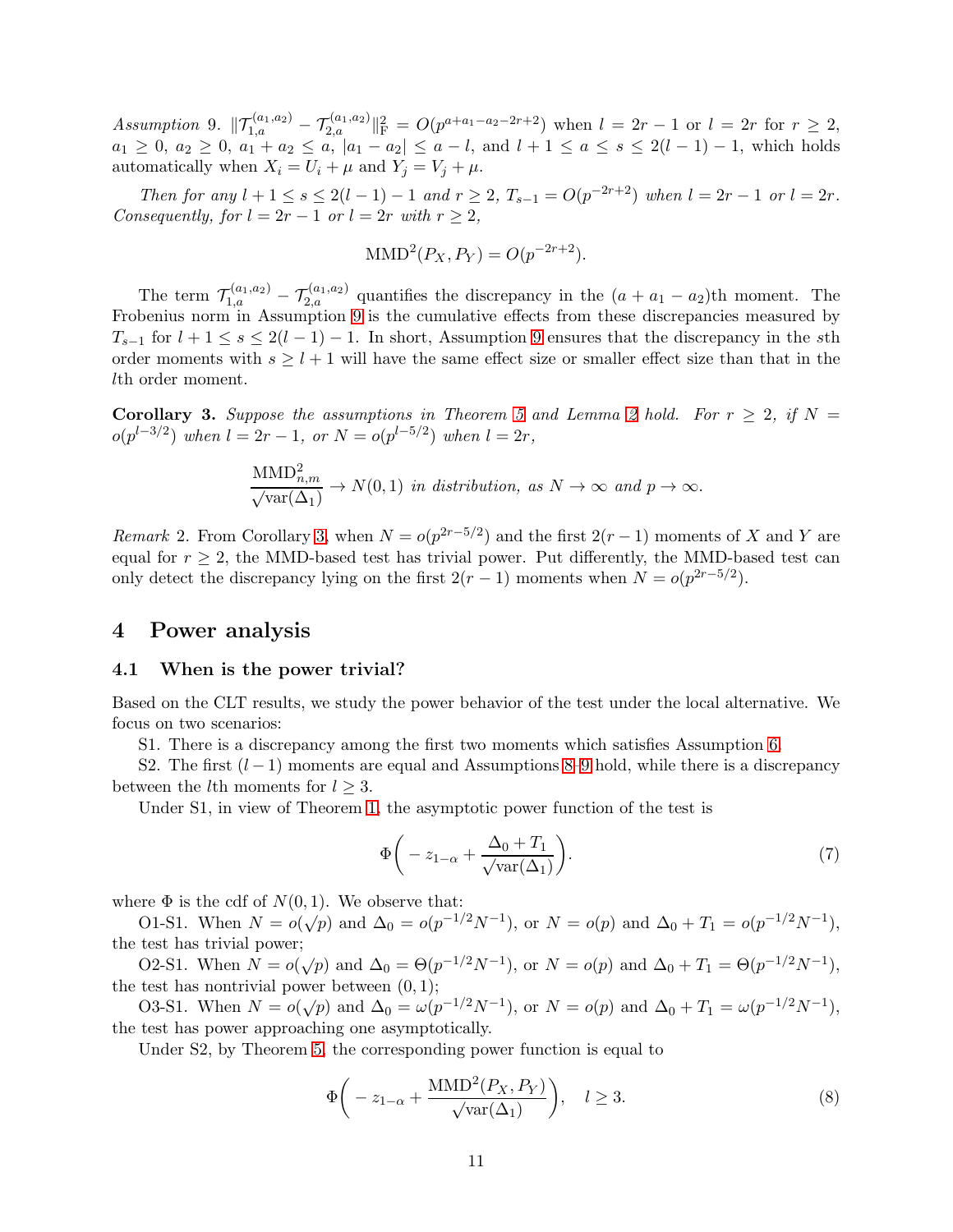*Assumption 9.* $\|\mathcal{T}_{1,a}^{(a_1,a_2)} - \mathcal{T}_{2,a}^{(a_1,a_2)}\|_{\mathrm{F}}^2 = O(p^{a+a_1-a_2-2r+2})$ when $l = 2r-1$ or $l = 2r$ for $r \geq 2$, $a_1 \geq 0$, $a_2 \geq 0$, $a_1 + a_2 \leq a$, $|a_1 - a_2| \leq a - l$, and $l+1 \leq a \leq s \leq 2(l-1)-1$, which holds automatically when $X_i = U_i + \mu$ and $Y_j = V_j + \mu$.

*Then for any $l+1 \leq s \leq 2(l-1)-1$ and $r \geq 2$, $T_{s-1} = O(p^{-2r+2})$ when $l = 2r-1$ or $l = 2r$. Consequently, for $l = 2r-1$ or $l = 2r$ with $r \geq 2$,*

$$\mathrm{MMD}^2(P_X, P_Y) = O(p^{-2r+2}).$$

The term $\mathcal{T}_{1,a}^{(a_1,a_2)} - \mathcal{T}_{2,a}^{(a_1,a_2)}$ quantifies the discrepancy in the $(a+a_1-a_2)$th moment. The Frobenius norm in Assumption 9 is the cumulative effects from these discrepancies measured by $T_{s-1}$ for $l+1 \leq s \leq 2(l-1)-1$. In short, Assumption 9 ensures that the discrepancy in the $s$th order moments with $s \geq l+1$ will have the same effect size or smaller effect size than that in the $l$th order moment.

**Corollary 3.** *Suppose the assumptions in Theorem 5 and Lemma 2 hold. For $r \geq 2$, if $N = o(p^{l-3/2})$ when $l = 2r-1$, or $N = o(p^{l-5/2})$ when $l = 2r$,*

$$\frac{\mathrm{MMD}^2_{n,m}}{\sqrt{\mathrm{var}(\Delta_1)}} \to N(0,1) \text{ in distribution, as } N \to \infty \text{ and } p \to \infty.$$

*Remark* 2. From Corollary 3, when $N = o(p^{2r-5/2})$ and the first $2(r-1)$ moments of $X$ and $Y$ are equal for $r \geq 2$, the MMD-based test has trivial power. Put differently, the MMD-based test can only detect the discrepancy lying on the first $2(r-1)$ moments when $N = o(p^{2r-5/2})$.

# 4 Power analysis

## 4.1 When is the power trivial?

Based on the CLT results, we study the power behavior of the test under the local alternative. We focus on two scenarios:

S1. There is a discrepancy among the first two moments which satisfies Assumption 6.

S2. The first $(l-1)$ moments are equal and Assumptions 8–9 hold, while there is a discrepancy between the $l$th moments for $l \geq 3$.

Under S1, in view of Theorem 1, the asymptotic power function of the test is

$$\Phi\bigg(-z_{1-\alpha} + \frac{\Delta_0 + T_1}{\sqrt{\mathrm{var}(\Delta_1)}}\bigg). \tag{7}$$

where $\Phi$ is the cdf of $N(0,1)$. We observe that:

O1-S1. When $N = o(\sqrt{p})$ and $\Delta_0 = o(p^{-1/2}N^{-1})$, or $N = o(p)$ and $\Delta_0 + T_1 = o(p^{-1/2}N^{-1})$, the test has trivial power;

O2-S1. When $N = o(\sqrt{p})$ and $\Delta_0 = \Theta(p^{-1/2}N^{-1})$, or $N = o(p)$ and $\Delta_0 + T_1 = \Theta(p^{-1/2}N^{-1})$, the test has nontrivial power between $(0,1)$;

O3-S1. When $N = o(\sqrt{p})$ and $\Delta_0 = \omega(p^{-1/2}N^{-1})$, or $N = o(p)$ and $\Delta_0 + T_1 = \omega(p^{-1/2}N^{-1})$, the test has power approaching one asymptotically.

Under S2, by Theorem 5, the corresponding power function is equal to

$$\Phi\bigg(-z_{1-\alpha} + \frac{\mathrm{MMD}^2(P_X, P_Y)}{\sqrt{\mathrm{var}(\Delta_1)}}\bigg), \quad l \geq 3. \tag{8}$$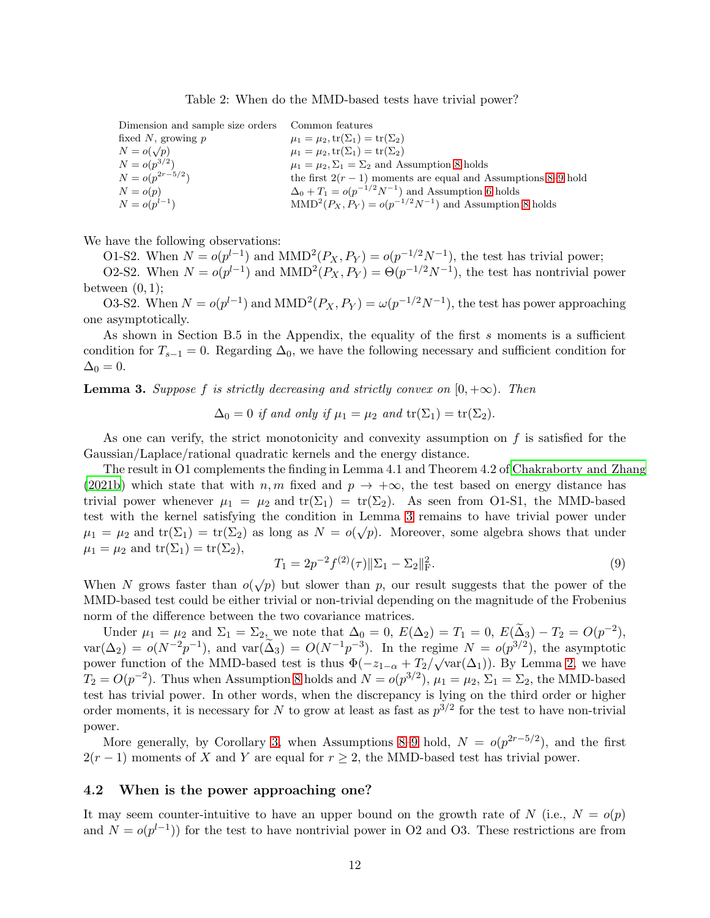Table 2: When do the MMD-based tests have trivial power?

| Dimension and sample size orders | Common features |
|---|---|
| fixed $N$, growing $p$ | $\mu_1 = \mu_2, \mathrm{tr}(\Sigma_1) = \mathrm{tr}(\Sigma_2)$ |
| $N = o(\sqrt{p})$ | $\mu_1 = \mu_2, \mathrm{tr}(\Sigma_1) = \mathrm{tr}(\Sigma_2)$ |
| $N = o(p^{3/2})$ | $\mu_1 = \mu_2, \Sigma_1 = \Sigma_2$ and Assumption 8 holds |
| $N = o(p^{2r-5/2})$ | the first $2(r-1)$ moments are equal and Assumptions 8–9 hold |
| $N = o(p)$ | $\Delta_0 + T_1 = o(p^{-1/2}N^{-1})$ and Assumption 6 holds |
| $N = o(p^{l-1})$ | $\mathrm{MMD}^2(P_X, P_Y) = o(p^{-1/2}N^{-1})$ and Assumption 8 holds |

We have the following observations:

O1-S2. When $N = o(p^{l-1})$ and $\mathrm{MMD}^2(P_X, P_Y) = o(p^{-1/2}N^{-1})$, the test has trivial power;

O2-S2. When $N = o(p^{l-1})$ and $\mathrm{MMD}^2(P_X, P_Y) = \Theta(p^{-1/2}N^{-1})$, the test has nontrivial power between $(0, 1)$;

O3-S2. When $N = o(p^{l-1})$ and $\mathrm{MMD}^2(P_X, P_Y) = \omega(p^{-1/2}N^{-1})$, the test has power approaching one asymptotically.

As shown in Section B.5 in the Appendix, the equality of the first $s$ moments is a sufficient condition for $T_{s-1} = 0$. Regarding $\Delta_0$, we have the following necessary and sufficient condition for $\Delta_0 = 0$.

**Lemma 3.** *Suppose $f$ is strictly decreasing and strictly convex on $[0, +\infty)$. Then*

$$\Delta_0 = 0 \textit{ if and only if } \mu_1 = \mu_2 \textit{ and } \mathrm{tr}(\Sigma_1) = \mathrm{tr}(\Sigma_2).$$

As one can verify, the strict monotonicity and convexity assumption on $f$ is satisfied for the Gaussian/Laplace/rational quadratic kernels and the energy distance.

The result in O1 complements the finding in Lemma 4.1 and Theorem 4.2 of Chakraborty and Zhang (2021b) which state that with $n, m$ fixed and $p \to +\infty$, the test based on energy distance has trivial power whenever $\mu_1 = \mu_2$ and $\mathrm{tr}(\Sigma_1) = \mathrm{tr}(\Sigma_2)$. As seen from O1-S1, the MMD-based test with the kernel satisfying the condition in Lemma 3 remains to have trivial power under $\mu_1 = \mu_2$ and $\mathrm{tr}(\Sigma_1) = \mathrm{tr}(\Sigma_2)$ as long as $N = o(\sqrt{p})$. Moreover, some algebra shows that under $\mu_1 = \mu_2$ and $\mathrm{tr}(\Sigma_1) = \mathrm{tr}(\Sigma_2)$,

$$T_1 = 2p^{-2} f^{(2)}(\tau) \|\Sigma_1 - \Sigma_2\|_{\mathrm{F}}^2. \tag{9}$$

When $N$ grows faster than $o(\sqrt{p})$ but slower than $p$, our result suggests that the power of the MMD-based test could be either trivial or non-trivial depending on the magnitude of the Frobenius norm of the difference between the two covariance matrices.

Under $\mu_1 = \mu_2$ and $\Sigma_1 = \Sigma_2$, we note that $\Delta_0 = 0$, $E(\Delta_2) = T_1 = 0$, $E(\widetilde{\Delta}_3) - T_2 = O(p^{-2})$, $\mathrm{var}(\Delta_2) = o(N^{-2}p^{-1})$, and $\mathrm{var}(\widetilde{\Delta}_3) = O(N^{-1}p^{-3})$. In the regime $N = o(p^{3/2})$, the asymptotic power function of the MMD-based test is thus $\Phi(-z_{1-\alpha} + T_2/\sqrt{\mathrm{var}(\Delta_1)})$. By Lemma 2, we have $T_2 = O(p^{-2})$. Thus when Assumption 8 holds and $N = o(p^{3/2})$, $\mu_1 = \mu_2$, $\Sigma_1 = \Sigma_2$, the MMD-based test has trivial power. In other words, when the discrepancy is lying on the third order or higher order moments, it is necessary for $N$ to grow at least as fast as $p^{3/2}$ for the test to have non-trivial power.

More generally, by Corollary 3, when Assumptions 8–9 hold, $N = o(p^{2r-5/2})$, and the first $2(r-1)$ moments of $X$ and $Y$ are equal for $r \geq 2$, the MMD-based test has trivial power.

### 4.2 When is the power approaching one?

It may seem counter-intuitive to have an upper bound on the growth rate of $N$ (i.e., $N = o(p)$ and $N = o(p^{l-1})$) for the test to have nontrivial power in O2 and O3. These restrictions are from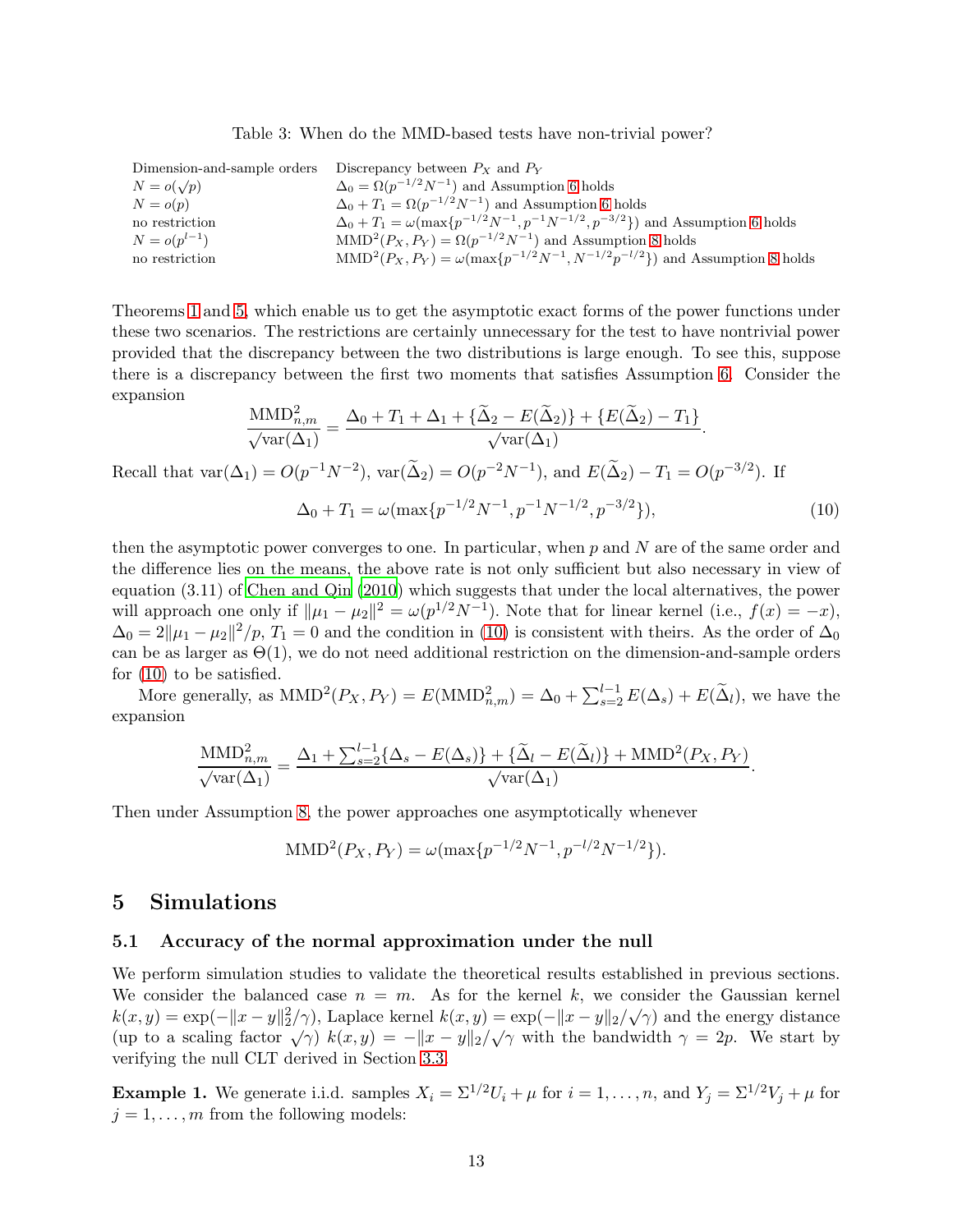Table 3: When do the MMD-based tests have non-trivial power?

| Dimension-and-sample orders | Discrepancy between $P_X$ and $P_Y$ |
|---|---|
| $N = o(\sqrt{p})$ | $\Delta_0 = \Omega(p^{-1/2}N^{-1})$ and Assumption 6 holds |
| $N = o(p)$ | $\Delta_0 + T_1 = \Omega(p^{-1/2}N^{-1})$ and Assumption 6 holds |
| no restriction | $\Delta_0 + T_1 = \omega(\max\{p^{-1/2}N^{-1}, p^{-1}N^{-1/2}, p^{-3/2}\})$ and Assumption 6 holds |
| $N = o(p^{l-1})$ | $\mathrm{MMD}^2(P_X, P_Y) = \Omega(p^{-1/2}N^{-1})$ and Assumption 8 holds |
| no restriction | $\mathrm{MMD}^2(P_X, P_Y) = \omega(\max\{p^{-1/2}N^{-1}, N^{-1/2}p^{-l/2}\})$ and Assumption 8 holds |

Theorems 1 and 5, which enable us to get the asymptotic exact forms of the power functions under these two scenarios. The restrictions are certainly unnecessary for the test to have nontrivial power provided that the discrepancy between the two distributions is large enough. To see this, suppose there is a discrepancy between the first two moments that satisfies Assumption 6. Consider the expansion

$$\frac{\mathrm{MMD}^2_{n,m}}{\sqrt{\mathrm{var}(\Delta_1)}} = \frac{\Delta_0 + T_1 + \Delta_1 + \{\widetilde{\Delta}_2 - E(\widetilde{\Delta}_2)\} + \{E(\widetilde{\Delta}_2) - T_1\}}{\sqrt{\mathrm{var}(\Delta_1)}}.$$

Recall that $\mathrm{var}(\Delta_1) = O(p^{-1}N^{-2})$, $\mathrm{var}(\widetilde{\Delta}_2) = O(p^{-2}N^{-1})$, and $E(\widetilde{\Delta}_2) - T_1 = O(p^{-3/2})$. If

$$\Delta_0 + T_1 = \omega(\max\{p^{-1/2}N^{-1}, p^{-1}N^{-1/2}, p^{-3/2}\}), \tag{10}$$

then the asymptotic power converges to one. In particular, when $p$ and $N$ are of the same order and the difference lies on the means, the above rate is not only sufficient but also necessary in view of equation (3.11) of Chen and Qin (2010) which suggests that under the local alternatives, the power will approach one only if $\|\mu_1 - \mu_2\|^2 = \omega(p^{1/2}N^{-1})$. Note that for linear kernel (i.e., $f(x) = -x$), $\Delta_0 = 2\|\mu_1 - \mu_2\|^2/p$, $T_1 = 0$ and the condition in (10) is consistent with theirs. As the order of $\Delta_0$ can be as larger as $\Theta(1)$, we do not need additional restriction on the dimension-and-sample orders for (10) to be satisfied.

More generally, as $\mathrm{MMD}^2(P_X, P_Y) = E(\mathrm{MMD}^2_{n,m}) = \Delta_0 + \sum_{s=2}^{l-1} E(\Delta_s) + E(\widetilde{\Delta}_l)$, we have the expansion

$$\frac{\mathrm{MMD}^2_{n,m}}{\sqrt{\mathrm{var}(\Delta_1)}} = \frac{\Delta_1 + \sum_{s=2}^{l-1}\{\Delta_s - E(\Delta_s)\} + \{\widetilde{\Delta}_l - E(\widetilde{\Delta}_l)\} + \mathrm{MMD}^2(P_X, P_Y)}{\sqrt{\mathrm{var}(\Delta_1)}}.$$

Then under Assumption 8, the power approaches one asymptotically whenever

$$\mathrm{MMD}^2(P_X, P_Y) = \omega(\max\{p^{-1/2}N^{-1}, p^{-l/2}N^{-1/2}\}).$$

# 5 Simulations

## 5.1 Accuracy of the normal approximation under the null

We perform simulation studies to validate the theoretical results established in previous sections. We consider the balanced case $n = m$. As for the kernel $k$, we consider the Gaussian kernel $k(x, y) = \exp(-\|x - y\|_2^2/\gamma)$, Laplace kernel $k(x, y) = \exp(-\|x - y\|_2/\sqrt{\gamma})$ and the energy distance (up to a scaling factor $\sqrt{\gamma}$) $k(x, y) = -\|x - y\|_2/\sqrt{\gamma}$ with the bandwidth $\gamma = 2p$. We start by verifying the null CLT derived in Section 3.3.

**Example 1.** We generate i.i.d. samples $X_i = \Sigma^{1/2}U_i + \mu$ for $i = 1, \ldots, n$, and $Y_j = \Sigma^{1/2}V_j + \mu$ for $j = 1, \ldots, m$ from the following models: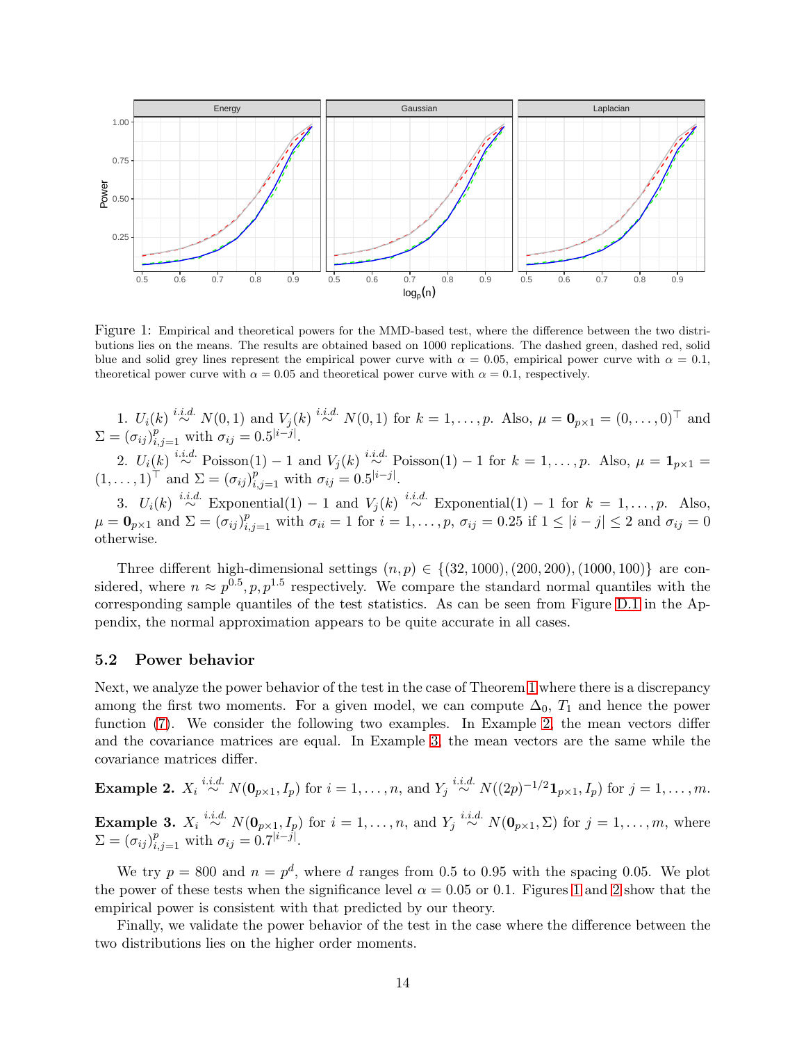Figure 1: Empirical and theoretical powers for the MMD-based test, where the difference between the two distributions lies on the means. The results are obtained based on 1000 replications. The dashed green, dashed red, solid blue and solid grey lines represent the empirical power curve with $\alpha = 0.05$, empirical power curve with $\alpha = 0.1$, theoretical power curve with $\alpha = 0.05$ and theoretical power curve with $\alpha = 0.1$, respectively.

1. $U_i(k) \overset{i.i.d.}{\sim} N(0,1)$ and $V_j(k) \overset{i.i.d.}{\sim} N(0,1)$ for $k = 1, \ldots, p$. Also, $\mu = \mathbf{0}_{p\times 1} = (0, \ldots, 0)^\top$ and $\Sigma = (\sigma_{ij})_{i,j=1}^p$ with $\sigma_{ij} = 0.5^{|i-j|}$.
2. $U_i(k) \overset{i.i.d.}{\sim} \text{Poisson}(1) - 1$ and $V_j(k) \overset{i.i.d.}{\sim} \text{Poisson}(1) - 1$ for $k = 1, \ldots, p$. Also, $\mu = \mathbf{1}_{p\times 1} = (1, \ldots, 1)^\top$ and $\Sigma = (\sigma_{ij})_{i,j=1}^p$ with $\sigma_{ij} = 0.5^{|i-j|}$.
3. $U_i(k) \overset{i.i.d.}{\sim} \text{Exponential}(1) - 1$ and $V_j(k) \overset{i.i.d.}{\sim} \text{Exponential}(1) - 1$ for $k = 1, \ldots, p$. Also, $\mu = \mathbf{0}_{p\times 1}$ and $\Sigma = (\sigma_{ij})_{i,j=1}^p$ with $\sigma_{ii} = 1$ for $i = 1, \ldots, p$, $\sigma_{ij} = 0.25$ if $1 \leq |i-j| \leq 2$ and $\sigma_{ij} = 0$ otherwise.

Three different high-dimensional settings $(n, p) \in \{(32, 1000), (200, 200), (1000, 100)\}$ are considered, where $n \approx p^{0.5}, p, p^{1.5}$ respectively. We compare the standard normal quantiles with the corresponding sample quantiles of the test statistics. As can be seen from Figure D.1 in the Appendix, the normal approximation appears to be quite accurate in all cases.

### 5.2 Power behavior

Next, we analyze the power behavior of the test in the case of Theorem 1 where there is a discrepancy among the first two moments. For a given model, we can compute $\Delta_0$, $T_1$ and hence the power function (7). We consider the following two examples. In Example 2, the mean vectors differ and the covariance matrices are equal. In Example 3, the mean vectors are the same while the covariance matrices differ.

**Example 2.** $X_i \overset{i.i.d.}{\sim} N(\mathbf{0}_{p\times 1}, I_p)$ for $i = 1, \ldots, n$, and $Y_j \overset{i.i.d.}{\sim} N((2p)^{-1/2}\mathbf{1}_{p\times 1}, I_p)$ for $j = 1, \ldots, m$.

**Example 3.** $X_i \overset{i.i.d.}{\sim} N(\mathbf{0}_{p\times 1}, I_p)$ for $i = 1, \ldots, n$, and $Y_j \overset{i.i.d.}{\sim} N(\mathbf{0}_{p\times 1}, \Sigma)$ for $j = 1, \ldots, m$, where $\Sigma = (\sigma_{ij})_{i,j=1}^p$ with $\sigma_{ij} = 0.7^{|i-j|}$.

We try $p = 800$ and $n = p^d$, where $d$ ranges from 0.5 to 0.95 with the spacing 0.05. We plot the power of these tests when the significance level $\alpha = 0.05$ or 0.1. Figures 1 and 2 show that the empirical power is consistent with that predicted by our theory.

Finally, we validate the power behavior of the test in the case where the difference between the two distributions lies on the higher order moments.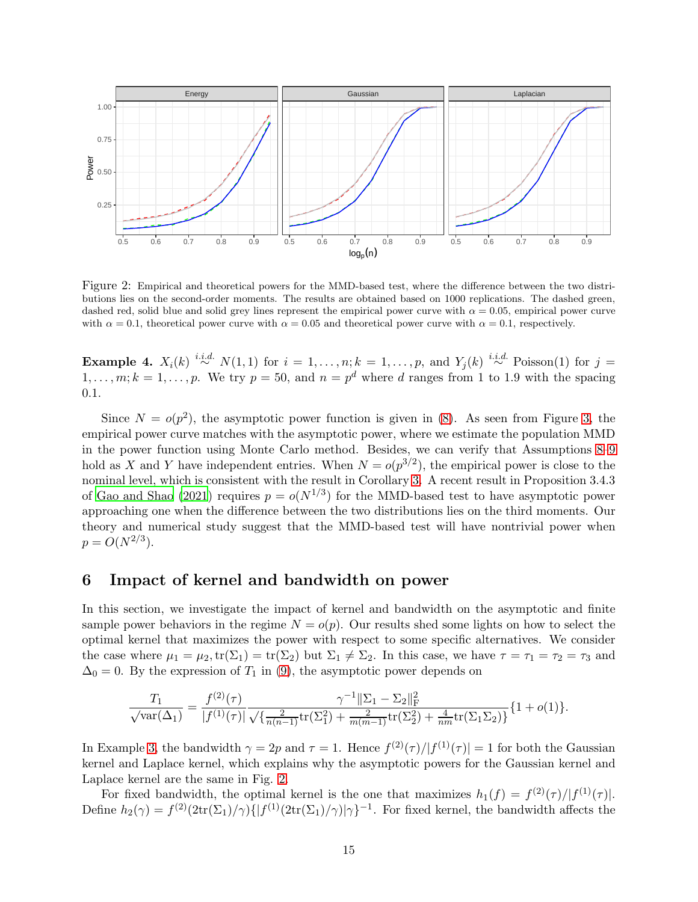Figure 2: Empirical and theoretical powers for the MMD-based test, where the difference between the two distributions lies on the second-order moments. The results are obtained based on 1000 replications. The dashed green, dashed red, solid blue and solid grey lines represent the empirical power curve with $\alpha = 0.05$, empirical power curve with $\alpha = 0.1$, theoretical power curve with $\alpha = 0.05$ and theoretical power curve with $\alpha = 0.1$, respectively.

**Example 4.** $X_i(k) \overset{i.i.d.}{\sim} N(1,1)$ for $i = 1,\ldots,n; k = 1,\ldots,p$, and $Y_j(k) \overset{i.i.d.}{\sim}$ Poisson(1) for $j = 1,\ldots,m; k = 1,\ldots,p$. We try $p = 50$, and $n = p^d$ where $d$ ranges from 1 to 1.9 with the spacing 0.1.

Since $N = o(p^2)$, the asymptotic power function is given in (8). As seen from Figure 3, the empirical power curve matches with the asymptotic power, where we estimate the population MMD in the power function using Monte Carlo method. Besides, we can verify that Assumptions 8–9 hold as $X$ and $Y$ have independent entries. When $N = o(p^{3/2})$, the empirical power is close to the nominal level, which is consistent with the result in Corollary 3. A recent result in Proposition 3.4.3 of Gao and Shao (2021) requires $p = o(N^{1/3})$ for the MMD-based test to have asymptotic power approaching one when the difference between the two distributions lies on the third moments. Our theory and numerical study suggest that the MMD-based test will have nontrivial power when $p = O(N^{2/3})$.

## 6 Impact of kernel and bandwidth on power

In this section, we investigate the impact of kernel and bandwidth on the asymptotic and finite sample power behaviors in the regime $N = o(p)$. Our results shed some lights on how to select the optimal kernel that maximizes the power with respect to some specific alternatives. We consider the case where $\mu_1 = \mu_2, \mathrm{tr}(\Sigma_1) = \mathrm{tr}(\Sigma_2)$ but $\Sigma_1 \neq \Sigma_2$. In this case, we have $\tau = \tau_1 = \tau_2 = \tau_3$ and $\Delta_0 = 0$. By the expression of $T_1$ in (9), the asymptotic power depends on

$$\frac{T_1}{\sqrt{\mathrm{var}(\Delta_1)}} = \frac{f^{(2)}(\tau)}{|f^{(1)}(\tau)|} \frac{\gamma^{-1}\|\Sigma_1 - \Sigma_2\|_{\mathrm{F}}^2}{\sqrt{\{\frac{2}{n(n-1)}\mathrm{tr}(\Sigma_1^2) + \frac{2}{m(m-1)}\mathrm{tr}(\Sigma_2^2) + \frac{4}{nm}\mathrm{tr}(\Sigma_1\Sigma_2)\}}}\{1 + o(1)\}.$$

In Example 3, the bandwidth $\gamma = 2p$ and $\tau = 1$. Hence $f^{(2)}(\tau)/|f^{(1)}(\tau)| = 1$ for both the Gaussian kernel and Laplace kernel, which explains why the asymptotic powers for the Gaussian kernel and Laplace kernel are the same in Fig. 2.

For fixed bandwidth, the optimal kernel is the one that maximizes $h_1(f) = f^{(2)}(\tau)/|f^{(1)}(\tau)|$. Define $h_2(\gamma) = f^{(2)}(2\mathrm{tr}(\Sigma_1)/\gamma)\{|f^{(1)}(2\mathrm{tr}(\Sigma_1)/\gamma)|\gamma\}^{-1}$. For fixed kernel, the bandwidth affects the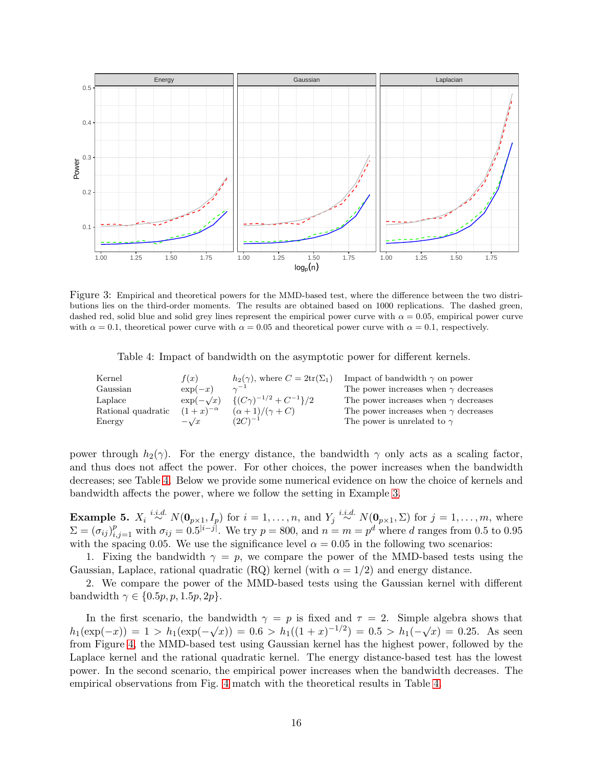Figure 3: Empirical and theoretical powers for the MMD-based test, where the difference between the two distributions lies on the third-order moments. The results are obtained based on 1000 replications. The dashed green, dashed red, solid blue and solid grey lines represent the empirical power curve with $\alpha = 0.05$, empirical power curve with $\alpha = 0.1$, theoretical power curve with $\alpha = 0.05$ and theoretical power curve with $\alpha = 0.1$, respectively.

Table 4: Impact of bandwidth on the asymptotic power for different kernels.

| Kernel | $f(x)$ | $h_2(\gamma)$, where $C = 2\text{tr}(\Sigma_1)$ | Impact of bandwidth $\gamma$ on power |
|---|---|---|---|
| Gaussian | $\exp(-x)$ | $\gamma^{-1}$ | The power increases when $\gamma$ decreases |
| Laplace | $\exp(-\sqrt{x})$ | $\{(C\gamma)^{-1/2} + C^{-1}\}/2$ | The power increases when $\gamma$ decreases |
| Rational quadratic | $(1+x)^{-\alpha}$ | $(\alpha+1)/(\gamma + C)$ | The power increases when $\gamma$ decreases |
| Energy | $-\sqrt{x}$ | $(2C)^{-1}$ | The power is unrelated to $\gamma$ |

power through $h_2(\gamma)$. For the energy distance, the bandwidth $\gamma$ only acts as a scaling factor, and thus does not affect the power. For other choices, the power increases when the bandwidth decreases; see Table 4. Below we provide some numerical evidence on how the choice of kernels and bandwidth affects the power, where we follow the setting in Example 3.

**Example 5.** $X_i \overset{i.i.d.}{\sim} N(\mathbf{0}_{p\times 1}, I_p)$ for $i = 1, \dots, n$, and $Y_j \overset{i.i.d.}{\sim} N(\mathbf{0}_{p\times 1}, \Sigma)$ for $j = 1, \dots, m$, where $\Sigma = (\sigma_{ij})_{i,j=1}^p$ with $\sigma_{ij} = 0.5^{|i-j|}$. We try $p = 800$, and $n = m = p^d$ where $d$ ranges from 0.5 to 0.95 with the spacing 0.05. We use the significance level $\alpha = 0.05$ in the following two scenarios:

1. Fixing the bandwidth $\gamma = p$, we compare the power of the MMD-based tests using the Gaussian, Laplace, rational quadratic (RQ) kernel (with $\alpha = 1/2$) and energy distance.
2. We compare the power of the MMD-based tests using the Gaussian kernel with different bandwidth $\gamma \in \{0.5p, p, 1.5p, 2p\}$.

In the first scenario, the bandwidth $\gamma = p$ is fixed and $\tau = 2$. Simple algebra shows that $h_1(\exp(-x)) = 1 > h_1(\exp(-\sqrt{x})) = 0.6 > h_1((1+x)^{-1/2}) = 0.5 > h_1(-\sqrt{x}) = 0.25$. As seen from Figure 4, the MMD-based test using Gaussian kernel has the highest power, followed by the Laplace kernel and the rational quadratic kernel. The energy distance-based test has the lowest power. In the second scenario, the empirical power increases when the bandwidth decreases. The empirical observations from Fig. 4 match with the theoretical results in Table 4.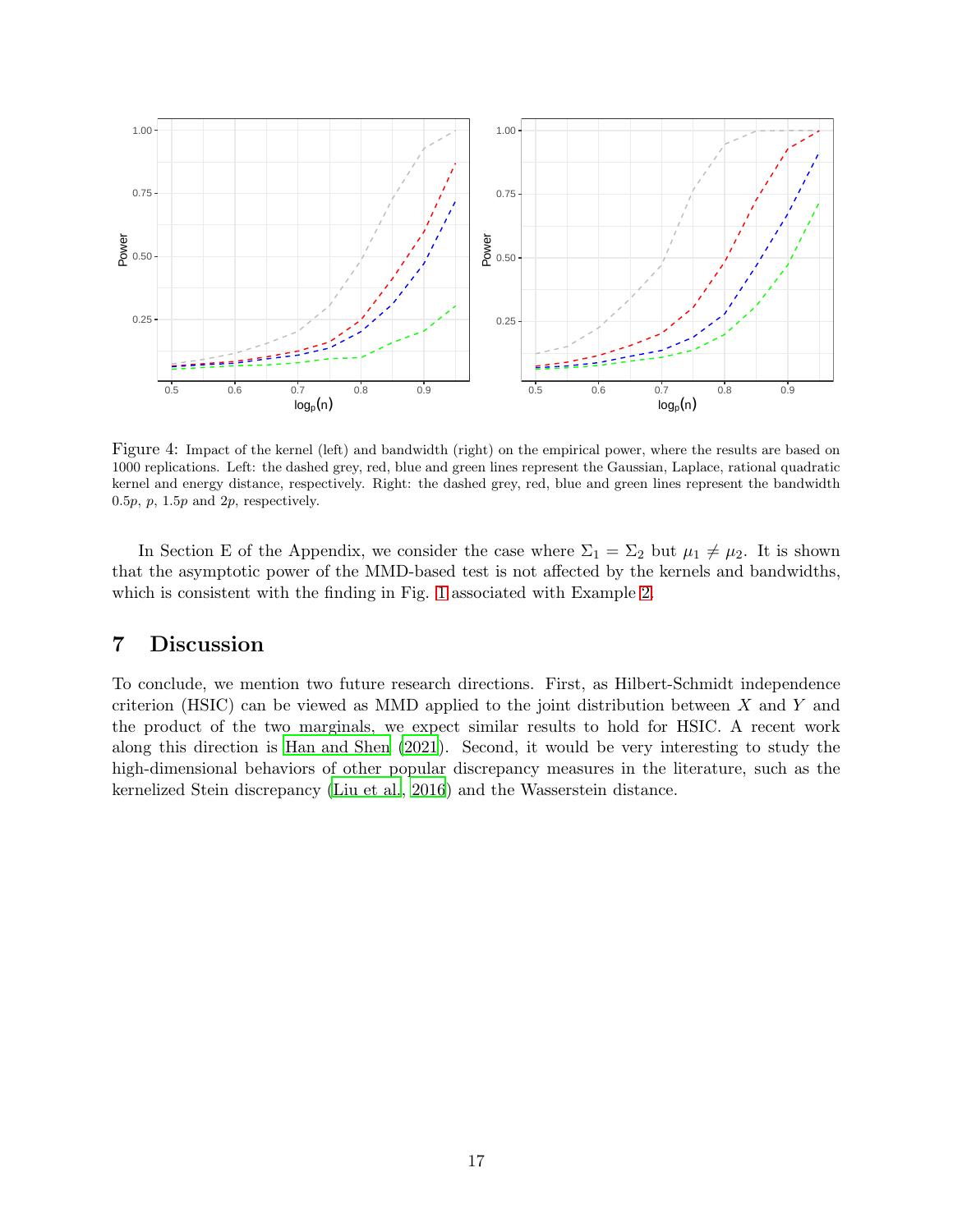Figure 4: Impact of the kernel (left) and bandwidth (right) on the empirical power, where the results are based on 1000 replications. Left: the dashed grey, red, blue and green lines represent the Gaussian, Laplace, rational quadratic kernel and energy distance, respectively. Right: the dashed grey, red, blue and green lines represent the bandwidth $0.5p$, $p$, $1.5p$ and $2p$, respectively.

In Section E of the Appendix, we consider the case where $\Sigma_1 = \Sigma_2$ but $\mu_1 \neq \mu_2$. It is shown that the asymptotic power of the MMD-based test is not affected by the kernels and bandwidths, which is consistent with the finding in Fig. 1 associated with Example 2.

# 7 Discussion

To conclude, we mention two future research directions. First, as Hilbert-Schmidt independence criterion (HSIC) can be viewed as MMD applied to the joint distribution between $X$ and $Y$ and the product of the two marginals, we expect similar results to hold for HSIC. A recent work along this direction is Han and Shen (2021). Second, it would be very interesting to study the high-dimensional behaviors of other popular discrepancy measures in the literature, such as the kernelized Stein discrepancy (Liu et al., 2016) and the Wasserstein distance.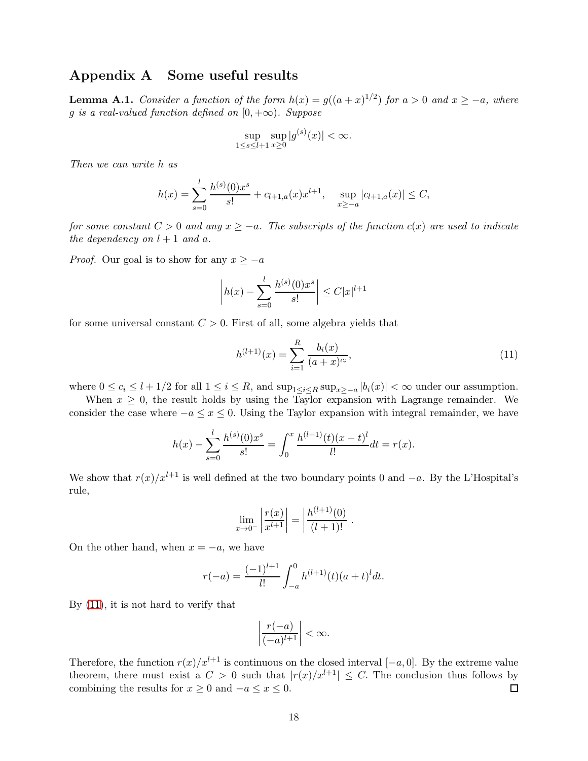# Appendix A Some useful results

**Lemma A.1.** *Consider a function of the form $h(x) = g((a+x)^{1/2})$ for $a > 0$ and $x \geq -a$, where $g$ is a real-valued function defined on $[0, +\infty)$. Suppose*

$$\sup_{1 \leq s \leq l+1} \sup_{x \geq 0} |g^{(s)}(x)| < \infty.$$

*Then we can write $h$ as*

$$h(x) = \sum_{s=0}^{l} \frac{h^{(s)}(0)x^s}{s!} + c_{l+1,a}(x)x^{l+1}, \quad \sup_{x \geq -a} |c_{l+1,a}(x)| \leq C,$$

*for some constant $C > 0$ and any $x \geq -a$. The subscripts of the function $c(x)$ are used to indicate the dependency on $l+1$ and $a$.*

*Proof.* Our goal is to show for any $x \geq -a$

$$\left| h(x) - \sum_{s=0}^{l} \frac{h^{(s)}(0)x^s}{s!} \right| \leq C|x|^{l+1}$$

for some universal constant $C > 0$. First of all, some algebra yields that

$$h^{(l+1)}(x) = \sum_{i=1}^{R} \frac{b_i(x)}{(a+x)^{c_i}}, \tag{11}$$

where $0 \leq c_i \leq l + 1/2$ for all $1 \leq i \leq R$, and $\sup_{1 \leq i \leq R} \sup_{x \geq -a} |b_i(x)| < \infty$ under our assumption.

When $x \geq 0$, the result holds by using the Taylor expansion with Lagrange remainder. We consider the case where $-a \leq x \leq 0$. Using the Taylor expansion with integral remainder, we have

$$h(x) - \sum_{s=0}^{l} \frac{h^{(s)}(0)x^s}{s!} = \int_0^x \frac{h^{(l+1)}(t)(x-t)^l}{l!} dt = r(x).$$

We show that $r(x)/x^{l+1}$ is well defined at the two boundary points 0 and $-a$. By the L'Hospital's rule,

$$\lim_{x \to 0^-} \left| \frac{r(x)}{x^{l+1}} \right| = \left| \frac{h^{(l+1)}(0)}{(l+1)!} \right|.$$

On the other hand, when $x = -a$, we have

$$r(-a) = \frac{(-1)^{l+1}}{l!} \int_{-a}^{0} h^{(l+1)}(t)(a+t)^l dt.$$

By (11), it is not hard to verify that

$$\left| \frac{r(-a)}{(-a)^{l+1}} \right| < \infty.$$

Therefore, the function $r(x)/x^{l+1}$ is continuous on the closed interval $[-a, 0]$. By the extreme value theorem, there must exist a $C > 0$ such that $|r(x)/x^{l+1}| \leq C$. The conclusion thus follows by combining the results for $x \geq 0$ and $-a \leq x \leq 0$. ∎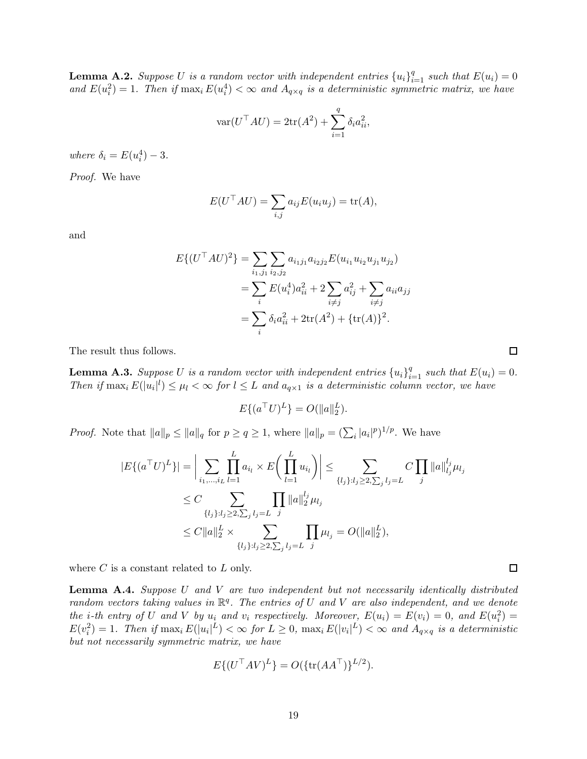**Lemma A.2.** *Suppose $U$ is a random vector with independent entries $\{u_i\}_{i=1}^q$ such that $E(u_i) = 0$ and $E(u_i^2) = 1$. Then if $\max_i E(u_i^4) < \infty$ and $A_{q\times q}$ is a deterministic symmetric matrix, we have*

$$\mathrm{var}(U^\top AU) = 2\mathrm{tr}(A^2) + \sum_{i=1}^q \delta_i a_{ii}^2,$$

*where $\delta_i = E(u_i^4) - 3$.*

*Proof.* We have

$$E(U^\top AU) = \sum_{i,j} a_{ij}E(u_iu_j) = \mathrm{tr}(A),$$

and

$$\begin{aligned}
E\{(U^\top AU)^2\} &= \sum_{i_1,j_1}\sum_{i_2,j_2} a_{i_1j_1}a_{i_2j_2}E(u_{i_1}u_{i_2}u_{j_1}u_{j_2}) \\
&= \sum_i E(u_i^4)a_{ii}^2 + 2\sum_{i\neq j} a_{ij}^2 + \sum_{i\neq j} a_{ii}a_{jj} \\
&= \sum_i \delta_i a_{ii}^2 + 2\mathrm{tr}(A^2) + \{\mathrm{tr}(A)\}^2.
\end{aligned}$$

The result thus follows. ∎

**Lemma A.3.** *Suppose $U$ is a random vector with independent entries $\{u_i\}_{i=1}^q$ such that $E(u_i) = 0$. Then if $\max_i E(|u_i|^l) \leq \mu_l < \infty$ for $l \leq L$ and $a_{q\times 1}$ is a deterministic column vector, we have*

$$E\{(a^\top U)^L\} = O(\|a\|_2^L).$$

*Proof.* Note that $\|a\|_p \leq \|a\|_q$ for $p \geq q \geq 1$, where $\|a\|_p = (\sum_i |a_i|^p)^{1/p}$. We have

$$\begin{aligned}
|E\{(a^\top U)^L\}| &= \Big| \sum_{i_1,\ldots,i_L} \prod_{l=1}^L a_{i_l} \times E\Big(\prod_{l=1}^L u_{i_l}\Big)\Big| \leq \sum_{\{l_j\}:l_j\geq 2,\sum_j l_j = L} C\prod_j \|a\|_{l_j}^{l_j}\mu_{l_j} \\
&\leq C \sum_{\{l_j\}:l_j\geq 2,\sum_j l_j = L} \prod_j \|a\|_2^{l_j}\mu_{l_j} \\
&\leq C\|a\|_2^L \times \sum_{\{l_j\}:l_j\geq 2,\sum_j l_j = L} \prod_j \mu_{l_j} = O(\|a\|_2^L),
\end{aligned}$$

where $C$ is a constant related to $L$ only. ∎

**Lemma A.4.** *Suppose $U$ and $V$ are two independent but not necessarily identically distributed random vectors taking values in $\mathbb{R}^q$. The entries of $U$ and $V$ are also independent, and we denote the $i$-th entry of $U$ and $V$ by $u_i$ and $v_i$ respectively. Moreover, $E(u_i) = E(v_i) = 0$, and $E(u_i^2) = E(v_i^2) = 1$. Then if $\max_i E(|u_i|^L) < \infty$ for $L \geq 0$, $\max_i E(|v_i|^L) < \infty$ and $A_{q\times q}$ is a deterministic but not necessarily symmetric matrix, we have*

$$E\{(U^\top AV)^L\} = O(\{\mathrm{tr}(AA^\top)\}^{L/2}).$$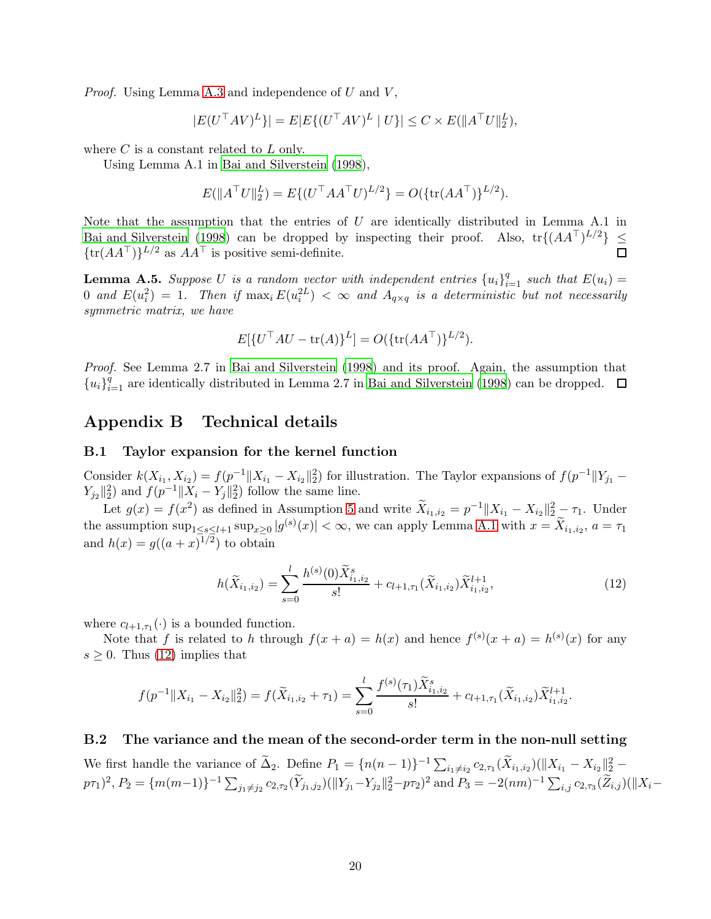*Proof.* Using Lemma A.3 and independence of $U$ and $V$,

$$|E(U^\top AV)^L\}| = E|E\{(U^\top AV)^L \mid U\}| \le C \times E(\|A^\top U\|_2^L),$$

where $C$ is a constant related to $L$ only.

Using Lemma A.1 in Bai and Silverstein (1998),

$$E(\|A^\top U\|_2^L) = E\{(U^\top AA^\top U)^{L/2}\} = O(\{\text{tr}(AA^\top)\}^{L/2}).$$

Note that the assumption that the entries of $U$ are identically distributed in Lemma A.1 in Bai and Silverstein (1998) can be dropped by inspecting their proof. Also, $\text{tr}\{(AA^\top)^{L/2}\} \le \{\text{tr}(AA^\top)\}^{L/2}$ as $AA^\top$ is positive semi-definite. □

**Lemma A.5.** *Suppose $U$ is a random vector with independent entries $\{u_i\}_{i=1}^q$ such that $E(u_i) = 0$ and $E(u_i^2) = 1$. Then if $\max_i E(u_i^{2L}) < \infty$ and $A_{q\times q}$ is a deterministic but not necessarily symmetric matrix, we have*

$$E[\{U^\top AU - \text{tr}(A)\}^L] = O(\{\text{tr}(AA^\top)\}^{L/2}).$$

*Proof.* See Lemma 2.7 in Bai and Silverstein (1998) and its proof. Again, the assumption that $\{u_i\}_{i=1}^q$ are identically distributed in Lemma 2.7 in Bai and Silverstein (1998) can be dropped. □

# Appendix B Technical details

## B.1 Taylor expansion for the kernel function

Consider $k(X_{i_1}, X_{i_2}) = f(p^{-1}\|X_{i_1} - X_{i_2}\|_2^2)$ for illustration. The Taylor expansions of $f(p^{-1}\|Y_{j_1} - Y_{j_2}\|_2^2)$ and $f(p^{-1}\|X_i - Y_j\|_2^2)$ follow the same line.

Let $g(x) = f(x^2)$ as defined in Assumption 5 and write $\widetilde{X}_{i_1,i_2} = p^{-1}\|X_{i_1} - X_{i_2}\|_2^2 - \tau_1$. Under the assumption $\sup_{1\le s\le l+1}\sup_{x\ge 0}|g^{(s)}(x)| < \infty$, we can apply Lemma A.1 with $x = \widetilde{X}_{i_1,i_2}$, $a = \tau_1$ and $h(x) = g((a+x)^{1/2})$ to obtain

$$h(\widetilde{X}_{i_1,i_2}) = \sum_{s=0}^{l} \frac{h^{(s)}(0)\widetilde{X}_{i_1,i_2}^s}{s!} + c_{l+1,\tau_1}(\widetilde{X}_{i_1,i_2})\widetilde{X}_{i_1,i_2}^{l+1}, \tag{12}$$

where $c_{l+1,\tau_1}(\cdot)$ is a bounded function.

Note that $f$ is related to $h$ through $f(x+a) = h(x)$ and hence $f^{(s)}(x+a) = h^{(s)}(x)$ for any $s \ge 0$. Thus (12) implies that

$$f(p^{-1}\|X_{i_1} - X_{i_2}\|_2^2) = f(\widetilde{X}_{i_1,i_2} + \tau_1) = \sum_{s=0}^{l} \frac{f^{(s)}(\tau_1)\widetilde{X}_{i_1,i_2}^s}{s!} + c_{l+1,\tau_1}(\widetilde{X}_{i_1,i_2})\widetilde{X}_{i_1,i_2}^{l+1}.$$

## B.2 The variance and the mean of the second-order term in the non-null setting

We first handle the variance of $\widetilde{\Delta}_2$. Define $P_1 = \{n(n-1)\}^{-1}\sum_{i_1\ne i_2} c_{2,\tau_1}(\widetilde{X}_{i_1,i_2})(\|X_{i_1} - X_{i_2}\|_2^2 - p\tau_1)^2$, $P_2 = \{m(m-1)\}^{-1}\sum_{j_1\ne j_2} c_{2,\tau_2}(\widetilde{Y}_{j_1,j_2})(\|Y_{j_1} - Y_{j_2}\|_2^2 - p\tau_2)^2$ and $P_3 = -2(nm)^{-1}\sum_{i,j} c_{2,\tau_3}(\widetilde{Z}_{i,j})(\|X_i -$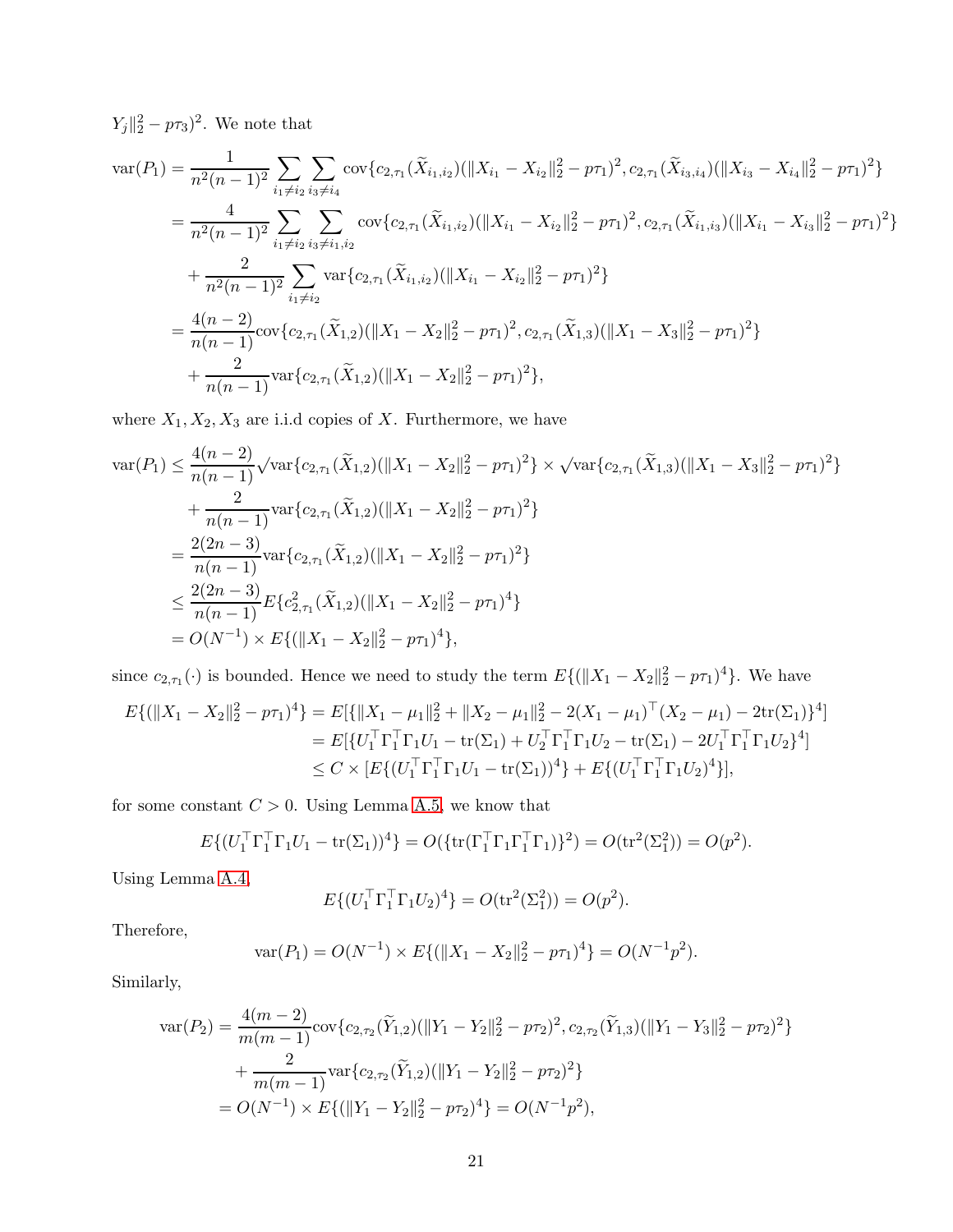$Y_j\|_2^2 - p\tau_3)^2$. We note that

$$
\begin{aligned}
\mathrm{var}(P_1) &= \frac{1}{n^2(n-1)^2}\sum_{i_1\neq i_2}\sum_{i_3\neq i_4}\mathrm{cov}\{c_{2,\tau_1}(\widetilde{X}_{i_1,i_2})(\|X_{i_1}-X_{i_2}\|_2^2-p\tau_1)^2, c_{2,\tau_1}(\widetilde{X}_{i_3,i_4})(\|X_{i_3}-X_{i_4}\|_2^2-p\tau_1)^2\}\\
&= \frac{4}{n^2(n-1)^2}\sum_{i_1\neq i_2}\sum_{i_3\neq i_1,i_2}\mathrm{cov}\{c_{2,\tau_1}(\widetilde{X}_{i_1,i_2})(\|X_{i_1}-X_{i_2}\|_2^2-p\tau_1)^2, c_{2,\tau_1}(\widetilde{X}_{i_1,i_3})(\|X_{i_1}-X_{i_3}\|_2^2-p\tau_1)^2\}\\
&\quad + \frac{2}{n^2(n-1)^2}\sum_{i_1\neq i_2}\mathrm{var}\{c_{2,\tau_1}(\widetilde{X}_{i_1,i_2})(\|X_{i_1}-X_{i_2}\|_2^2-p\tau_1)^2\}\\
&= \frac{4(n-2)}{n(n-1)}\mathrm{cov}\{c_{2,\tau_1}(\widetilde{X}_{1,2})(\|X_1-X_2\|_2^2-p\tau_1)^2, c_{2,\tau_1}(\widetilde{X}_{1,3})(\|X_1-X_3\|_2^2-p\tau_1)^2\}\\
&\quad + \frac{2}{n(n-1)}\mathrm{var}\{c_{2,\tau_1}(\widetilde{X}_{1,2})(\|X_1-X_2\|_2^2-p\tau_1)^2\},
\end{aligned}
$$

where $X_1, X_2, X_3$ are i.i.d copies of $X$. Furthermore, we have

$$
\begin{aligned}
\mathrm{var}(P_1) &\le \frac{4(n-2)}{n(n-1)}\sqrt{\mathrm{var}\{c_{2,\tau_1}(\widetilde{X}_{1,2})(\|X_1-X_2\|_2^2-p\tau_1)^2\}}\times\sqrt{\mathrm{var}\{c_{2,\tau_1}(\widetilde{X}_{1,3})(\|X_1-X_3\|_2^2-p\tau_1)^2\}}\\
&\quad + \frac{2}{n(n-1)}\mathrm{var}\{c_{2,\tau_1}(\widetilde{X}_{1,2})(\|X_1-X_2\|_2^2-p\tau_1)^2\}\\
&= \frac{2(2n-3)}{n(n-1)}\mathrm{var}\{c_{2,\tau_1}(\widetilde{X}_{1,2})(\|X_1-X_2\|_2^2-p\tau_1)^2\}\\
&\le \frac{2(2n-3)}{n(n-1)}E\{c_{2,\tau_1}^2(\widetilde{X}_{1,2})(\|X_1-X_2\|_2^2-p\tau_1)^4\}\\
&= O(N^{-1})\times E\{(\|X_1-X_2\|_2^2-p\tau_1)^4\},
\end{aligned}
$$

since $c_{2,\tau_1}(\cdot)$ is bounded. Hence we need to study the term $E\{(\|X_1-X_2\|_2^2-p\tau_1)^4\}$. We have

$$
\begin{aligned}
E\{(\|X_1-X_2\|_2^2-p\tau_1)^4\} &= E[\{\|X_1-\mu_1\|_2^2+\|X_2-\mu_1\|_2^2-2(X_1-\mu_1)^\top(X_2-\mu_1)-2\mathrm{tr}(\Sigma_1)\}^4]\\
&= E[\{U_1^\top\Gamma_1^\top\Gamma_1U_1-\mathrm{tr}(\Sigma_1)+U_2^\top\Gamma_1^\top\Gamma_1U_2-\mathrm{tr}(\Sigma_1)-2U_1^\top\Gamma_1^\top\Gamma_1U_2\}^4]\\
&\le C\times[E\{(U_1^\top\Gamma_1^\top\Gamma_1U_1-\mathrm{tr}(\Sigma_1))^4\}+E\{(U_1^\top\Gamma_1^\top\Gamma_1U_2)^4\}],
\end{aligned}
$$

for some constant $C>0$. Using Lemma A.5, we know that

$$
E\{(U_1^\top\Gamma_1^\top\Gamma_1U_1-\mathrm{tr}(\Sigma_1))^4\} = O(\{\mathrm{tr}(\Gamma_1^\top\Gamma_1\Gamma_1^\top\Gamma_1)\}^2) = O(\mathrm{tr}^2(\Sigma_1^2)) = O(p^2).
$$

Using Lemma A.4,

$$
E\{(U_1^\top\Gamma_1^\top\Gamma_1U_2)^4\} = O(\mathrm{tr}^2(\Sigma_1^2)) = O(p^2).
$$

Therefore,

$$
\mathrm{var}(P_1) = O(N^{-1})\times E\{(\|X_1-X_2\|_2^2-p\tau_1)^4\} = O(N^{-1}p^2).
$$

Similarly,

$$
\begin{aligned}
\mathrm{var}(P_2) &= \frac{4(m-2)}{m(m-1)}\mathrm{cov}\{c_{2,\tau_2}(\widetilde{Y}_{1,2})(\|Y_1-Y_2\|_2^2-p\tau_2)^2, c_{2,\tau_2}(\widetilde{Y}_{1,3})(\|Y_1-Y_3\|_2^2-p\tau_2)^2\}\\
&\quad + \frac{2}{m(m-1)}\mathrm{var}\{c_{2,\tau_2}(\widetilde{Y}_{1,2})(\|Y_1-Y_2\|_2^2-p\tau_2)^2\}\\
&= O(N^{-1})\times E\{(\|Y_1-Y_2\|_2^2-p\tau_2)^4\} = O(N^{-1}p^2),
\end{aligned}
$$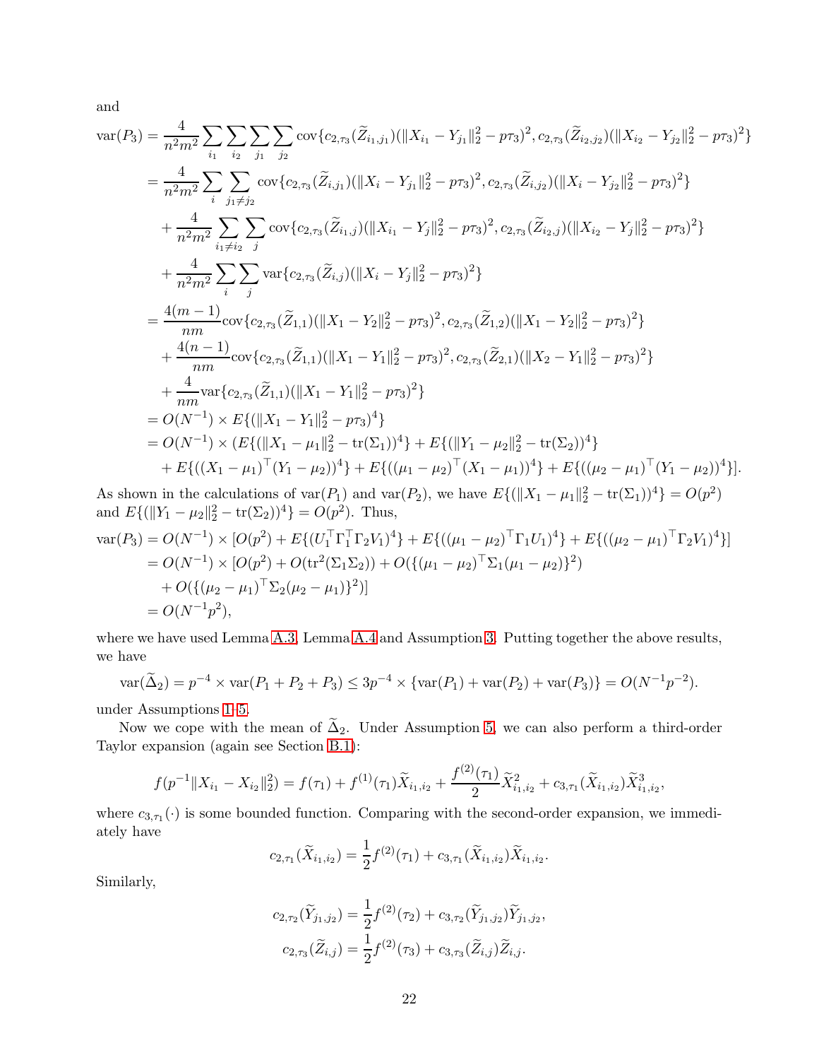and

$$
\begin{aligned}
\mathrm{var}(P_3) &= \frac{4}{n^2m^2}\sum_{i_1}\sum_{i_2}\sum_{j_1}\sum_{j_2}\mathrm{cov}\{c_{2,\tau_3}(\widetilde{Z}_{i_1,j_1})(\|X_{i_1}-Y_{j_1}\|_2^2-p\tau_3)^2, c_{2,\tau_3}(\widetilde{Z}_{i_2,j_2})(\|X_{i_2}-Y_{j_2}\|_2^2-p\tau_3)^2\} \\
&= \frac{4}{n^2m^2}\sum_{i}\sum_{j_1\neq j_2}\mathrm{cov}\{c_{2,\tau_3}(\widetilde{Z}_{i,j_1})(\|X_{i}-Y_{j_1}\|_2^2-p\tau_3)^2, c_{2,\tau_3}(\widetilde{Z}_{i,j_2})(\|X_{i}-Y_{j_2}\|_2^2-p\tau_3)^2\} \\
&\quad + \frac{4}{n^2m^2}\sum_{i_1\neq i_2}\sum_{j}\mathrm{cov}\{c_{2,\tau_3}(\widetilde{Z}_{i_1,j})(\|X_{i_1}-Y_{j}\|_2^2-p\tau_3)^2, c_{2,\tau_3}(\widetilde{Z}_{i_2,j})(\|X_{i_2}-Y_{j}\|_2^2-p\tau_3)^2\} \\
&\quad + \frac{4}{n^2m^2}\sum_{i}\sum_{j}\mathrm{var}\{c_{2,\tau_3}(\widetilde{Z}_{i,j})(\|X_{i}-Y_{j}\|_2^2-p\tau_3)^2\} \\
&= \frac{4(m-1)}{nm}\mathrm{cov}\{c_{2,\tau_3}(\widetilde{Z}_{1,1})(\|X_1-Y_2\|_2^2-p\tau_3)^2, c_{2,\tau_3}(\widetilde{Z}_{1,2})(\|X_1-Y_2\|_2^2-p\tau_3)^2\} \\
&\quad + \frac{4(n-1)}{nm}\mathrm{cov}\{c_{2,\tau_3}(\widetilde{Z}_{1,1})(\|X_1-Y_1\|_2^2-p\tau_3)^2, c_{2,\tau_3}(\widetilde{Z}_{2,1})(\|X_2-Y_1\|_2^2-p\tau_3)^2\} \\
&\quad + \frac{4}{nm}\mathrm{var}\{c_{2,\tau_3}(\widetilde{Z}_{1,1})(\|X_1-Y_1\|_2^2-p\tau_3)^2\} \\
&= O(N^{-1})\times E\{(\|X_1-Y_1\|_2^2-p\tau_3)^4\} \\
&= O(N^{-1})\times (E\{(\|X_1-\mu_1\|_2^2-\mathrm{tr}(\Sigma_1))^4\} + E\{(\|Y_1-\mu_2\|_2^2-\mathrm{tr}(\Sigma_2))^4\} \\
&\quad + E\{((X_1-\mu_1)^\top(Y_1-\mu_2))^4\} + E\{((\mu_1-\mu_2)^\top(X_1-\mu_1))^4\} + E\{((\mu_2-\mu_1)^\top(Y_1-\mu_2))^4\}].
\end{aligned}
$$

As shown in the calculations of $\mathrm{var}(P_1)$ and $\mathrm{var}(P_2)$, we have $E\{(\|X_1-\mu_1\|_2^2-\mathrm{tr}(\Sigma_1))^4\} = O(p^2)$ and $E\{(\|Y_1-\mu_2\|_2^2-\mathrm{tr}(\Sigma_2))^4\} = O(p^2)$. Thus,

$$
\begin{aligned}
\mathrm{var}(P_3) &= O(N^{-1})\times[O(p^2) + E\{(U_1^\top\Gamma_1^\top\Gamma_2V_1)^4\} + E\{((\mu_1-\mu_2)^\top\Gamma_1U_1)^4\} + E\{((\mu_2-\mu_1)^\top\Gamma_2V_1)^4\}] \\
&= O(N^{-1})\times[O(p^2) + O(\mathrm{tr}^2(\Sigma_1\Sigma_2)) + O(\{(\mu_1-\mu_2)^\top\Sigma_1(\mu_1-\mu_2)\}^2) \\
&\quad + O(\{(\mu_2-\mu_1)^\top\Sigma_2(\mu_2-\mu_1)\}^2)] \\
&= O(N^{-1}p^2),
\end{aligned}
$$

where we have used Lemma A.3, Lemma A.4 and Assumption 3. Putting together the above results, we have

$$
\mathrm{var}(\widetilde{\Delta}_2) = p^{-4}\times\mathrm{var}(P_1+P_2+P_3) \leq 3p^{-4}\times\{\mathrm{var}(P_1)+\mathrm{var}(P_2)+\mathrm{var}(P_3)\} = O(N^{-1}p^{-2}).
$$

under Assumptions 1–5.

Now we cope with the mean of $\widetilde{\Delta}_2$. Under Assumption 5, we can also perform a third-order Taylor expansion (again see Section B.1):

$$
f(p^{-1}\|X_{i_1}-X_{i_2}\|_2^2) = f(\tau_1) + f^{(1)}(\tau_1)\widetilde{X}_{i_1,i_2} + \frac{f^{(2)}(\tau_1)}{2}\widetilde{X}_{i_1,i_2}^2 + c_{3,\tau_1}(\widetilde{X}_{i_1,i_2})\widetilde{X}_{i_1,i_2}^3,
$$

where $c_{3,\tau_1}(\cdot)$ is some bounded function. Comparing with the second-order expansion, we immediately have

$$
c_{2,\tau_1}(\widetilde{X}_{i_1,i_2}) = \frac{1}{2}f^{(2)}(\tau_1) + c_{3,\tau_1}(\widetilde{X}_{i_1,i_2})\widetilde{X}_{i_1,i_2}.
$$

Similarly,

$$
\begin{aligned}
c_{2,\tau_2}(\widetilde{Y}_{j_1,j_2}) &= \frac{1}{2}f^{(2)}(\tau_2) + c_{3,\tau_2}(\widetilde{Y}_{j_1,j_2})\widetilde{Y}_{j_1,j_2}, \\
c_{2,\tau_3}(\widetilde{Z}_{i,j}) &= \frac{1}{2}f^{(2)}(\tau_3) + c_{3,\tau_3}(\widetilde{Z}_{i,j})\widetilde{Z}_{i,j}.
\end{aligned}
$$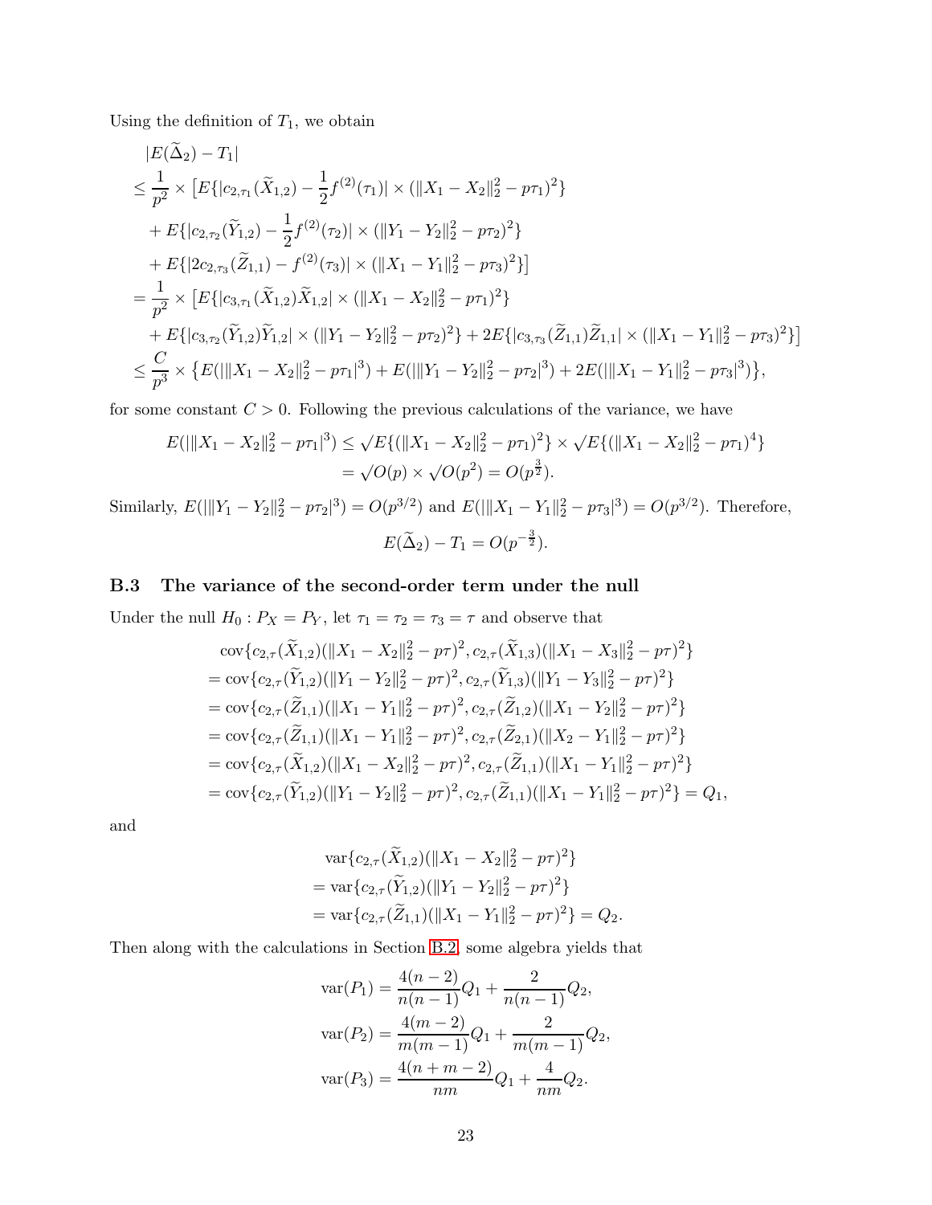Using the definition of $T_1$, we obtain

$$
\begin{aligned}
&|E(\widetilde{\Delta}_2) - T_1| \\
&\leq \frac{1}{p^2} \times \big[E\{|c_{2,\tau_1}(\widetilde{X}_{1,2}) - \frac{1}{2}f^{(2)}(\tau_1)| \times (\|X_1 - X_2\|_2^2 - p\tau_1)^2\} \\
&\quad + E\{|c_{2,\tau_2}(\widetilde{Y}_{1,2}) - \frac{1}{2}f^{(2)}(\tau_2)| \times (\|Y_1 - Y_2\|_2^2 - p\tau_2)^2\} \\
&\quad + E\{|2c_{2,\tau_3}(\widetilde{Z}_{1,1}) - f^{(2)}(\tau_3)| \times (\|X_1 - Y_1\|_2^2 - p\tau_3)^2\}\big] \\
&= \frac{1}{p^2} \times \big[E\{|c_{3,\tau_1}(\widetilde{X}_{1,2})\widetilde{X}_{1,2}| \times (\|X_1 - X_2\|_2^2 - p\tau_1)^2\} \\
&\quad + E\{|c_{3,\tau_2}(\widetilde{Y}_{1,2})\widetilde{Y}_{1,2}| \times (\|Y_1 - Y_2\|_2^2 - p\tau_2)^2\} + 2E\{|c_{3,\tau_3}(\widetilde{Z}_{1,1})\widetilde{Z}_{1,1}| \times (\|X_1 - Y_1\|_2^2 - p\tau_3)^2\}\big] \\
&\leq \frac{C}{p^3} \times \big\{E(|\|X_1 - X_2\|_2^2 - p\tau_1|^3) + E(|\|Y_1 - Y_2\|_2^2 - p\tau_2|^3) + 2E(|\|X_1 - Y_1\|_2^2 - p\tau_3|^3)\big\},
\end{aligned}
$$

for some constant $C > 0$. Following the previous calculations of the variance, we have

$$
\begin{aligned}
E(|\|X_1 - X_2\|_2^2 - p\tau_1|^3) &\leq \sqrt{E\{(\|X_1 - X_2\|_2^2 - p\tau_1)^2\}} \times \sqrt{E\{(\|X_1 - X_2\|_2^2 - p\tau_1)^4\}} \\
&= \sqrt{O(p)} \times \sqrt{O(p^2)} = O(p^{\frac{3}{2}}).
\end{aligned}
$$

Similarly, $E(|\|Y_1 - Y_2\|_2^2 - p\tau_2|^3) = O(p^{3/2})$ and $E(|\|X_1 - Y_1\|_2^2 - p\tau_3|^3) = O(p^{3/2})$. Therefore,

$$
E(\widetilde{\Delta}_2) - T_1 = O(p^{-\frac{3}{2}}).
$$

### B.3 The variance of the second-order term under the null

Under the null $H_0 : P_X = P_Y$, let $\tau_1 = \tau_2 = \tau_3 = \tau$ and observe that

$$
\begin{aligned}
&\text{cov}\{c_{2,\tau}(\widetilde{X}_{1,2})(\|X_1 - X_2\|_2^2 - p\tau)^2, c_{2,\tau}(\widetilde{X}_{1,3})(\|X_1 - X_3\|_2^2 - p\tau)^2\} \\
&= \text{cov}\{c_{2,\tau}(\widetilde{Y}_{1,2})(\|Y_1 - Y_2\|_2^2 - p\tau)^2, c_{2,\tau}(\widetilde{Y}_{1,3})(\|Y_1 - Y_3\|_2^2 - p\tau)^2\} \\
&= \text{cov}\{c_{2,\tau}(\widetilde{Z}_{1,1})(\|X_1 - Y_1\|_2^2 - p\tau)^2, c_{2,\tau}(\widetilde{Z}_{1,2})(\|X_1 - Y_2\|_2^2 - p\tau)^2\} \\
&= \text{cov}\{c_{2,\tau}(\widetilde{Z}_{1,1})(\|X_1 - Y_1\|_2^2 - p\tau)^2, c_{2,\tau}(\widetilde{Z}_{2,1})(\|X_2 - Y_1\|_2^2 - p\tau)^2\} \\
&= \text{cov}\{c_{2,\tau}(\widetilde{X}_{1,2})(\|X_1 - X_2\|_2^2 - p\tau)^2, c_{2,\tau}(\widetilde{Z}_{1,1})(\|X_1 - Y_1\|_2^2 - p\tau)^2\} \\
&= \text{cov}\{c_{2,\tau}(\widetilde{Y}_{1,2})(\|Y_1 - Y_2\|_2^2 - p\tau)^2, c_{2,\tau}(\widetilde{Z}_{1,1})(\|X_1 - Y_1\|_2^2 - p\tau)^2\} = Q_1,
\end{aligned}
$$

and

$$
\begin{aligned}
&\text{var}\{c_{2,\tau}(\widetilde{X}_{1,2})(\|X_1 - X_2\|_2^2 - p\tau)^2\} \\
&= \text{var}\{c_{2,\tau}(\widetilde{Y}_{1,2})(\|Y_1 - Y_2\|_2^2 - p\tau)^2\} \\
&= \text{var}\{c_{2,\tau}(\widetilde{Z}_{1,1})(\|X_1 - Y_1\|_2^2 - p\tau)^2\} = Q_2.
\end{aligned}
$$

Then along with the calculations in Section B.2, some algebra yields that

$$
\begin{aligned}
\text{var}(P_1) &= \frac{4(n-2)}{n(n-1)}Q_1 + \frac{2}{n(n-1)}Q_2, \\
\text{var}(P_2) &= \frac{4(m-2)}{m(m-1)}Q_1 + \frac{2}{m(m-1)}Q_2, \\
\text{var}(P_3) &= \frac{4(n+m-2)}{nm}Q_1 + \frac{4}{nm}Q_2.
\end{aligned}
$$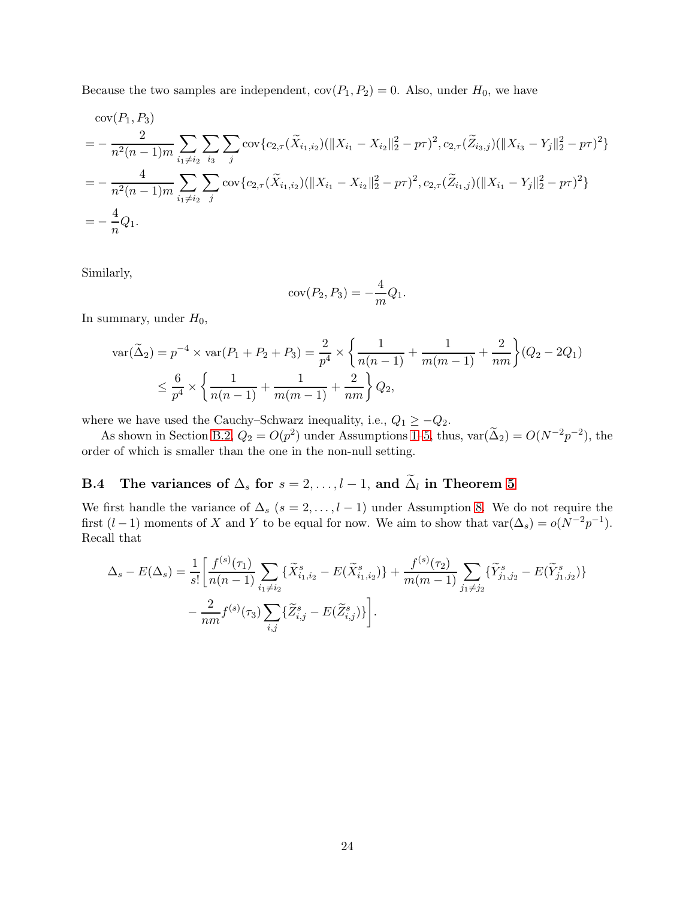Because the two samples are independent, $\text{cov}(P_1, P_2) = 0$. Also, under $H_0$, we have

$$
\begin{aligned}
&\text{cov}(P_1, P_3) \\
&= -\frac{2}{n^2(n-1)m} \sum_{i_1 \neq i_2} \sum_{i_3} \sum_{j} \text{cov}\{c_{2,\tau}(\widetilde{X}_{i_1,i_2})(\|X_{i_1} - X_{i_2}\|_2^2 - p\tau)^2, c_{2,\tau}(\widetilde{Z}_{i_3,j})(\|X_{i_3} - Y_j\|_2^2 - p\tau)^2\} \\
&= -\frac{4}{n^2(n-1)m} \sum_{i_1 \neq i_2} \sum_{j} \text{cov}\{c_{2,\tau}(\widetilde{X}_{i_1,i_2})(\|X_{i_1} - X_{i_2}\|_2^2 - p\tau)^2, c_{2,\tau}(\widetilde{Z}_{i_1,j})(\|X_{i_1} - Y_j\|_2^2 - p\tau)^2\} \\
&= -\frac{4}{n} Q_1.
\end{aligned}
$$

Similarly,

$$
\text{cov}(P_2, P_3) = -\frac{4}{m} Q_1.
$$

In summary, under $H_0$,

$$
\begin{aligned}
\text{var}(\widetilde{\Delta}_2) = p^{-4} \times \text{var}(P_1 + P_2 + P_3) &= \frac{2}{p^4} \times \left\{ \frac{1}{n(n-1)} + \frac{1}{m(m-1)} + \frac{2}{nm} \right\} (Q_2 - 2Q_1) \\
&\leq \frac{6}{p^4} \times \left\{ \frac{1}{n(n-1)} + \frac{1}{m(m-1)} + \frac{2}{nm} \right\} Q_2,
\end{aligned}
$$

where we have used the Cauchy–Schwarz inequality, i.e., $Q_1 \geq -Q_2$.

As shown in Section B.2, $Q_2 = O(p^2)$ under Assumptions 1–5, thus, $\text{var}(\widetilde{\Delta}_2) = O(N^{-2}p^{-2})$, the order of which is smaller than the one in the non-null setting.

### B.4 The variances of $\Delta_s$ for $s = 2, \ldots, l-1$, and $\widetilde{\Delta}_l$ in Theorem 5

We first handle the variance of $\Delta_s$ ($s = 2, \ldots, l-1$) under Assumption 8. We do not require the first $(l-1)$ moments of $X$ and $Y$ to be equal for now. We aim to show that $\text{var}(\Delta_s) = o(N^{-2}p^{-1})$. Recall that

$$
\begin{aligned}
\Delta_s - E(\Delta_s) = \frac{1}{s!} \Bigg[ &\frac{f^{(s)}(\tau_1)}{n(n-1)} \sum_{i_1 \neq i_2} \{\widetilde{X}_{i_1,i_2}^s - E(\widetilde{X}_{i_1,i_2}^s)\} + \frac{f^{(s)}(\tau_2)}{m(m-1)} \sum_{j_1 \neq j_2} \{\widetilde{Y}_{j_1,j_2}^s - E(\widetilde{Y}_{j_1,j_2}^s)\} \\
&- \frac{2}{nm} f^{(s)}(\tau_3) \sum_{i,j} \{\widetilde{Z}_{i,j}^s - E(\widetilde{Z}_{i,j}^s)\} \Bigg].
\end{aligned}
$$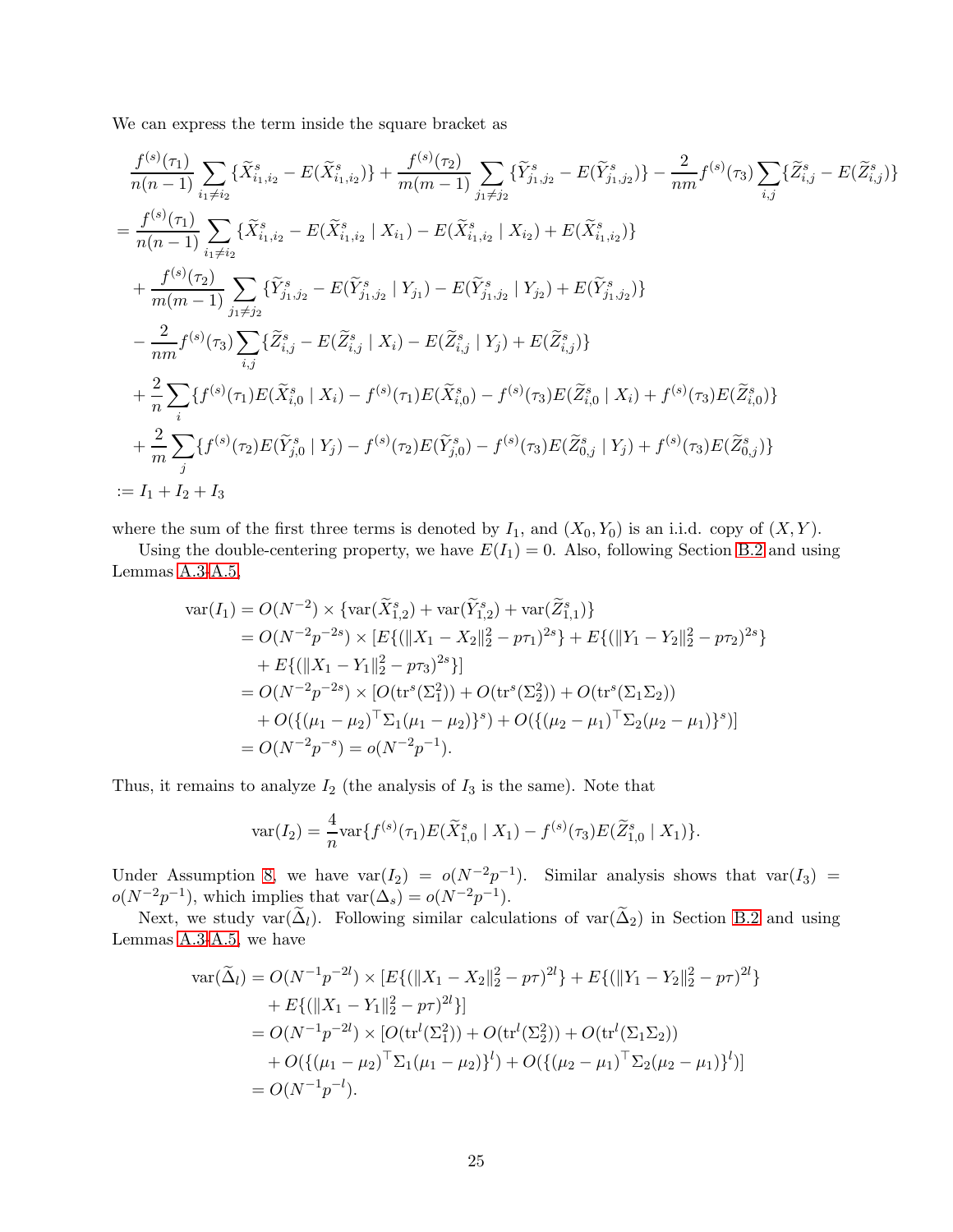We can express the term inside the square bracket as

$$
\begin{aligned}
&\frac{f^{(s)}(\tau_1)}{n(n-1)} \sum_{i_1 \neq i_2} \{\widetilde{X}^s_{i_1,i_2} - E(\widetilde{X}^s_{i_1,i_2})\} + \frac{f^{(s)}(\tau_2)}{m(m-1)} \sum_{j_1 \neq j_2} \{\widetilde{Y}^s_{j_1,j_2} - E(\widetilde{Y}^s_{j_1,j_2})\} - \frac{2}{nm} f^{(s)}(\tau_3) \sum_{i,j} \{\widetilde{Z}^s_{i,j} - E(\widetilde{Z}^s_{i,j})\} \\
&= \frac{f^{(s)}(\tau_1)}{n(n-1)} \sum_{i_1 \neq i_2} \{\widetilde{X}^s_{i_1,i_2} - E(\widetilde{X}^s_{i_1,i_2} \mid X_{i_1}) - E(\widetilde{X}^s_{i_1,i_2} \mid X_{i_2}) + E(\widetilde{X}^s_{i_1,i_2})\} \\
&\quad + \frac{f^{(s)}(\tau_2)}{m(m-1)} \sum_{j_1 \neq j_2} \{\widetilde{Y}^s_{j_1,j_2} - E(\widetilde{Y}^s_{j_1,j_2} \mid Y_{j_1}) - E(\widetilde{Y}^s_{j_1,j_2} \mid Y_{j_2}) + E(\widetilde{Y}^s_{j_1,j_2})\} \\
&\quad - \frac{2}{nm} f^{(s)}(\tau_3) \sum_{i,j} \{\widetilde{Z}^s_{i,j} - E(\widetilde{Z}^s_{i,j} \mid X_i) - E(\widetilde{Z}^s_{i,j} \mid Y_j) + E(\widetilde{Z}^s_{i,j})\} \\
&\quad + \frac{2}{n} \sum_i \{f^{(s)}(\tau_1) E(\widetilde{X}^s_{i,0} \mid X_i) - f^{(s)}(\tau_1) E(\widetilde{X}^s_{i,0}) - f^{(s)}(\tau_3) E(\widetilde{Z}^s_{i,0} \mid X_i) + f^{(s)}(\tau_3) E(\widetilde{Z}^s_{i,0})\} \\
&\quad + \frac{2}{m} \sum_j \{f^{(s)}(\tau_2) E(\widetilde{Y}^s_{j,0} \mid Y_j) - f^{(s)}(\tau_2) E(\widetilde{Y}^s_{j,0}) - f^{(s)}(\tau_3) E(\widetilde{Z}^s_{0,j} \mid Y_j) + f^{(s)}(\tau_3) E(\widetilde{Z}^s_{0,j})\} \\
&:= I_1 + I_2 + I_3
\end{aligned}
$$

where the sum of the first three terms is denoted by $I_1$, and $(X_0, Y_0)$ is an i.i.d. copy of $(X, Y)$.

Using the double-centering property, we have $E(I_1) = 0$. Also, following Section B.2 and using Lemmas A.3-A.5,

$$
\begin{aligned}
\mathrm{var}(I_1) &= O(N^{-2}) \times \{\mathrm{var}(\widetilde{X}^s_{1,2}) + \mathrm{var}(\widetilde{Y}^s_{1,2}) + \mathrm{var}(\widetilde{Z}^s_{1,1})\} \\
&= O(N^{-2} p^{-2s}) \times [E\{(\|X_1 - X_2\|_2^2 - p\tau_1)^{2s}\} + E\{(\|Y_1 - Y_2\|_2^2 - p\tau_2)^{2s}\} \\
&\quad + E\{(\|X_1 - Y_1\|_2^2 - p\tau_3)^{2s}\}] \\
&= O(N^{-2} p^{-2s}) \times [O(\mathrm{tr}^s(\Sigma_1^2)) + O(\mathrm{tr}^s(\Sigma_2^2)) + O(\mathrm{tr}^s(\Sigma_1 \Sigma_2)) \\
&\quad + O(\{(\mu_1 - \mu_2)^\top \Sigma_1 (\mu_1 - \mu_2)\}^s) + O(\{(\mu_2 - \mu_1)^\top \Sigma_2 (\mu_2 - \mu_1)\}^s)] \\
&= O(N^{-2} p^{-s}) = o(N^{-2} p^{-1}).
\end{aligned}
$$

Thus, it remains to analyze $I_2$ (the analysis of $I_3$ is the same). Note that

$$
\mathrm{var}(I_2) = \frac{4}{n} \mathrm{var}\{f^{(s)}(\tau_1) E(\widetilde{X}^s_{1,0} \mid X_1) - f^{(s)}(\tau_3) E(\widetilde{Z}^s_{1,0} \mid X_1)\}.
$$

Under Assumption 8, we have $\mathrm{var}(I_2) = o(N^{-2} p^{-1})$. Similar analysis shows that $\mathrm{var}(I_3) = o(N^{-2} p^{-1})$, which implies that $\mathrm{var}(\Delta_s) = o(N^{-2} p^{-1})$.

Next, we study $\mathrm{var}(\widetilde{\Delta}_l)$. Following similar calculations of $\mathrm{var}(\widetilde{\Delta}_2)$ in Section B.2 and using Lemmas A.3-A.5, we have

$$
\begin{aligned}
\mathrm{var}(\widetilde{\Delta}_l) &= O(N^{-1} p^{-2l}) \times [E\{(\|X_1 - X_2\|_2^2 - p\tau)^{2l}\} + E\{(\|Y_1 - Y_2\|_2^2 - p\tau)^{2l}\} \\
&\quad + E\{(\|X_1 - Y_1\|_2^2 - p\tau)^{2l}\}] \\
&= O(N^{-1} p^{-2l}) \times [O(\mathrm{tr}^l(\Sigma_1^2)) + O(\mathrm{tr}^l(\Sigma_2^2)) + O(\mathrm{tr}^l(\Sigma_1 \Sigma_2)) \\
&\quad + O(\{(\mu_1 - \mu_2)^\top \Sigma_1 (\mu_1 - \mu_2)\}^l) + O(\{(\mu_2 - \mu_1)^\top \Sigma_2 (\mu_2 - \mu_1)\}^l)] \\
&= O(N^{-1} p^{-l}).
\end{aligned}
$$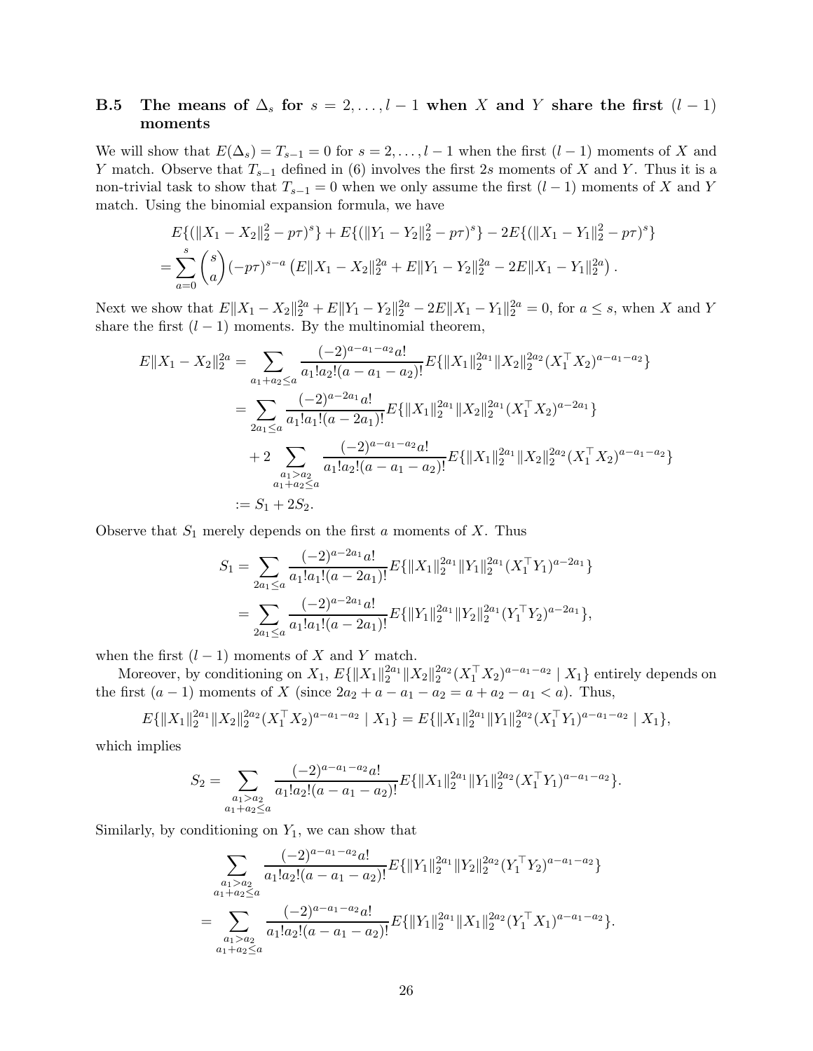### B.5 The means of $\Delta_s$ for $s = 2, \ldots, l-1$ when $X$ and $Y$ share the first $(l-1)$ moments

We will show that $E(\Delta_s) = T_{s-1} = 0$ for $s = 2, \ldots, l-1$ when the first $(l-1)$ moments of $X$ and $Y$ match. Observe that $T_{s-1}$ defined in (6) involves the first $2s$ moments of $X$ and $Y$. Thus it is a non-trivial task to show that $T_{s-1} = 0$ when we only assume the first $(l-1)$ moments of $X$ and $Y$ match. Using the binomial expansion formula, we have

$$
\begin{aligned}
&E\{(\|X_1 - X_2\|_2^2 - p\tau)^s\} + E\{(\|Y_1 - Y_2\|_2^2 - p\tau)^s\} - 2E\{(\|X_1 - Y_1\|_2^2 - p\tau)^s\} \\
&= \sum_{a=0}^{s} \binom{s}{a} (-p\tau)^{s-a} \left( E\|X_1 - X_2\|_2^{2a} + E\|Y_1 - Y_2\|_2^{2a} - 2E\|X_1 - Y_1\|_2^{2a} \right).
\end{aligned}
$$

Next we show that $E\|X_1 - X_2\|_2^{2a} + E\|Y_1 - Y_2\|_2^{2a} - 2E\|X_1 - Y_1\|_2^{2a} = 0$, for $a \leq s$, when $X$ and $Y$ share the first $(l-1)$ moments. By the multinomial theorem,

$$
\begin{aligned}
E\|X_1 - X_2\|_2^{2a} &= \sum_{a_1 + a_2 \leq a} \frac{(-2)^{a-a_1-a_2} a!}{a_1! a_2! (a - a_1 - a_2)!} E\{\|X_1\|_2^{2a_1} \|X_2\|_2^{2a_2} (X_1^\top X_2)^{a-a_1-a_2}\} \\
&= \sum_{2a_1 \leq a} \frac{(-2)^{a-2a_1} a!}{a_1! a_1! (a - 2a_1)!} E\{\|X_1\|_2^{2a_1} \|X_2\|_2^{2a_1} (X_1^\top X_2)^{a-2a_1}\} \\
&\quad + 2 \sum_{\substack{a_1 > a_2 \\ a_1 + a_2 \leq a}} \frac{(-2)^{a-a_1-a_2} a!}{a_1! a_2! (a - a_1 - a_2)!} E\{\|X_1\|_2^{2a_1} \|X_2\|_2^{2a_2} (X_1^\top X_2)^{a-a_1-a_2}\} \\
&:= S_1 + 2S_2.
\end{aligned}
$$

Observe that $S_1$ merely depends on the first $a$ moments of $X$. Thus

$$
\begin{aligned}
S_1 &= \sum_{2a_1 \leq a} \frac{(-2)^{a-2a_1} a!}{a_1! a_1! (a - 2a_1)!} E\{\|X_1\|_2^{2a_1} \|Y_1\|_2^{2a_1} (X_1^\top Y_1)^{a-2a_1}\} \\
&= \sum_{2a_1 \leq a} \frac{(-2)^{a-2a_1} a!}{a_1! a_1! (a - 2a_1)!} E\{\|Y_1\|_2^{2a_1} \|Y_2\|_2^{2a_1} (Y_1^\top Y_2)^{a-2a_1}\},
\end{aligned}
$$

when the first $(l-1)$ moments of $X$ and $Y$ match.

Moreover, by conditioning on $X_1$, $E\{\|X_1\|_2^{2a_1} \|X_2\|_2^{2a_2} (X_1^\top X_2)^{a-a_1-a_2} \mid X_1\}$ entirely depends on the first $(a-1)$ moments of $X$ (since $2a_2 + a - a_1 - a_2 = a + a_2 - a_1 < a$). Thus,

$$
E\{\|X_1\|_2^{2a_1} \|X_2\|_2^{2a_2} (X_1^\top X_2)^{a-a_1-a_2} \mid X_1\} = E\{\|X_1\|_2^{2a_1} \|Y_1\|_2^{2a_2} (X_1^\top Y_1)^{a-a_1-a_2} \mid X_1\},
$$

which implies

$$
S_2 = \sum_{\substack{a_1 > a_2 \\ a_1 + a_2 \leq a}} \frac{(-2)^{a-a_1-a_2} a!}{a_1! a_2! (a - a_1 - a_2)!} E\{\|X_1\|_2^{2a_1} \|Y_1\|_2^{2a_2} (X_1^\top Y_1)^{a-a_1-a_2}\}.
$$

Similarly, by conditioning on $Y_1$, we can show that

$$
\begin{aligned}
&\sum_{\substack{a_1 > a_2 \\ a_1 + a_2 \leq a}} \frac{(-2)^{a-a_1-a_2} a!}{a_1! a_2! (a - a_1 - a_2)!} E\{\|Y_1\|_2^{2a_1} \|Y_2\|_2^{2a_2} (Y_1^\top Y_2)^{a-a_1-a_2}\} \\
&= \sum_{\substack{a_1 > a_2 \\ a_1 + a_2 \leq a}} \frac{(-2)^{a-a_1-a_2} a!}{a_1! a_2! (a - a_1 - a_2)!} E\{\|Y_1\|_2^{2a_1} \|X_1\|_2^{2a_2} (Y_1^\top X_1)^{a-a_1-a_2}\}.
\end{aligned}
$$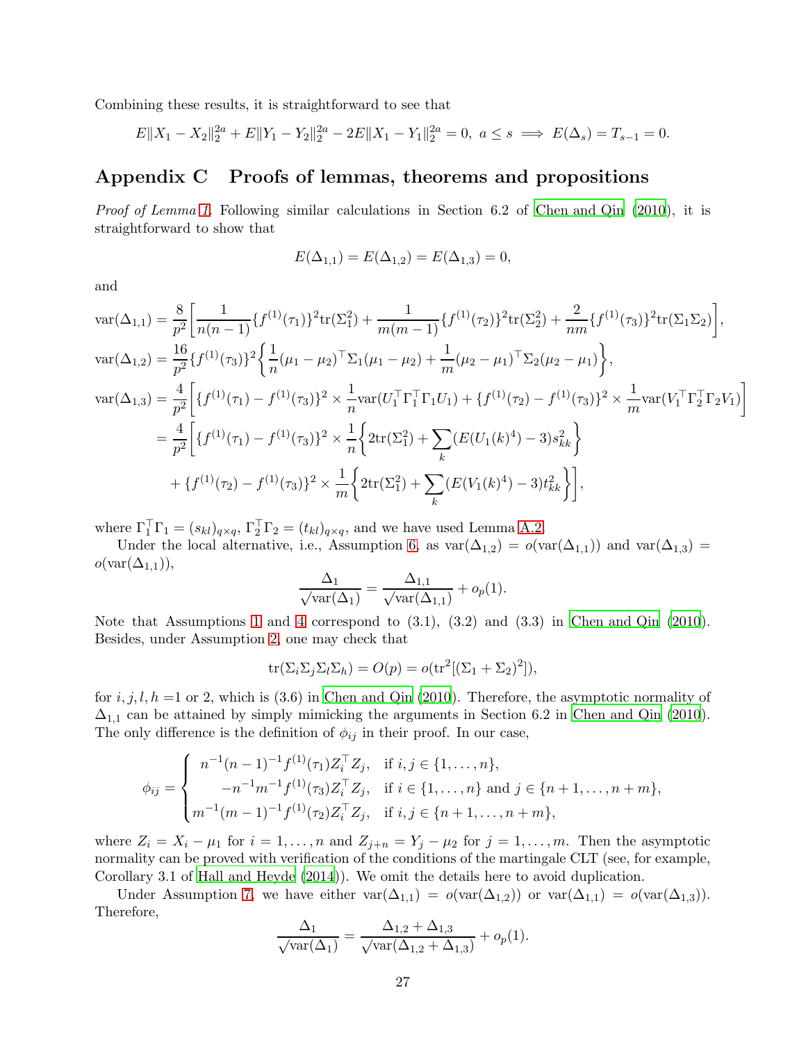Combining these results, it is straightforward to see that

$$E\|X_1 - X_2\|_2^{2a} + E\|Y_1 - Y_2\|_2^{2a} - 2E\|X_1 - Y_1\|_2^{2a} = 0,\ a \le s \implies E(\Delta_s) = T_{s-1} = 0.$$

# Appendix C Proofs of lemmas, theorems and propositions

*Proof of Lemma 1.* Following similar calculations in Section 6.2 of Chen and Qin (2010), it is straightforward to show that

$$E(\Delta_{1,1}) = E(\Delta_{1,2}) = E(\Delta_{1,3}) = 0,$$

and

$$\begin{aligned}
\mathrm{var}(\Delta_{1,1}) &= \frac{8}{p^2}\bigg[\frac{1}{n(n-1)}\{f^{(1)}(\tau_1)\}^2\mathrm{tr}(\Sigma_1^2) + \frac{1}{m(m-1)}\{f^{(1)}(\tau_2)\}^2\mathrm{tr}(\Sigma_2^2) + \frac{2}{nm}\{f^{(1)}(\tau_3)\}^2\mathrm{tr}(\Sigma_1\Sigma_2)\bigg],\\
\mathrm{var}(\Delta_{1,2}) &= \frac{16}{p^2}\{f^{(1)}(\tau_3)\}^2\bigg\{\frac{1}{n}(\mu_1-\mu_2)^\top\Sigma_1(\mu_1-\mu_2) + \frac{1}{m}(\mu_2-\mu_1)^\top\Sigma_2(\mu_2-\mu_1)\bigg\},\\
\mathrm{var}(\Delta_{1,3}) &= \frac{4}{p^2}\bigg[\{f^{(1)}(\tau_1) - f^{(1)}(\tau_3)\}^2 \times \frac{1}{n}\mathrm{var}(U_1^\top\Gamma_1^\top\Gamma_1 U_1) + \{f^{(1)}(\tau_2) - f^{(1)}(\tau_3)\}^2 \times \frac{1}{m}\mathrm{var}(V_1^\top\Gamma_2^\top\Gamma_2 V_1)\bigg]\\
&= \frac{4}{p^2}\bigg[\{f^{(1)}(\tau_1) - f^{(1)}(\tau_3)\}^2 \times \frac{1}{n}\bigg\{2\mathrm{tr}(\Sigma_1^2) + \sum_k (E(U_1(k)^4) - 3)s_{kk}^2\bigg\}\\
&\quad + \{f^{(1)}(\tau_2) - f^{(1)}(\tau_3)\}^2 \times \frac{1}{m}\bigg\{2\mathrm{tr}(\Sigma_1^2) + \sum_k (E(V_1(k)^4) - 3)t_{kk}^2\bigg\}\bigg],
\end{aligned}$$

where $\Gamma_1^\top\Gamma_1 = (s_{kl})_{q\times q}$, $\Gamma_2^\top\Gamma_2 = (t_{kl})_{q\times q}$, and we have used Lemma A.2.

Under the local alternative, i.e., Assumption 6, as $\mathrm{var}(\Delta_{1,2}) = o(\mathrm{var}(\Delta_{1,1}))$ and $\mathrm{var}(\Delta_{1,3}) = o(\mathrm{var}(\Delta_{1,1}))$,

$$\frac{\Delta_1}{\sqrt{\mathrm{var}(\Delta_1)}} = \frac{\Delta_{1,1}}{\sqrt{\mathrm{var}(\Delta_{1,1})}} + o_p(1).$$

Note that Assumptions 1 and 4 correspond to (3.1), (3.2) and (3.3) in Chen and Qin (2010). Besides, under Assumption 2, one may check that

$$\mathrm{tr}(\Sigma_i\Sigma_j\Sigma_l\Sigma_h) = O(p) = o(\mathrm{tr}^2[(\Sigma_1+\Sigma_2)^2]),$$

for $i, j, l, h = 1$ or 2, which is (3.6) in Chen and Qin (2010). Therefore, the asymptotic normality of $\Delta_{1,1}$ can be attained by simply mimicking the arguments in Section 6.2 in Chen and Qin (2010). The only difference is the definition of $\phi_{ij}$ in their proof. In our case,

$$\phi_{ij} = \begin{cases} n^{-1}(n-1)^{-1}f^{(1)}(\tau_1)Z_i^\top Z_j, & \text{if } i,j \in \{1,\dots,n\},\\ -n^{-1}m^{-1}f^{(1)}(\tau_3)Z_i^\top Z_j, & \text{if } i \in \{1,\dots,n\} \text{ and } j \in \{n+1,\dots,n+m\},\\ m^{-1}(m-1)^{-1}f^{(1)}(\tau_2)Z_i^\top Z_j, & \text{if } i,j \in \{n+1,\dots,n+m\},\end{cases}$$

where $Z_i = X_i - \mu_1$ for $i = 1,\dots,n$ and $Z_{j+n} = Y_j - \mu_2$ for $j = 1,\dots,m$. Then the asymptotic normality can be proved with verification of the conditions of the martingale CLT (see, for example, Corollary 3.1 of Hall and Heyde (2014)). We omit the details here to avoid duplication.

Under Assumption 7, we have either $\mathrm{var}(\Delta_{1,1}) = o(\mathrm{var}(\Delta_{1,2}))$ or $\mathrm{var}(\Delta_{1,1}) = o(\mathrm{var}(\Delta_{1,3}))$. Therefore,

$$\frac{\Delta_1}{\sqrt{\mathrm{var}(\Delta_1)}} = \frac{\Delta_{1,2} + \Delta_{1,3}}{\sqrt{\mathrm{var}(\Delta_{1,2} + \Delta_{1,3})}} + o_p(1).$$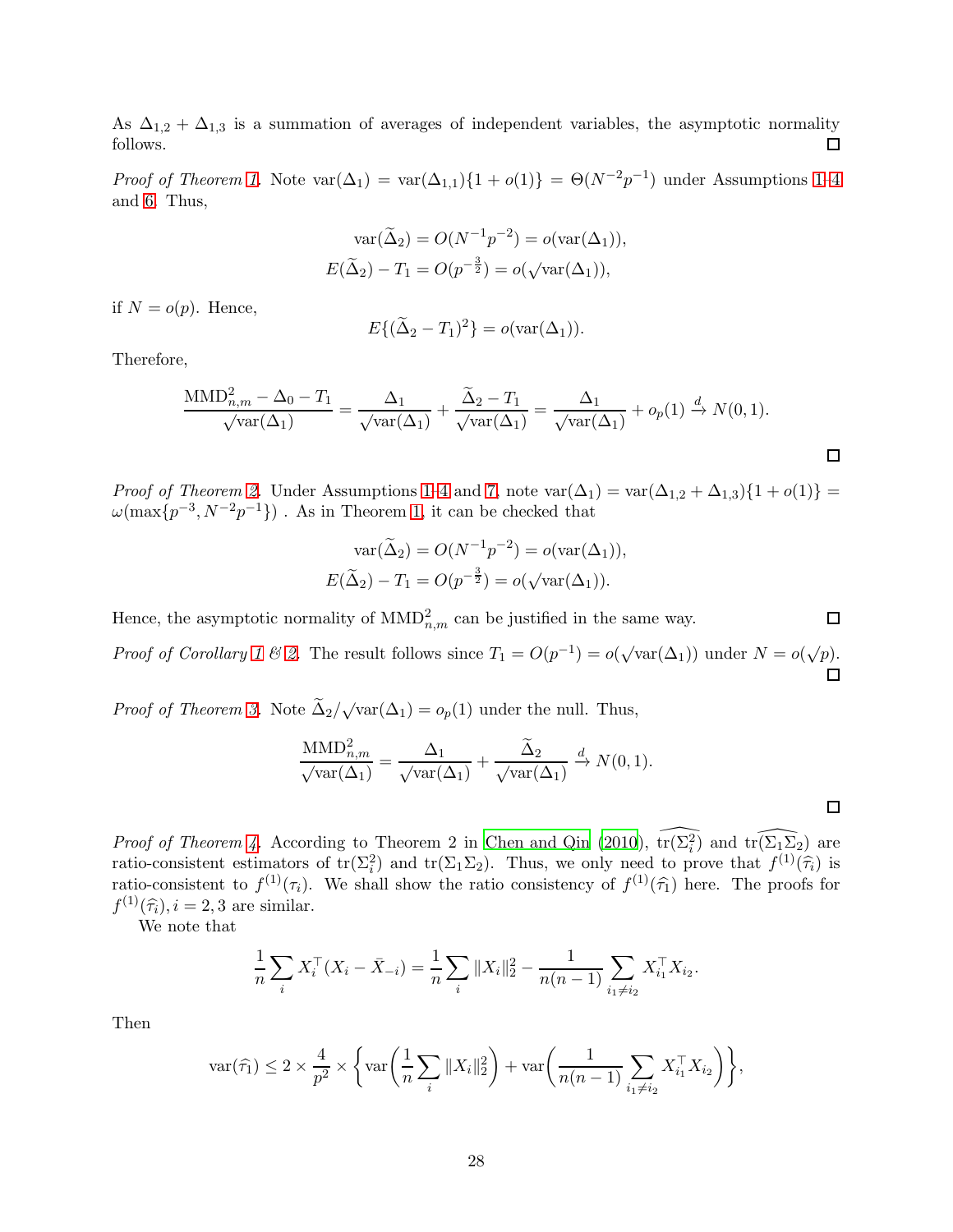As $\Delta_{1,2} + \Delta_{1,3}$ is a summation of averages of independent variables, the asymptotic normality follows. □

*Proof of Theorem 1.* Note $\text{var}(\Delta_1) = \text{var}(\Delta_{1,1})\{1 + o(1)\} = \Theta(N^{-2}p^{-1})$ under Assumptions 1–4 and 6. Thus,

$$\text{var}(\widetilde{\Delta}_2) = O(N^{-1}p^{-2}) = o(\text{var}(\Delta_1)),$$
$$E(\widetilde{\Delta}_2) - T_1 = O(p^{-\frac{3}{2}}) = o(\sqrt{\text{var}(\Delta_1)}),$$

if $N = o(p)$. Hence,

$$E\{(\widetilde{\Delta}_2 - T_1)^2\} = o(\text{var}(\Delta_1)).$$

Therefore,

$$\frac{\text{MMD}^2_{n,m} - \Delta_0 - T_1}{\sqrt{\text{var}(\Delta_1)}} = \frac{\Delta_1}{\sqrt{\text{var}(\Delta_1)}} + \frac{\widetilde{\Delta}_2 - T_1}{\sqrt{\text{var}(\Delta_1)}} = \frac{\Delta_1}{\sqrt{\text{var}(\Delta_1)}} + o_p(1) \xrightarrow{d} N(0, 1).$$

□

*Proof of Theorem 2.* Under Assumptions 1–4 and 7, note $\text{var}(\Delta_1) = \text{var}(\Delta_{1,2} + \Delta_{1,3})\{1 + o(1)\} = \omega(\max\{p^{-3}, N^{-2}p^{-1}\})$ . As in Theorem 1, it can be checked that

$$\text{var}(\widetilde{\Delta}_2) = O(N^{-1}p^{-2}) = o(\text{var}(\Delta_1)),$$
$$E(\widetilde{\Delta}_2) - T_1 = O(p^{-\frac{3}{2}}) = o(\sqrt{\text{var}(\Delta_1)}).$$

Hence, the asymptotic normality of $\text{MMD}^2_{n,m}$ can be justified in the same way. □

*Proof of Corollary 1 & 2.* The result follows since $T_1 = O(p^{-1}) = o(\sqrt{\text{var}(\Delta_1)})$ under $N = o(\sqrt{p})$. □

*Proof of Theorem 3.* Note $\widetilde{\Delta}_2/\sqrt{\text{var}(\Delta_1)} = o_p(1)$ under the null. Thus,

$$\frac{\text{MMD}^2_{n,m}}{\sqrt{\text{var}(\Delta_1)}} = \frac{\Delta_1}{\sqrt{\text{var}(\Delta_1)}} + \frac{\widetilde{\Delta}_2}{\sqrt{\text{var}(\Delta_1)}} \xrightarrow{d} N(0, 1).$$

□

*Proof of Theorem 4.* According to Theorem 2 in Chen and Qin (2010), $\widehat{\text{tr}(\Sigma_i^2)}$ and $\widehat{\text{tr}(\Sigma_1\Sigma_2)}$ are ratio-consistent estimators of $\text{tr}(\Sigma_i^2)$ and $\text{tr}(\Sigma_1\Sigma_2)$. Thus, we only need to prove that $f^{(1)}(\widehat{\tau}_i)$ is ratio-consistent to $f^{(1)}(\tau_i)$. We shall show the ratio consistency of $f^{(1)}(\widehat{\tau}_1)$ here. The proofs for $f^{(1)}(\widehat{\tau}_i), i = 2, 3$ are similar.

We note that

$$\frac{1}{n}\sum_i X_i^\top(X_i - \bar{X}_{-i}) = \frac{1}{n}\sum_i \|X_i\|_2^2 - \frac{1}{n(n-1)}\sum_{i_1 \neq i_2} X_{i_1}^\top X_{i_2}.$$

Then

$$\text{var}(\widehat{\tau}_1) \leq 2 \times \frac{4}{p^2} \times \left\{\text{var}\left(\frac{1}{n}\sum_i \|X_i\|_2^2\right) + \text{var}\left(\frac{1}{n(n-1)}\sum_{i_1 \neq i_2} X_{i_1}^\top X_{i_2}\right)\right\},$$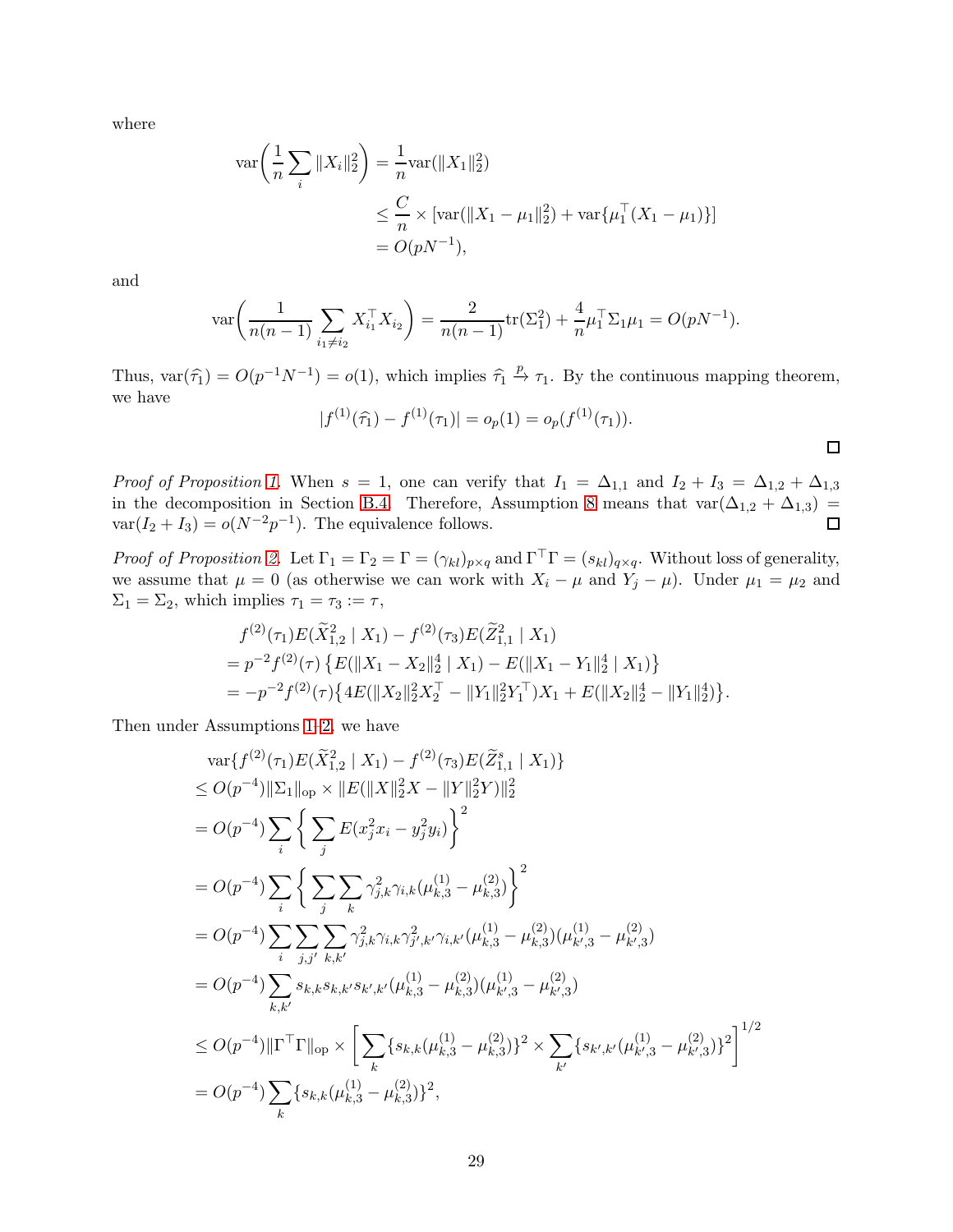where

$$
\begin{aligned}
\operatorname{var}\left(\frac{1}{n}\sum_i \|X_i\|_2^2\right) &= \frac{1}{n}\operatorname{var}(\|X_1\|_2^2) \\
&\leq \frac{C}{n} \times [\operatorname{var}(\|X_1-\mu_1\|_2^2) + \operatorname{var}\{\mu_1^\top(X_1-\mu_1)\}] \\
&= O(pN^{-1}),
\end{aligned}
$$

and

$$
\operatorname{var}\left(\frac{1}{n(n-1)}\sum_{i_1\neq i_2} X_{i_1}^\top X_{i_2}\right) = \frac{2}{n(n-1)}\operatorname{tr}(\Sigma_1^2) + \frac{4}{n}\mu_1^\top\Sigma_1\mu_1 = O(pN^{-1}).
$$

Thus, $\operatorname{var}(\widehat{\tau}_1) = O(p^{-1}N^{-1}) = o(1)$, which implies $\widehat{\tau}_1 \xrightarrow{p} \tau_1$. By the continuous mapping theorem, we have

$$
|f^{(1)}(\widehat{\tau}_1) - f^{(1)}(\tau_1)| = o_p(1) = o_p(f^{(1)}(\tau_1)).
$$

□

*Proof of Proposition 1.* When $s=1$, one can verify that $I_1 = \Delta_{1,1}$ and $I_2 + I_3 = \Delta_{1,2} + \Delta_{1,3}$ in the decomposition in Section B.4. Therefore, Assumption 8 means that $\operatorname{var}(\Delta_{1,2}+\Delta_{1,3}) = \operatorname{var}(I_2+I_3) = o(N^{-2}p^{-1})$. The equivalence follows. □

*Proof of Proposition 2.* Let $\Gamma_1 = \Gamma_2 = \Gamma = (\gamma_{kl})_{p\times q}$ and $\Gamma^\top\Gamma = (s_{kl})_{q\times q}$. Without loss of generality, we assume that $\mu = 0$ (as otherwise we can work with $X_i - \mu$ and $Y_j - \mu$). Under $\mu_1 = \mu_2$ and $\Sigma_1 = \Sigma_2$, which implies $\tau_1 = \tau_3 := \tau$,

$$
\begin{aligned}
&f^{(2)}(\tau_1)E(\widetilde{X}_{1,2}^2 \mid X_1) - f^{(2)}(\tau_3)E(\widetilde{Z}_{1,1}^2 \mid X_1) \\
&= p^{-2}f^{(2)}(\tau)\left\{E(\|X_1-X_2\|_2^4 \mid X_1) - E(\|X_1-Y_1\|_2^4 \mid X_1)\right\} \\
&= -p^{-2}f^{(2)}(\tau)\left\{4E(\|X_2\|_2^2X_2^\top - \|Y_1\|_2^2Y_1^\top)X_1 + E(\|X_2\|_2^4 - \|Y_1\|_2^4)\right\}.
\end{aligned}
$$

Then under Assumptions 1–2, we have

$$
\begin{aligned}
&\operatorname{var}\{f^{(2)}(\tau_1)E(\widetilde{X}_{1,2}^2 \mid X_1) - f^{(2)}(\tau_3)E(\widetilde{Z}_{1,1}^s \mid X_1)\} \\
&\leq O(p^{-4})\|\Sigma_1\|_{\text{op}} \times \|E(\|X\|_2^2X - \|Y\|_2^2Y)\|_2^2 \\
&= O(p^{-4})\sum_i\left\{\sum_j E(x_j^2x_i - y_j^2y_i)\right\}^2 \\
&= O(p^{-4})\sum_i\left\{\sum_j\sum_k \gamma_{j,k}^2\gamma_{i,k}(\mu_{k,3}^{(1)} - \mu_{k,3}^{(2)})\right\}^2 \\
&= O(p^{-4})\sum_i\sum_{j,j'}\sum_{k,k'}\gamma_{j,k}^2\gamma_{i,k}\gamma_{j',k'}^2\gamma_{i,k'}(\mu_{k,3}^{(1)} - \mu_{k,3}^{(2)})(\mu_{k',3}^{(1)} - \mu_{k',3}^{(2)}) \\
&= O(p^{-4})\sum_{k,k'}s_{k,k}s_{k,k'}s_{k',k'}(\mu_{k,3}^{(1)} - \mu_{k,3}^{(2)})(\mu_{k',3}^{(1)} - \mu_{k',3}^{(2)}) \\
&\leq O(p^{-4})\|\Gamma^\top\Gamma\|_{\text{op}} \times \left[\sum_k\{s_{k,k}(\mu_{k,3}^{(1)} - \mu_{k,3}^{(2)})\}^2 \times \sum_{k'}\{s_{k',k'}(\mu_{k',3}^{(1)} - \mu_{k',3}^{(2)})\}^2\right]^{1/2} \\
&= O(p^{-4})\sum_k\{s_{k,k}(\mu_{k,3}^{(1)} - \mu_{k,3}^{(2)})\}^2,
\end{aligned}
$$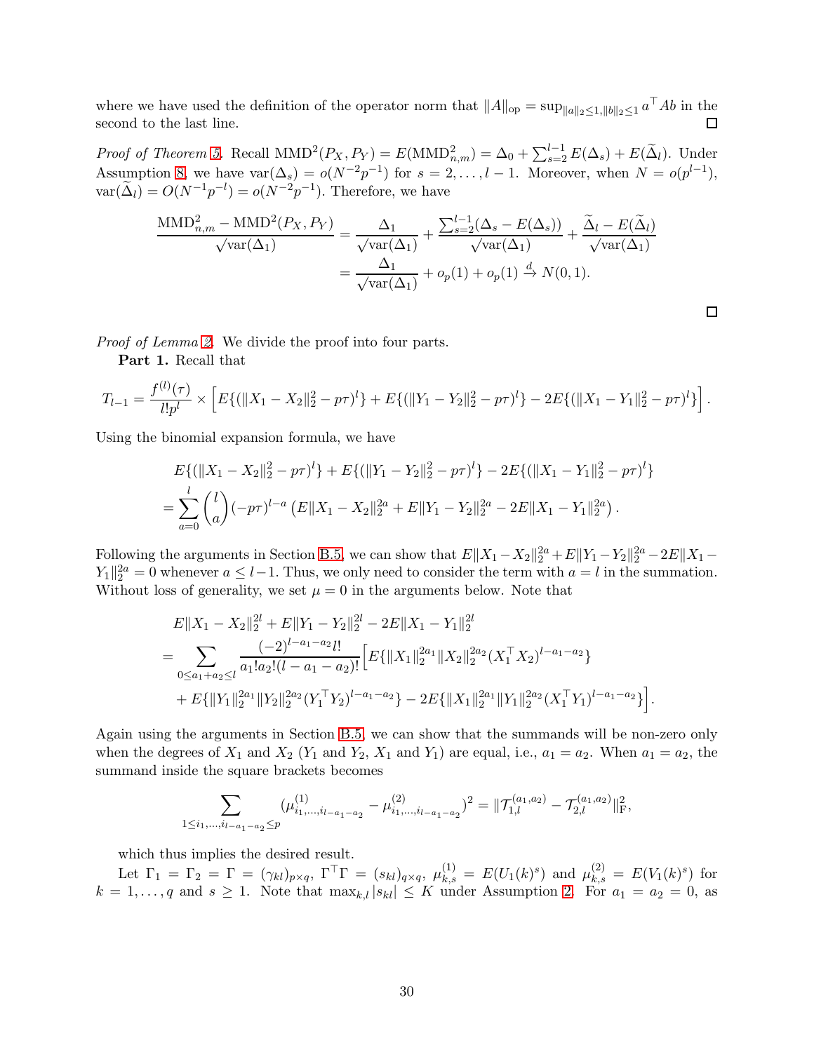where we have used the definition of the operator norm that $\|A\|_{\rm op} = \sup_{\|a\|_2\le 1, \|b\|_2 \le 1} a^\top A b$ in the second to the last line. $\square$

*Proof of Theorem 5.* Recall $\mathrm{MMD}^2(P_X, P_Y) = E(\mathrm{MMD}^2_{n,m}) = \Delta_0 + \sum_{s=2}^{l-1} E(\Delta_s) + E(\widetilde{\Delta}_l)$. Under Assumption 8, we have $\mathrm{var}(\Delta_s) = o(N^{-2}p^{-1})$ for $s = 2, \ldots, l-1$. Moreover, when $N = o(p^{l-1})$, $\mathrm{var}(\widetilde{\Delta}_l) = O(N^{-1}p^{-l}) = o(N^{-2}p^{-1})$. Therefore, we have

$$
\begin{aligned}
\frac{\mathrm{MMD}^2_{n,m} - \mathrm{MMD}^2(P_X, P_Y)}{\sqrt{\mathrm{var}(\Delta_1)}} &= \frac{\Delta_1}{\sqrt{\mathrm{var}(\Delta_1)}} + \frac{\sum_{s=2}^{l-1}(\Delta_s - E(\Delta_s))}{\sqrt{\mathrm{var}(\Delta_1)}} + \frac{\widetilde{\Delta}_l - E(\widetilde{\Delta}_l)}{\sqrt{\mathrm{var}(\Delta_1)}} \\
&= \frac{\Delta_1}{\sqrt{\mathrm{var}(\Delta_1)}} + o_p(1) + o_p(1) \xrightarrow{d} N(0,1).
\end{aligned}
$$

$\square$

*Proof of Lemma 2.* We divide the proof into four parts.

**Part 1.** Recall that

$$
T_{l-1} = \frac{f^{(l)}(\tau)}{l!p^l} \times \left[ E\{(\|X_1 - X_2\|_2^2 - p\tau)^l\} + E\{(\|Y_1 - Y_2\|_2^2 - p\tau)^l\} - 2E\{(\|X_1 - Y_1\|_2^2 - p\tau)^l\} \right].
$$

Using the binomial expansion formula, we have

$$
\begin{aligned}
&E\{(\|X_1 - X_2\|_2^2 - p\tau)^l\} + E\{(\|Y_1 - Y_2\|_2^2 - p\tau)^l\} - 2E\{(\|X_1 - Y_1\|_2^2 - p\tau)^l\} \\
&= \sum_{a=0}^{l} \binom{l}{a} (-p\tau)^{l-a} \left( E\|X_1 - X_2\|_2^{2a} + E\|Y_1 - Y_2\|_2^{2a} - 2E\|X_1 - Y_1\|_2^{2a} \right).
\end{aligned}
$$

Following the arguments in Section B.5, we can show that $E\|X_1 - X_2\|_2^{2a} + E\|Y_1 - Y_2\|_2^{2a} - 2E\|X_1 - Y_1\|_2^{2a} = 0$ whenever $a \le l-1$. Thus, we only need to consider the term with $a = l$ in the summation. Without loss of generality, we set $\mu = 0$ in the arguments below. Note that

$$
\begin{aligned}
&E\|X_1 - X_2\|_2^{2l} + E\|Y_1 - Y_2\|_2^{2l} - 2E\|X_1 - Y_1\|_2^{2l} \\
&= \sum_{0 \le a_1 + a_2 \le l} \frac{(-2)^{l-a_1-a_2} l!}{a_1! a_2! (l - a_1 - a_2)!} \Big[ E\{\|X_1\|_2^{2a_1} \|X_2\|_2^{2a_2} (X_1^\top X_2)^{l-a_1-a_2}\} \\
&\quad + E\{\|Y_1\|_2^{2a_1} \|Y_2\|_2^{2a_2} (Y_1^\top Y_2)^{l-a_1-a_2}\} - 2E\{\|X_1\|_2^{2a_1} \|Y_1\|_2^{2a_2} (X_1^\top Y_1)^{l-a_1-a_2}\} \Big].
\end{aligned}
$$

Again using the arguments in Section B.5, we can show that the summands will be non-zero only when the degrees of $X_1$ and $X_2$ ($Y_1$ and $Y_2$, $X_1$ and $Y_1$) are equal, i.e., $a_1 = a_2$. When $a_1 = a_2$, the summand inside the square brackets becomes

$$
\sum_{1 \le i_1, \ldots, i_{l-a_1-a_2} \le p} (\mu^{(1)}_{i_1, \ldots, i_{l-a_1-a_2}} - \mu^{(2)}_{i_1, \ldots, i_{l-a_1-a_2}})^2 = \|\mathcal{T}^{(a_1,a_2)}_{1,l} - \mathcal{T}^{(a_1,a_2)}_{2,l}\|_{\rm F}^2,
$$

which thus implies the desired result.

Let $\Gamma_1 = \Gamma_2 = \Gamma = (\gamma_{kl})_{p\times q}$, $\Gamma^\top\Gamma = (s_{kl})_{q\times q}$, $\mu^{(1)}_{k,s} = E(U_1(k)^s)$ and $\mu^{(2)}_{k,s} = E(V_1(k)^s)$ for $k = 1, \ldots, q$ and $s \ge 1$. Note that $\max_{k,l} |s_{kl}| \le K$ under Assumption 2. For $a_1 = a_2 = 0$, as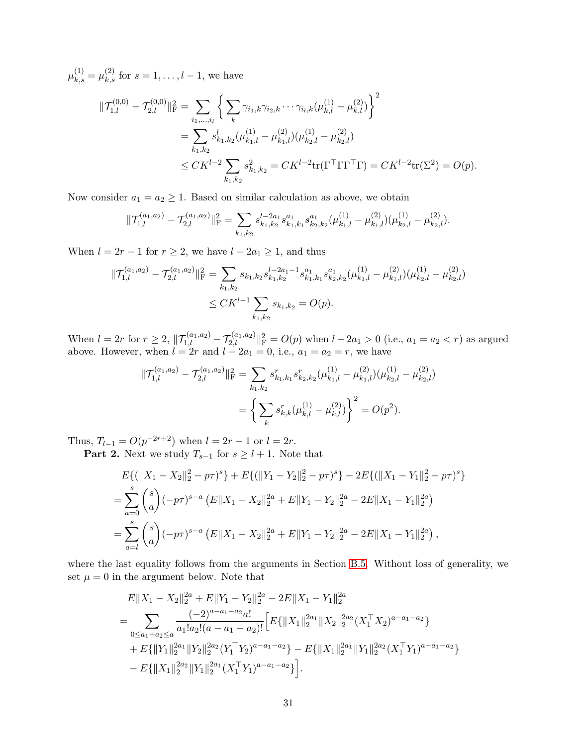$\mu_{k,s}^{(1)} = \mu_{k,s}^{(2)}$ for $s = 1, \ldots, l-1$, we have

$$
\begin{aligned}
\|\mathcal{T}_{1,l}^{(0,0)} - \mathcal{T}_{2,l}^{(0,0)}\|_{\mathrm{F}}^2 &= \sum_{i_1,\ldots,i_l} \left\{ \sum_k \gamma_{i_1,k}\gamma_{i_2,k}\cdots\gamma_{i_l,k}(\mu_{k,l}^{(1)} - \mu_{k,l}^{(2)}) \right\}^2 \\
&= \sum_{k_1,k_2} s_{k_1,k_2}^l (\mu_{k_1,l}^{(1)} - \mu_{k_1,l}^{(2)})(\mu_{k_2,l}^{(1)} - \mu_{k_2,l}^{(2)}) \\
&\leq CK^{l-2} \sum_{k_1,k_2} s_{k_1,k_2}^2 = CK^{l-2}\mathrm{tr}(\Gamma^\top \Gamma \Gamma^\top \Gamma) = CK^{l-2}\mathrm{tr}(\Sigma^2) = O(p).
\end{aligned}
$$

Now consider $a_1 = a_2 \geq 1$. Based on similar calculation as above, we obtain

$$
\|\mathcal{T}_{1,l}^{(a_1,a_2)} - \mathcal{T}_{2,l}^{(a_1,a_2)}\|_{\mathrm{F}}^2 = \sum_{k_1,k_2} s_{k_1,k_2}^{l-2a_1} s_{k_1,k_1}^{a_1} s_{k_2,k_2}^{a_1} (\mu_{k_1,l}^{(1)} - \mu_{k_1,l}^{(2)})(\mu_{k_2,l}^{(1)} - \mu_{k_2,l}^{(2)}).
$$

When $l = 2r - 1$ for $r \geq 2$, we have $l - 2a_1 \geq 1$, and thus

$$
\begin{aligned}
\|\mathcal{T}_{1,l}^{(a_1,a_2)} - \mathcal{T}_{2,l}^{(a_1,a_2)}\|_{\mathrm{F}}^2 &= \sum_{k_1,k_2} s_{k_1,k_2} s_{k_1,k_2}^{l-2a_1-1} s_{k_1,k_1}^{a_1} s_{k_2,k_2}^{a_1} (\mu_{k_1,l}^{(1)} - \mu_{k_1,l}^{(2)})(\mu_{k_2,l}^{(1)} - \mu_{k_2,l}^{(2)}) \\
&\leq CK^{l-1} \sum_{k_1,k_2} s_{k_1,k_2} = O(p).
\end{aligned}
$$

When $l = 2r$ for $r \geq 2$, $\|\mathcal{T}_{1,l}^{(a_1,a_2)} - \mathcal{T}_{2,l}^{(a_1,a_2)}\|_{\mathrm{F}}^2 = O(p)$ when $l - 2a_1 > 0$ (i.e., $a_1 = a_2 < r$) as argued above. However, when $l = 2r$ and $l - 2a_1 = 0$, i.e., $a_1 = a_2 = r$, we have

$$
\begin{aligned}
\|\mathcal{T}_{1,l}^{(a_1,a_2)} - \mathcal{T}_{2,l}^{(a_1,a_2)}\|_{\mathrm{F}}^2 &= \sum_{k_1,k_2} s_{k_1,k_1}^r s_{k_2,k_2}^r (\mu_{k_1,l}^{(1)} - \mu_{k_1,l}^{(2)})(\mu_{k_2,l}^{(1)} - \mu_{k_2,l}^{(2)}) \\
&= \left\{ \sum_k s_{k,k}^r (\mu_{k,l}^{(1)} - \mu_{k,l}^{(2)}) \right\}^2 = O(p^2).
\end{aligned}
$$

Thus, $T_{l-1} = O(p^{-2r+2})$ when $l = 2r - 1$ or $l = 2r$.

**Part 2.** Next we study $T_{s-1}$ for $s \geq l + 1$. Note that

$$
\begin{aligned}
&E\{(\|X_1 - X_2\|_2^2 - p\tau)^s\} + E\{(\|Y_1 - Y_2\|_2^2 - p\tau)^s\} - 2E\{(\|X_1 - Y_1\|_2^2 - p\tau)^s\} \\
=& \sum_{a=0}^s \binom{s}{a} (-p\tau)^{s-a} \left( E\|X_1 - X_2\|_2^{2a} + E\|Y_1 - Y_2\|_2^{2a} - 2E\|X_1 - Y_1\|_2^{2a} \right) \\
=& \sum_{a=l}^s \binom{s}{a} (-p\tau)^{s-a} \left( E\|X_1 - X_2\|_2^{2a} + E\|Y_1 - Y_2\|_2^{2a} - 2E\|X_1 - Y_1\|_2^{2a} \right),
\end{aligned}
$$

where the last equality follows from the arguments in Section B.5. Without loss of generality, we set $\mu = 0$ in the argument below. Note that

$$
\begin{aligned}
&E\|X_1 - X_2\|_2^{2a} + E\|Y_1 - Y_2\|_2^{2a} - 2E\|X_1 - Y_1\|_2^{2a} \\
=& \sum_{0 \leq a_1 + a_2 \leq a} \frac{(-2)^{a-a_1-a_2} a!}{a_1! a_2! (a - a_1 - a_2)!} \Big[ E\{\|X_1\|_2^{2a_1} \|X_2\|_2^{2a_2} (X_1^\top X_2)^{a-a_1-a_2}\} \\
&+ E\{\|Y_1\|_2^{2a_1} \|Y_2\|_2^{2a_2} (Y_1^\top Y_2)^{a-a_1-a_2}\} - E\{\|X_1\|_2^{2a_1} \|Y_1\|_2^{2a_2} (X_1^\top Y_1)^{a-a_1-a_2}\} \\
&- E\{\|X_1\|_2^{2a_2} \|Y_1\|_2^{2a_1} (X_1^\top Y_1)^{a-a_1-a_2}\} \Big].
\end{aligned}
$$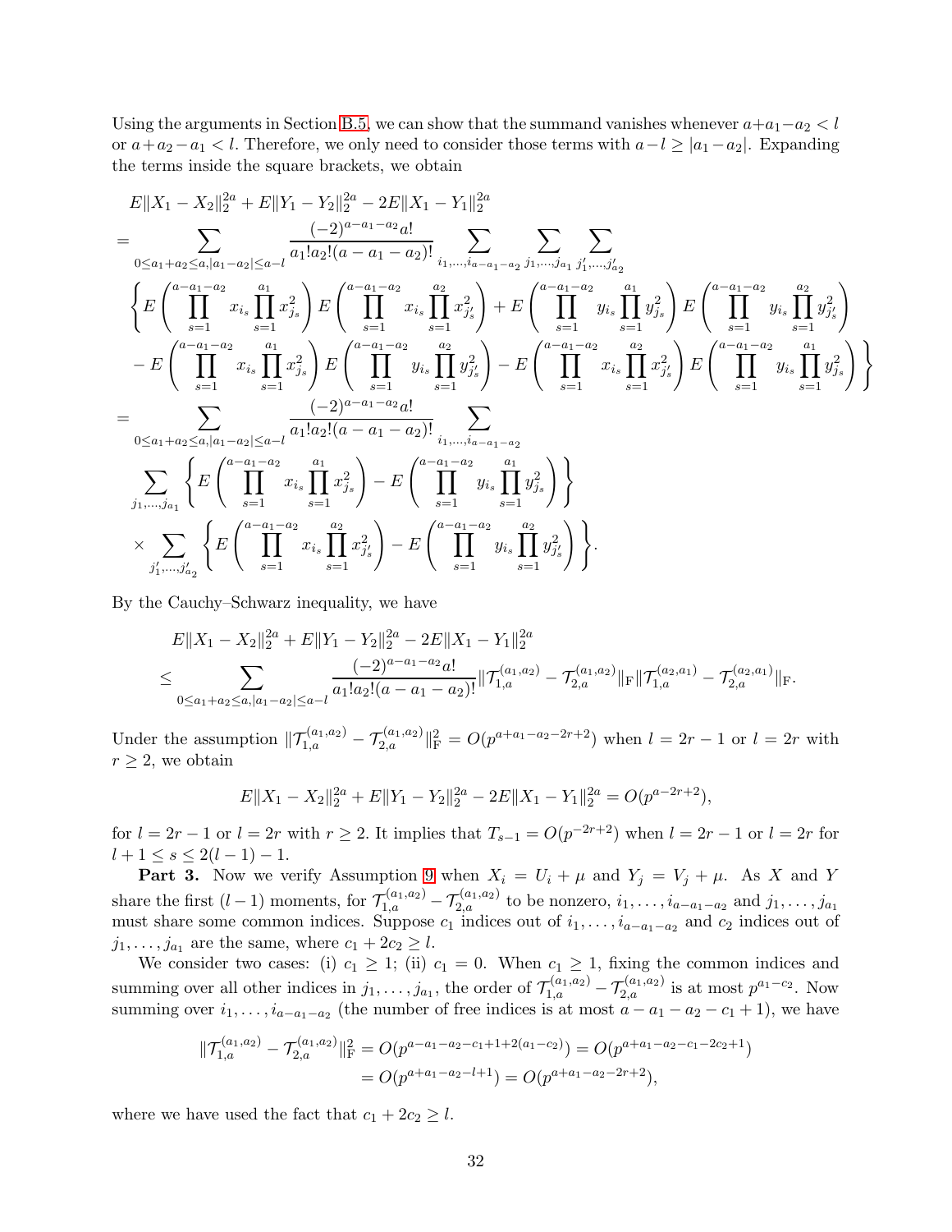Using the arguments in Section B.5, we can show that the summand vanishes whenever $a+a_1-a_2 < l$ or $a+a_2-a_1 < l$. Therefore, we only need to consider those terms with $a-l \geq |a_1-a_2|$. Expanding the terms inside the square brackets, we obtain

$$
\begin{aligned}
& E\|X_1 - X_2\|_2^{2a} + E\|Y_1 - Y_2\|_2^{2a} - 2E\|X_1 - Y_1\|_2^{2a} \\
= & \sum_{0 \leq a_1+a_2 \leq a, |a_1-a_2| \leq a-l} \frac{(-2)^{a-a_1-a_2} a!}{a_1! a_2! (a-a_1-a_2)!} \sum_{i_1,\ldots,i_{a-a_1-a_2}} \sum_{j_1,\ldots,j_{a_1}} \sum_{j'_1,\ldots,j'_{a_2}} \\
& \left\{ E\left( \prod_{s=1}^{a-a_1-a_2} x_{i_s} \prod_{s=1}^{a_1} x_{j_s}^2 \right) E\left( \prod_{s=1}^{a-a_1-a_2} x_{i_s} \prod_{s=1}^{a_2} x_{j'_s}^2 \right) + E\left( \prod_{s=1}^{a-a_1-a_2} y_{i_s} \prod_{s=1}^{a_1} y_{j_s}^2 \right) E\left( \prod_{s=1}^{a-a_1-a_2} y_{i_s} \prod_{s=1}^{a_2} y_{j'_s}^2 \right) \right. \\
& \left. - E\left( \prod_{s=1}^{a-a_1-a_2} x_{i_s} \prod_{s=1}^{a_1} x_{j_s}^2 \right) E\left( \prod_{s=1}^{a-a_1-a_2} y_{i_s} \prod_{s=1}^{a_2} y_{j'_s}^2 \right) - E\left( \prod_{s=1}^{a-a_1-a_2} x_{i_s} \prod_{s=1}^{a_2} x_{j'_s}^2 \right) E\left( \prod_{s=1}^{a-a_1-a_2} y_{i_s} \prod_{s=1}^{a_1} y_{j_s}^2 \right) \right\} \\
= & \sum_{0 \leq a_1+a_2 \leq a, |a_1-a_2| \leq a-l} \frac{(-2)^{a-a_1-a_2} a!}{a_1! a_2! (a-a_1-a_2)!} \sum_{i_1,\ldots,i_{a-a_1-a_2}} \\
& \sum_{j_1,\ldots,j_{a_1}} \left\{ E\left( \prod_{s=1}^{a-a_1-a_2} x_{i_s} \prod_{s=1}^{a_1} x_{j_s}^2 \right) - E\left( \prod_{s=1}^{a-a_1-a_2} y_{i_s} \prod_{s=1}^{a_1} y_{j_s}^2 \right) \right\} \\
& \times \sum_{j'_1,\ldots,j'_{a_2}} \left\{ E\left( \prod_{s=1}^{a-a_1-a_2} x_{i_s} \prod_{s=1}^{a_2} x_{j'_s}^2 \right) - E\left( \prod_{s=1}^{a-a_1-a_2} y_{i_s} \prod_{s=1}^{a_2} y_{j'_s}^2 \right) \right\}.
\end{aligned}
$$

By the Cauchy–Schwarz inequality, we have

$$
\begin{aligned}
& E\|X_1 - X_2\|_2^{2a} + E\|Y_1 - Y_2\|_2^{2a} - 2E\|X_1 - Y_1\|_2^{2a} \\
\leq & \sum_{0 \leq a_1+a_2 \leq a, |a_1-a_2| \leq a-l} \frac{(-2)^{a-a_1-a_2} a!}{a_1! a_2! (a-a_1-a_2)!} \|\mathcal{T}_{1,a}^{(a_1,a_2)} - \mathcal{T}_{2,a}^{(a_1,a_2)}\|_{\mathrm{F}} \|\mathcal{T}_{1,a}^{(a_2,a_1)} - \mathcal{T}_{2,a}^{(a_2,a_1)}\|_{\mathrm{F}}.
\end{aligned}
$$

Under the assumption $\|\mathcal{T}_{1,a}^{(a_1,a_2)} - \mathcal{T}_{2,a}^{(a_1,a_2)}\|_{\mathrm{F}}^2 = O(p^{a+a_1-a_2-2r+2})$ when $l = 2r-1$ or $l = 2r$ with $r \geq 2$, we obtain

$$
E\|X_1 - X_2\|_2^{2a} + E\|Y_1 - Y_2\|_2^{2a} - 2E\|X_1 - Y_1\|_2^{2a} = O(p^{a-2r+2}),
$$

for $l = 2r-1$ or $l = 2r$ with $r \geq 2$. It implies that $T_{s-1} = O(p^{-2r+2})$ when $l = 2r-1$ or $l = 2r$ for $l+1 \leq s \leq 2(l-1)-1$.

**Part 3.** Now we verify Assumption 9 when $X_i = U_i + \mu$ and $Y_j = V_j + \mu$. As $X$ and $Y$ share the first $(l-1)$ moments, for $\mathcal{T}_{1,a}^{(a_1,a_2)} - \mathcal{T}_{2,a}^{(a_1,a_2)}$ to be nonzero, $i_1, \ldots, i_{a-a_1-a_2}$ and $j_1, \ldots, j_{a_1}$ must share some common indices. Suppose $c_1$ indices out of $i_1, \ldots, i_{a-a_1-a_2}$ and $c_2$ indices out of $j_1, \ldots, j_{a_1}$ are the same, where $c_1 + 2c_2 \geq l$.

We consider two cases: (i) $c_1 \geq 1$; (ii) $c_1 = 0$. When $c_1 \geq 1$, fixing the common indices and summing over all other indices in $j_1, \ldots, j_{a_1}$, the order of $\mathcal{T}_{1,a}^{(a_1,a_2)} - \mathcal{T}_{2,a}^{(a_1,a_2)}$ is at most $p^{a_1-c_2}$. Now summing over $i_1, \ldots, i_{a-a_1-a_2}$ (the number of free indices is at most $a - a_1 - a_2 - c_1 + 1$), we have

$$
\begin{aligned}
\|\mathcal{T}_{1,a}^{(a_1,a_2)} - \mathcal{T}_{2,a}^{(a_1,a_2)}\|_{\mathrm{F}}^2 &= O(p^{a-a_1-a_2-c_1+1+2(a_1-c_2)}) = O(p^{a+a_1-a_2-c_1-2c_2+1}) \\
&= O(p^{a+a_1-a_2-l+1}) = O(p^{a+a_1-a_2-2r+2}),
\end{aligned}
$$

where we have used the fact that $c_1 + 2c_2 \geq l$.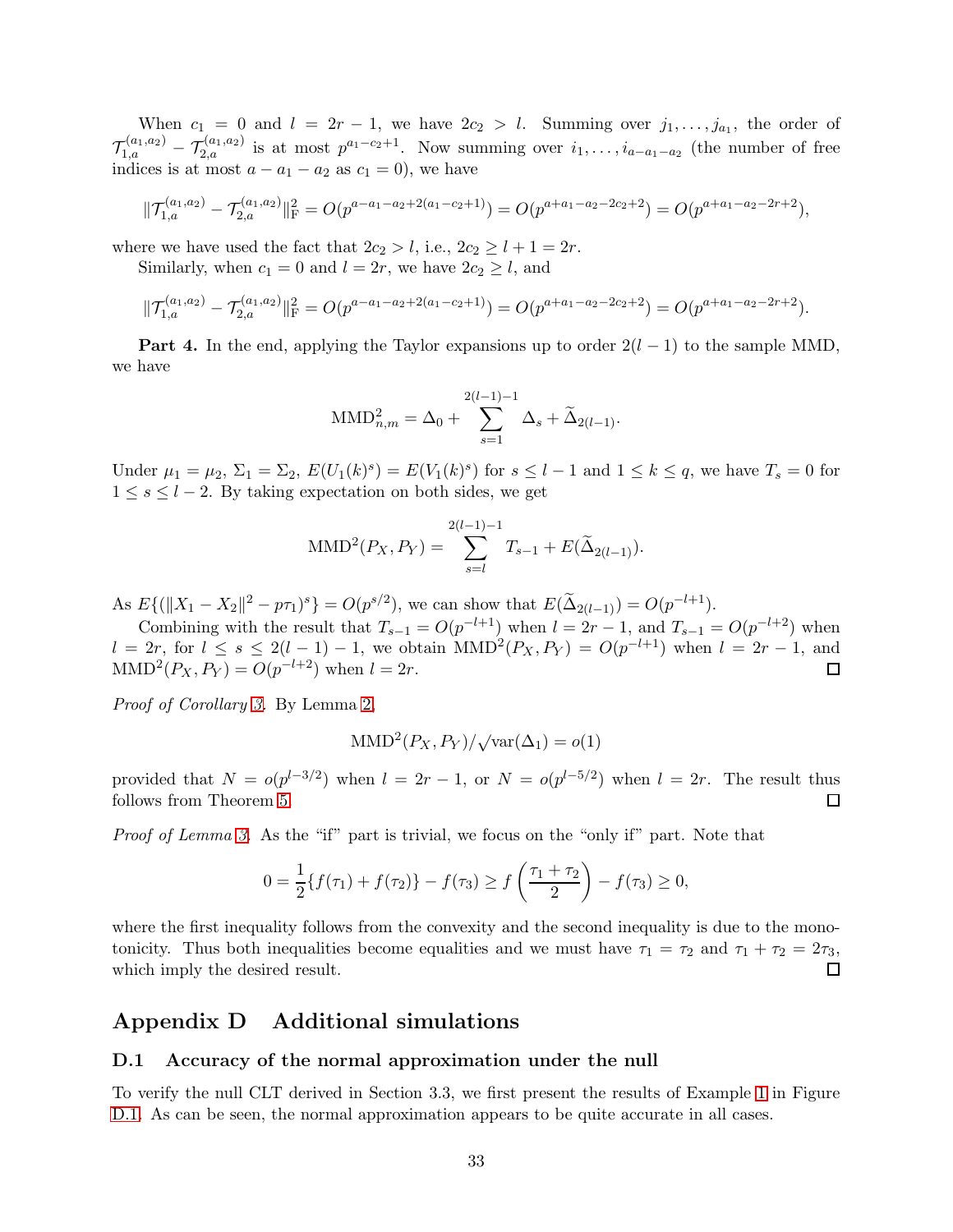When $c_1 = 0$ and $l = 2r-1$, we have $2c_2 > l$. Summing over $j_1, \ldots, j_{a_1}$, the order of $\mathcal{T}_{1,a}^{(a_1,a_2)} - \mathcal{T}_{2,a}^{(a_1,a_2)}$ is at most $p^{a_1-c_2+1}$. Now summing over $i_1, \ldots, i_{a-a_1-a_2}$ (the number of free indices is at most $a - a_1 - a_2$ as $c_1 = 0$), we have

$$\|\mathcal{T}_{1,a}^{(a_1,a_2)} - \mathcal{T}_{2,a}^{(a_1,a_2)}\|_{\mathrm{F}}^2 = O(p^{a-a_1-a_2+2(a_1-c_2+1)}) = O(p^{a+a_1-a_2-2c_2+2}) = O(p^{a+a_1-a_2-2r+2}),$$

where we have used the fact that $2c_2 > l$, i.e., $2c_2 \geq l+1 = 2r$.

Similarly, when $c_1 = 0$ and $l = 2r$, we have $2c_2 \geq l$, and

$$\|\mathcal{T}_{1,a}^{(a_1,a_2)} - \mathcal{T}_{2,a}^{(a_1,a_2)}\|_{\mathrm{F}}^2 = O(p^{a-a_1-a_2+2(a_1-c_2+1)}) = O(p^{a+a_1-a_2-2c_2+2}) = O(p^{a+a_1-a_2-2r+2}).$$

**Part 4.** In the end, applying the Taylor expansions up to order $2(l-1)$ to the sample MMD, we have

$$\mathrm{MMD}_{n,m}^2 = \Delta_0 + \sum_{s=1}^{2(l-1)-1} \Delta_s + \widetilde{\Delta}_{2(l-1)}.$$

Under $\mu_1 = \mu_2$, $\Sigma_1 = \Sigma_2$, $E(U_1(k)^s) = E(V_1(k)^s)$ for $s \leq l-1$ and $1 \leq k \leq q$, we have $T_s = 0$ for $1 \leq s \leq l-2$. By taking expectation on both sides, we get

$$\mathrm{MMD}^2(P_X, P_Y) = \sum_{s=l}^{2(l-1)-1} T_{s-1} + E(\widetilde{\Delta}_{2(l-1)}).$$

As $E\{(\|X_1 - X_2\|^2 - p\tau_1)^s\} = O(p^{s/2})$, we can show that $E(\widetilde{\Delta}_{2(l-1)}) = O(p^{-l+1})$.

Combining with the result that $T_{s-1} = O(p^{-l+1})$ when $l = 2r-1$, and $T_{s-1} = O(p^{-l+2})$ when $l = 2r$, for $l \leq s \leq 2(l-1)-1$, we obtain $\mathrm{MMD}^2(P_X, P_Y) = O(p^{-l+1})$ when $l = 2r-1$, and $\mathrm{MMD}^2(P_X, P_Y) = O(p^{-l+2})$ when $l = 2r$. $\square$

*Proof of Corollary 3.* By Lemma 2,

$$\mathrm{MMD}^2(P_X, P_Y)/\sqrt{\mathrm{var}(\Delta_1)} = o(1)$$

provided that $N = o(p^{l-3/2})$ when $l = 2r-1$, or $N = o(p^{l-5/2})$ when $l = 2r$. The result thus follows from Theorem 5. $\square$

*Proof of Lemma 3.* As the "if" part is trivial, we focus on the "only if" part. Note that

$$0 = \frac{1}{2}\{f(\tau_1) + f(\tau_2)\} - f(\tau_3) \geq f\left(\frac{\tau_1 + \tau_2}{2}\right) - f(\tau_3) \geq 0,$$

where the first inequality follows from the convexity and the second inequality is due to the monotonicity. Thus both inequalities become equalities and we must have $\tau_1 = \tau_2$ and $\tau_1 + \tau_2 = 2\tau_3$, which imply the desired result. $\square$

# Appendix D Additional simulations

## D.1 Accuracy of the normal approximation under the null

To verify the null CLT derived in Section 3.3, we first present the results of Example 1 in Figure D.1. As can be seen, the normal approximation appears to be quite accurate in all cases.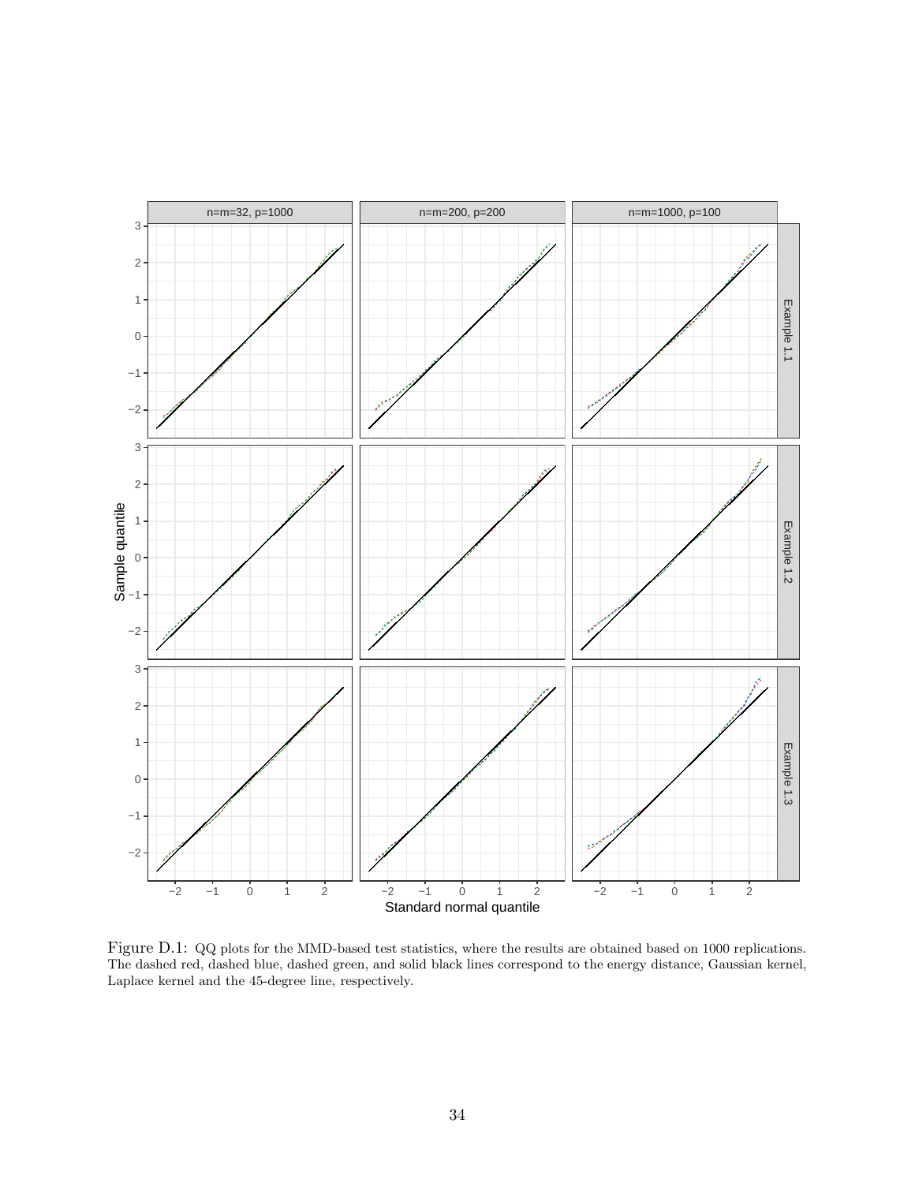Figure D.1: QQ plots for the MMD-based test statistics, where the results are obtained based on 1000 replications. The dashed red, dashed blue, dashed green, and solid black lines correspond to the energy distance, Gaussian kernel, Laplace kernel and the 45-degree line, respectively.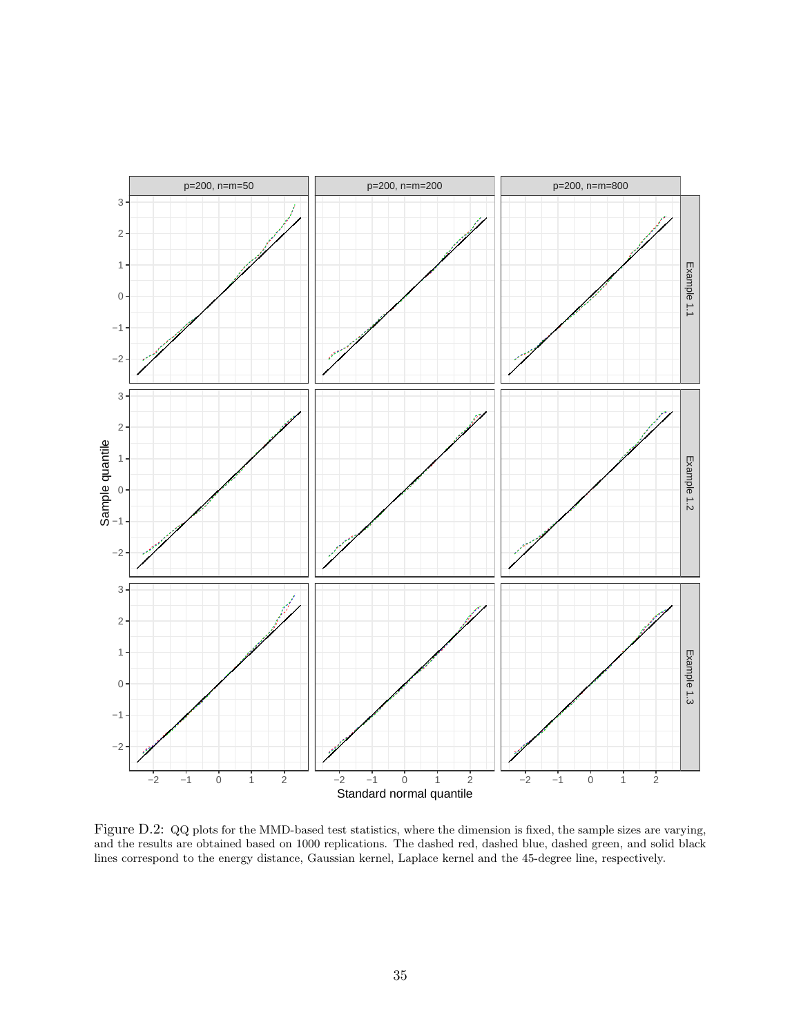Figure D.2: QQ plots for the MMD-based test statistics, where the dimension is fixed, the sample sizes are varying, and the results are obtained based on 1000 replications. The dashed red, dashed blue, dashed green, and solid black lines correspond to the energy distance, Gaussian kernel, Laplace kernel and the 45-degree line, respectively.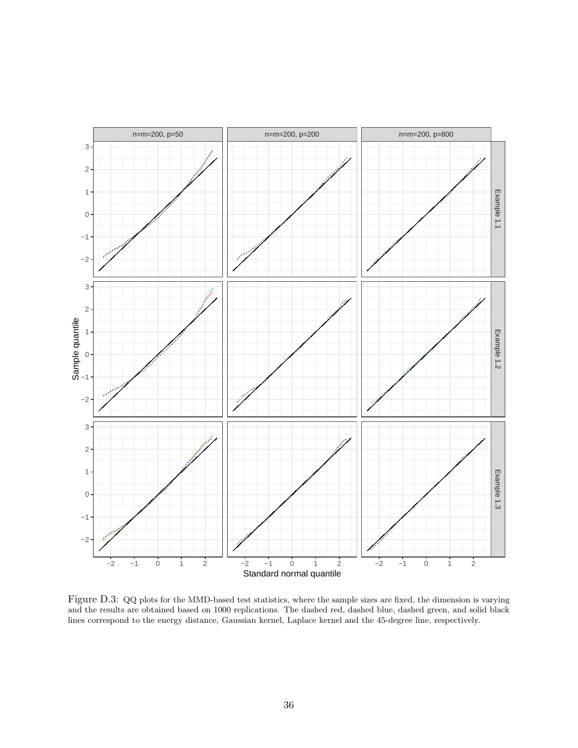Figure D.3: QQ plots for the MMD-based test statistics, where the sample sizes are fixed, the dimension is varying and the results are obtained based on 1000 replications. The dashed red, dashed blue, dashed green, and solid black lines correspond to the energy distance, Gaussian kernel, Laplace kernel and the 45-degree line, respectively.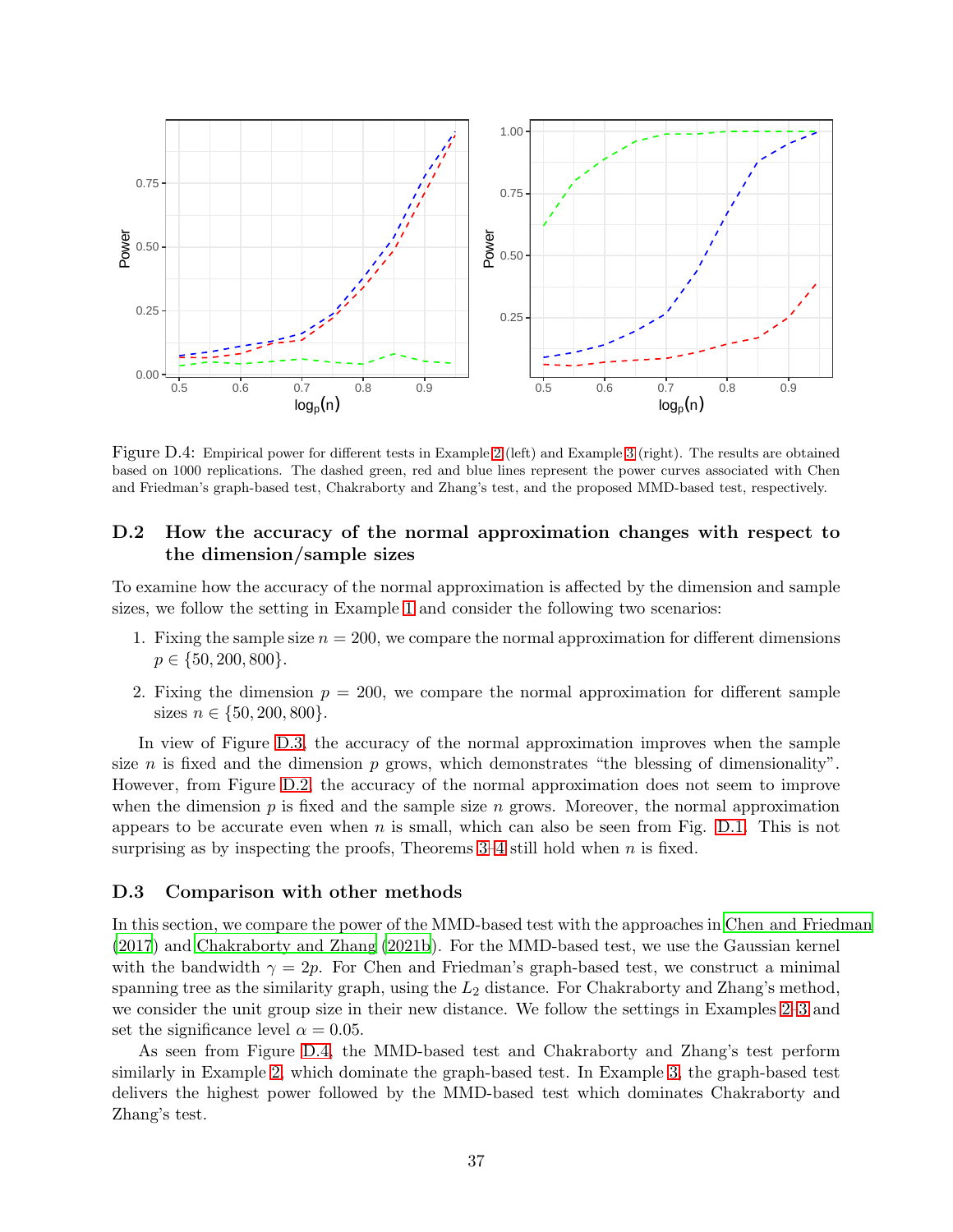Figure D.4: Empirical power for different tests in Example 2 (left) and Example 3 (right). The results are obtained based on 1000 replications. The dashed green, red and blue lines represent the power curves associated with Chen and Friedman's graph-based test, Chakraborty and Zhang's test, and the proposed MMD-based test, respectively.

## D.2 How the accuracy of the normal approximation changes with respect to the dimension/sample sizes

To examine how the accuracy of the normal approximation is affected by the dimension and sample sizes, we follow the setting in Example 1 and consider the following two scenarios:

1. Fixing the sample size $n = 200$, we compare the normal approximation for different dimensions $p \in \{50, 200, 800\}$.
2. Fixing the dimension $p = 200$, we compare the normal approximation for different sample sizes $n \in \{50, 200, 800\}$.

In view of Figure D.3, the accuracy of the normal approximation improves when the sample size $n$ is fixed and the dimension $p$ grows, which demonstrates "the blessing of dimensionality". However, from Figure D.2, the accuracy of the normal approximation does not seem to improve when the dimension $p$ is fixed and the sample size $n$ grows. Moreover, the normal approximation appears to be accurate even when $n$ is small, which can also be seen from Fig. D.1. This is not surprising as by inspecting the proofs, Theorems 3–4 still hold when $n$ is fixed.

## D.3 Comparison with other methods

In this section, we compare the power of the MMD-based test with the approaches in Chen and Friedman (2017) and Chakraborty and Zhang (2021b). For the MMD-based test, we use the Gaussian kernel with the bandwidth $\gamma = 2p$. For Chen and Friedman's graph-based test, we construct a minimal spanning tree as the similarity graph, using the $L_2$ distance. For Chakraborty and Zhang's method, we consider the unit group size in their new distance. We follow the settings in Examples 2–3 and set the significance level $\alpha = 0.05$.

As seen from Figure D.4, the MMD-based test and Chakraborty and Zhang's test perform similarly in Example 2, which dominate the graph-based test. In Example 3, the graph-based test delivers the highest power followed by the MMD-based test which dominates Chakraborty and Zhang's test.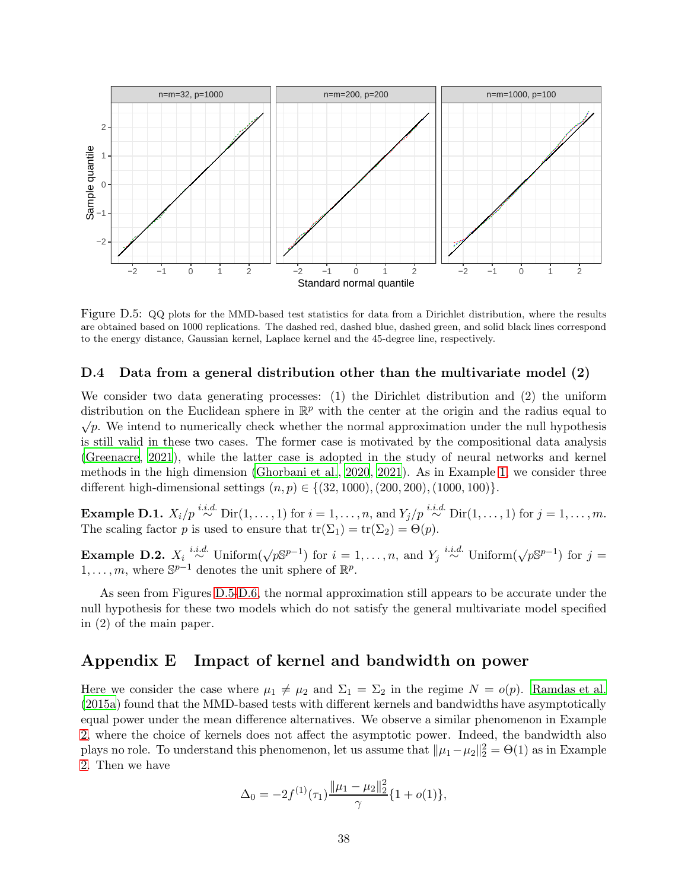Figure D.5: QQ plots for the MMD-based test statistics for data from a Dirichlet distribution, where the results are obtained based on 1000 replications. The dashed red, dashed blue, dashed green, and solid black lines correspond to the energy distance, Gaussian kernel, Laplace kernel and the 45-degree line, respectively.

### D.4 Data from a general distribution other than the multivariate model (2)

We consider two data generating processes: (1) the Dirichlet distribution and (2) the uniform distribution on the Euclidean sphere in $\mathbb{R}^p$ with the center at the origin and the radius equal to $\sqrt{p}$. We intend to numerically check whether the normal approximation under the null hypothesis is still valid in these two cases. The former case is motivated by the compositional data analysis (Greenacre, 2021), while the latter case is adopted in the study of neural networks and kernel methods in the high dimension (Ghorbani et al., 2020, 2021). As in Example 1, we consider three different high-dimensional settings $(n, p) \in \{(32, 1000), (200, 200), (1000, 100)\}$.

**Example D.1.** $X_i/p \overset{i.i.d.}{\sim} \text{Dir}(1, \ldots, 1)$ for $i = 1, \ldots, n$, and $Y_j/p \overset{i.i.d.}{\sim} \text{Dir}(1, \ldots, 1)$ for $j = 1, \ldots, m$. The scaling factor $p$ is used to ensure that $\text{tr}(\Sigma_1) = \text{tr}(\Sigma_2) = \Theta(p)$.

**Example D.2.** $X_i \overset{i.i.d.}{\sim} \text{Uniform}(\sqrt{p}\mathbb{S}^{p-1})$ for $i = 1, \ldots, n$, and $Y_j \overset{i.i.d.}{\sim} \text{Uniform}(\sqrt{p}\mathbb{S}^{p-1})$ for $j = 1, \ldots, m$, where $\mathbb{S}^{p-1}$ denotes the unit sphere of $\mathbb{R}^p$.

As seen from Figures D.5-D.6, the normal approximation still appears to be accurate under the null hypothesis for these two models which do not satisfy the general multivariate model specified in (2) of the main paper.

## Appendix E Impact of kernel and bandwidth on power

Here we consider the case where $\mu_1 \neq \mu_2$ and $\Sigma_1 = \Sigma_2$ in the regime $N = o(p)$. Ramdas et al. (2015a) found that the MMD-based tests with different kernels and bandwidths have asymptotically equal power under the mean difference alternatives. We observe a similar phenomenon in Example 2, where the choice of kernels does not affect the asymptotic power. Indeed, the bandwidth also plays no role. To understand this phenomenon, let us assume that $\|\mu_1 - \mu_2\|_2^2 = \Theta(1)$ as in Example 2. Then we have

$$\Delta_0 = -2f^{(1)}(\tau_1)\frac{\|\mu_1 - \mu_2\|_2^2}{\gamma}\{1 + o(1)\},$$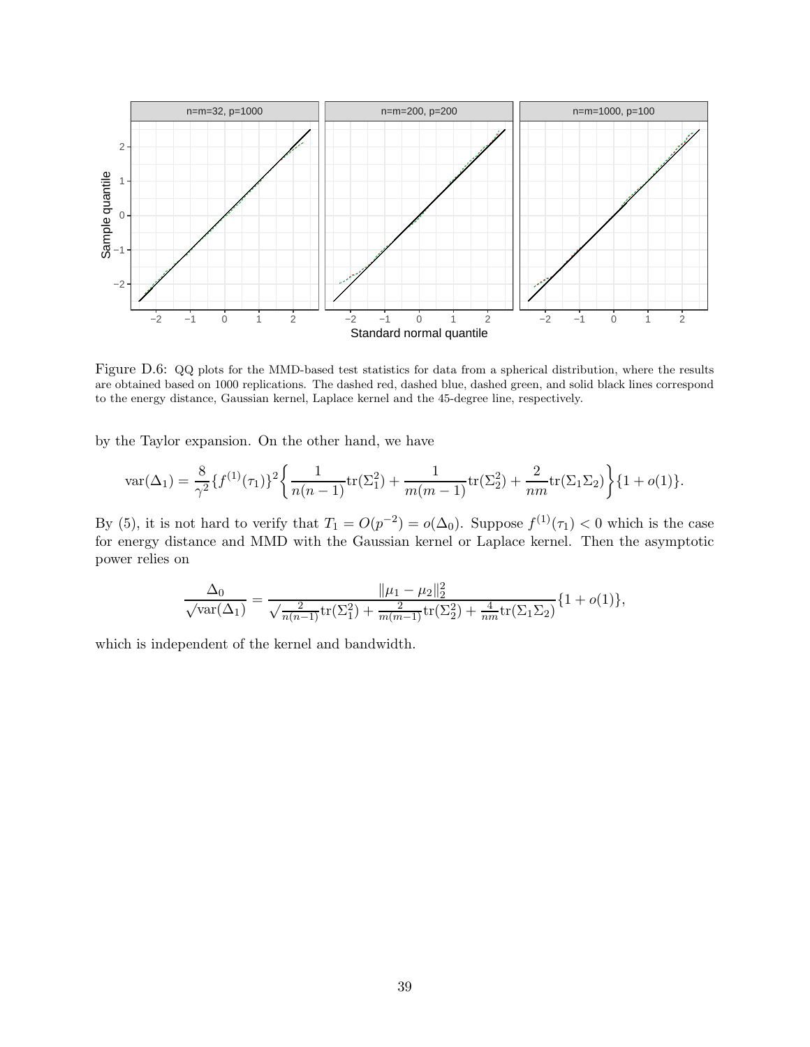Figure D.6: QQ plots for the MMD-based test statistics for data from a spherical distribution, where the results are obtained based on 1000 replications. The dashed red, dashed blue, dashed green, and solid black lines correspond to the energy distance, Gaussian kernel, Laplace kernel and the 45-degree line, respectively.

by the Taylor expansion. On the other hand, we have

$$\mathrm{var}(\Delta_1) = \frac{8}{\gamma^2}\{f^{(1)}(\tau_1)\}^2\left\{\frac{1}{n(n-1)}\mathrm{tr}(\Sigma_1^2) + \frac{1}{m(m-1)}\mathrm{tr}(\Sigma_2^2) + \frac{2}{nm}\mathrm{tr}(\Sigma_1\Sigma_2)\right\}\{1+o(1)\}.$$

By (5), it is not hard to verify that $T_1 = O(p^{-2}) = o(\Delta_0)$. Suppose $f^{(1)}(\tau_1) < 0$ which is the case for energy distance and MMD with the Gaussian kernel or Laplace kernel. Then the asymptotic power relies on

$$\frac{\Delta_0}{\sqrt{\mathrm{var}(\Delta_1)}} = \frac{\|\mu_1 - \mu_2\|_2^2}{\sqrt{\frac{2}{n(n-1)}\mathrm{tr}(\Sigma_1^2) + \frac{2}{m(m-1)}\mathrm{tr}(\Sigma_2^2) + \frac{4}{nm}\mathrm{tr}(\Sigma_1\Sigma_2)}}\{1+o(1)\},$$

which is independent of the kernel and bandwidth.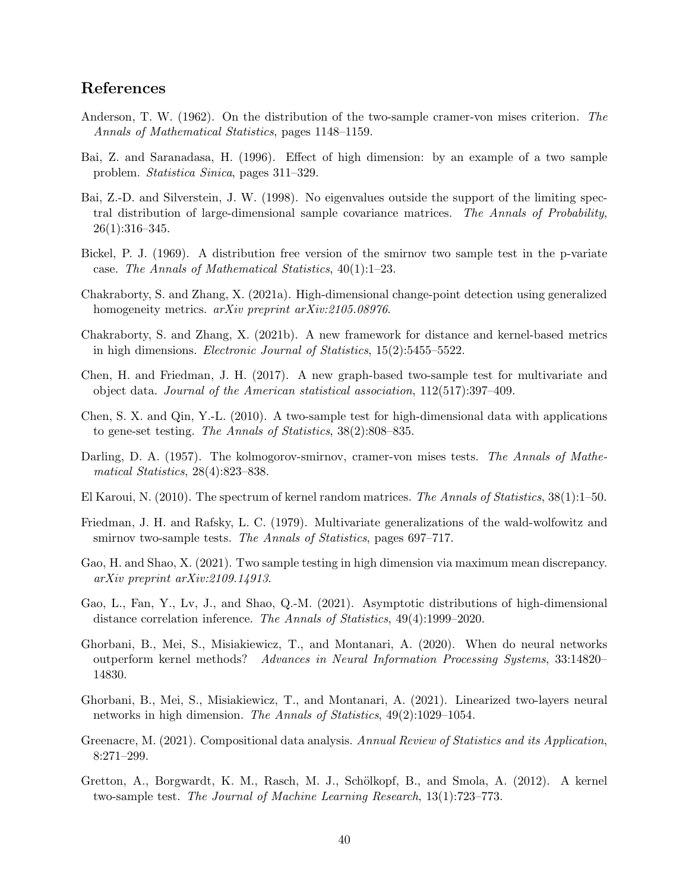## References

Anderson, T. W. (1962). On the distribution of the two-sample cramer-von mises criterion. *The Annals of Mathematical Statistics*, pages 1148–1159.

Bai, Z. and Saranadasa, H. (1996). Effect of high dimension: by an example of a two sample problem. *Statistica Sinica*, pages 311–329.

Bai, Z.-D. and Silverstein, J. W. (1998). No eigenvalues outside the support of the limiting spectral distribution of large-dimensional sample covariance matrices. *The Annals of Probability*, 26(1):316–345.

Bickel, P. J. (1969). A distribution free version of the smirnov two sample test in the p-variate case. *The Annals of Mathematical Statistics*, 40(1):1–23.

Chakraborty, S. and Zhang, X. (2021a). High-dimensional change-point detection using generalized homogeneity metrics. *arXiv preprint arXiv:2105.08976*.

Chakraborty, S. and Zhang, X. (2021b). A new framework for distance and kernel-based metrics in high dimensions. *Electronic Journal of Statistics*, 15(2):5455–5522.

Chen, H. and Friedman, J. H. (2017). A new graph-based two-sample test for multivariate and object data. *Journal of the American statistical association*, 112(517):397–409.

Chen, S. X. and Qin, Y.-L. (2010). A two-sample test for high-dimensional data with applications to gene-set testing. *The Annals of Statistics*, 38(2):808–835.

Darling, D. A. (1957). The kolmogorov-smirnov, cramer-von mises tests. *The Annals of Mathematical Statistics*, 28(4):823–838.

El Karoui, N. (2010). The spectrum of kernel random matrices. *The Annals of Statistics*, 38(1):1–50.

Friedman, J. H. and Rafsky, L. C. (1979). Multivariate generalizations of the wald-wolfowitz and smirnov two-sample tests. *The Annals of Statistics*, pages 697–717.

Gao, H. and Shao, X. (2021). Two sample testing in high dimension via maximum mean discrepancy. *arXiv preprint arXiv:2109.14913*.

Gao, L., Fan, Y., Lv, J., and Shao, Q.-M. (2021). Asymptotic distributions of high-dimensional distance correlation inference. *The Annals of Statistics*, 49(4):1999–2020.

Ghorbani, B., Mei, S., Misiakiewicz, T., and Montanari, A. (2020). When do neural networks outperform kernel methods? *Advances in Neural Information Processing Systems*, 33:14820–14830.

Ghorbani, B., Mei, S., Misiakiewicz, T., and Montanari, A. (2021). Linearized two-layers neural networks in high dimension. *The Annals of Statistics*, 49(2):1029–1054.

Greenacre, M. (2021). Compositional data analysis. *Annual Review of Statistics and its Application*, 8:271–299.

Gretton, A., Borgwardt, K. M., Rasch, M. J., Schölkopf, B., and Smola, A. (2012). A kernel two-sample test. *The Journal of Machine Learning Research*, 13(1):723–773.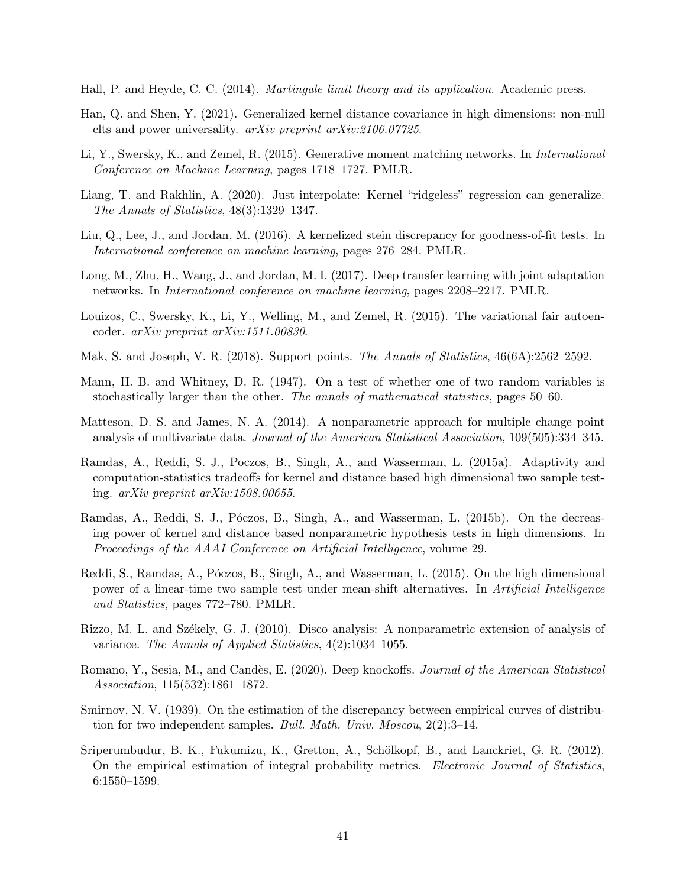Hall, P. and Heyde, C. C. (2014). *Martingale limit theory and its application*. Academic press.

Han, Q. and Shen, Y. (2021). Generalized kernel distance covariance in high dimensions: non-null clts and power universality. *arXiv preprint arXiv:2106.07725*.

Li, Y., Swersky, K., and Zemel, R. (2015). Generative moment matching networks. In *International Conference on Machine Learning*, pages 1718–1727. PMLR.

Liang, T. and Rakhlin, A. (2020). Just interpolate: Kernel "ridgeless" regression can generalize. *The Annals of Statistics*, 48(3):1329–1347.

Liu, Q., Lee, J., and Jordan, M. (2016). A kernelized stein discrepancy for goodness-of-fit tests. In *International conference on machine learning*, pages 276–284. PMLR.

Long, M., Zhu, H., Wang, J., and Jordan, M. I. (2017). Deep transfer learning with joint adaptation networks. In *International conference on machine learning*, pages 2208–2217. PMLR.

Louizos, C., Swersky, K., Li, Y., Welling, M., and Zemel, R. (2015). The variational fair autoencoder. *arXiv preprint arXiv:1511.00830*.

Mak, S. and Joseph, V. R. (2018). Support points. *The Annals of Statistics*, 46(6A):2562–2592.

Mann, H. B. and Whitney, D. R. (1947). On a test of whether one of two random variables is stochastically larger than the other. *The annals of mathematical statistics*, pages 50–60.

Matteson, D. S. and James, N. A. (2014). A nonparametric approach for multiple change point analysis of multivariate data. *Journal of the American Statistical Association*, 109(505):334–345.

Ramdas, A., Reddi, S. J., Poczos, B., Singh, A., and Wasserman, L. (2015a). Adaptivity and computation-statistics tradeoffs for kernel and distance based high dimensional two sample testing. *arXiv preprint arXiv:1508.00655*.

Ramdas, A., Reddi, S. J., Póczos, B., Singh, A., and Wasserman, L. (2015b). On the decreasing power of kernel and distance based nonparametric hypothesis tests in high dimensions. In *Proceedings of the AAAI Conference on Artificial Intelligence*, volume 29.

Reddi, S., Ramdas, A., Póczos, B., Singh, A., and Wasserman, L. (2015). On the high dimensional power of a linear-time two sample test under mean-shift alternatives. In *Artificial Intelligence and Statistics*, pages 772–780. PMLR.

Rizzo, M. L. and Székely, G. J. (2010). Disco analysis: A nonparametric extension of analysis of variance. *The Annals of Applied Statistics*, 4(2):1034–1055.

Romano, Y., Sesia, M., and Candès, E. (2020). Deep knockoffs. *Journal of the American Statistical Association*, 115(532):1861–1872.

Smirnov, N. V. (1939). On the estimation of the discrepancy between empirical curves of distribution for two independent samples. *Bull. Math. Univ. Moscou*, 2(2):3–14.

Sriperumbudur, B. K., Fukumizu, K., Gretton, A., Schölkopf, B., and Lanckriet, G. R. (2012). On the empirical estimation of integral probability metrics. *Electronic Journal of Statistics*, 6:1550–1599.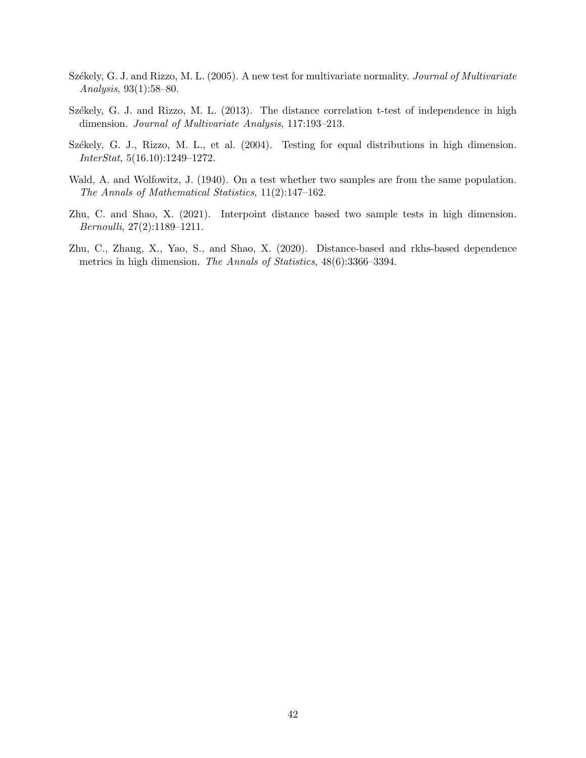Székely, G. J. and Rizzo, M. L. (2005). A new test for multivariate normality. *Journal of Multivariate Analysis*, 93(1):58–80.

Székely, G. J. and Rizzo, M. L. (2013). The distance correlation t-test of independence in high dimension. *Journal of Multivariate Analysis*, 117:193–213.

Székely, G. J., Rizzo, M. L., et al. (2004). Testing for equal distributions in high dimension. *InterStat*, 5(16.10):1249–1272.

Wald, A. and Wolfowitz, J. (1940). On a test whether two samples are from the same population. *The Annals of Mathematical Statistics*, 11(2):147–162.

Zhu, C. and Shao, X. (2021). Interpoint distance based two sample tests in high dimension. *Bernoulli*, 27(2):1189–1211.

Zhu, C., Zhang, X., Yao, S., and Shao, X. (2020). Distance-based and rkhs-based dependence metrics in high dimension. *The Annals of Statistics*, 48(6):3366–3394.